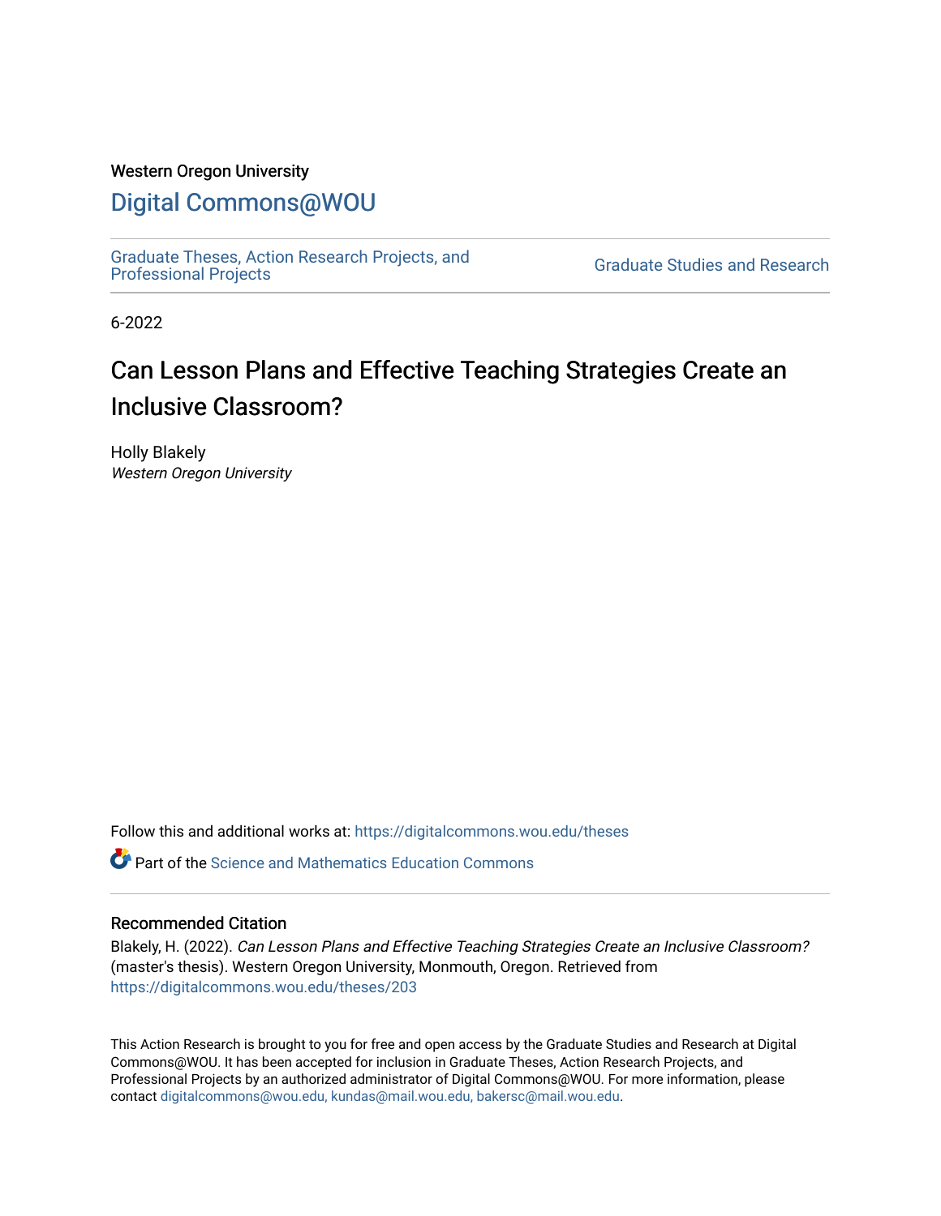Western Oregon University

# Digital Commons@WOU

Graduate Theses, Action Research Projects, and Professional Projects

Graduate Studies and Research

6-2022

## Can Lesson Plans and Effective Teaching Strategies Create an Inclusive Classroom?

Holly Blakely
*Western Oregon University*

Follow this and additional works at: https://digitalcommons.wou.edu/theses

Part of the Science and Mathematics Education Commons

### Recommended Citation

Blakely, H. (2022). *Can Lesson Plans and Effective Teaching Strategies Create an Inclusive Classroom?* (master's thesis). Western Oregon University, Monmouth, Oregon. Retrieved from https://digitalcommons.wou.edu/theses/203

This Action Research is brought to you for free and open access by the Graduate Studies and Research at Digital Commons@WOU. It has been accepted for inclusion in Graduate Theses, Action Research Projects, and Professional Projects by an authorized administrator of Digital Commons@WOU. For more information, please contact digitalcommons@wou.edu, kundas@mail.wou.edu, bakersc@mail.wou.edu.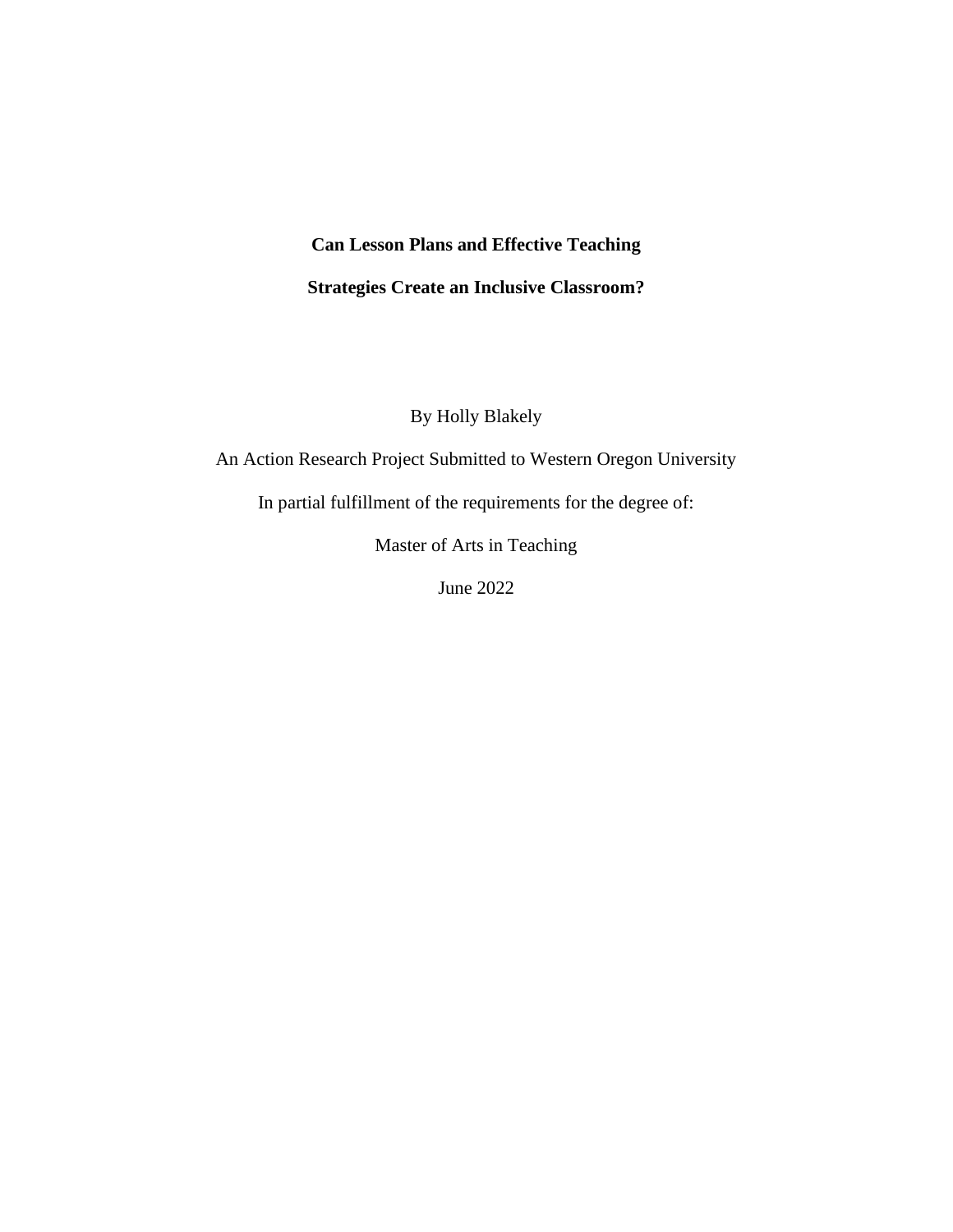**Can Lesson Plans and Effective Teaching**

**Strategies Create an Inclusive Classroom?**

By Holly Blakely

An Action Research Project Submitted to Western Oregon University

In partial fulfillment of the requirements for the degree of:

Master of Arts in Teaching

June 2022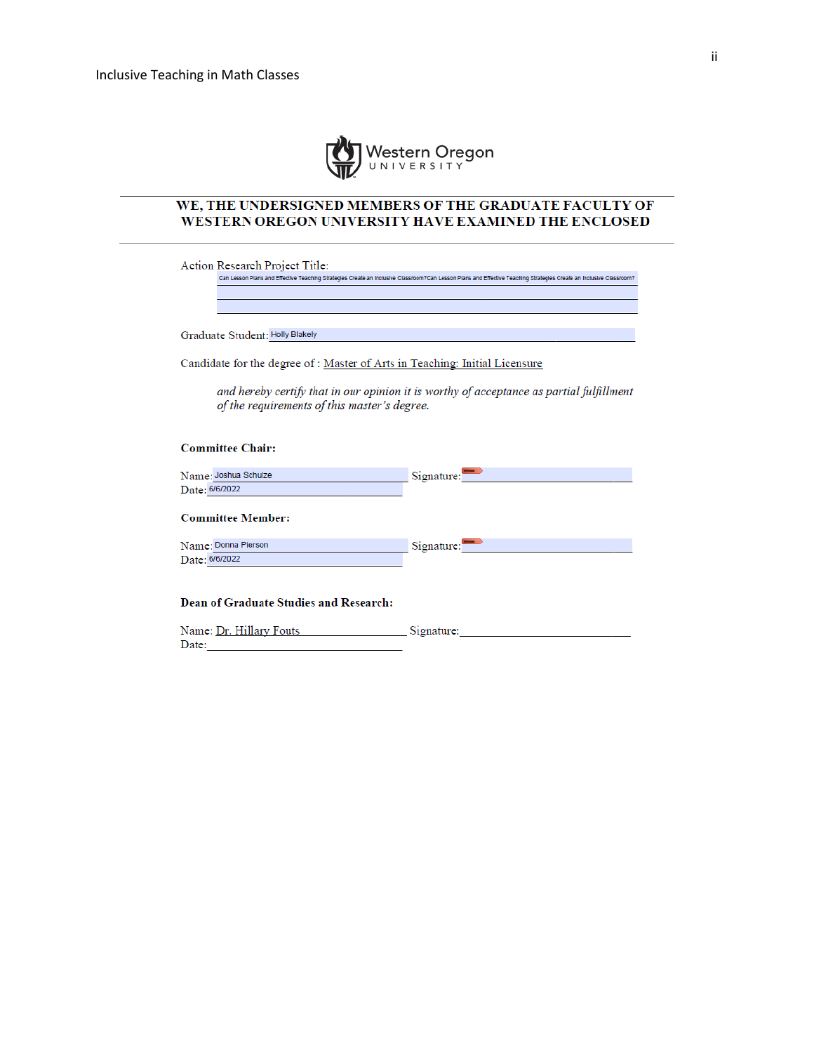Western Oregon University

**WE, THE UNDERSIGNED MEMBERS OF THE GRADUATE FACULTY OF WESTERN OREGON UNIVERSITY HAVE EXAMINED THE ENCLOSED**

Action Research Project Title: Can Lesson Plans and Effective Teaching Strategies Create an Inclusive Classroom?Can Lesson Plans and Effective Teaching Strategies Create an Inclusive Classroom?

Graduate Student: Holly Blakely

Candidate for the degree of : Master of Arts in Teaching: Initial Licensure

*and hereby certify that in our opinion it is worthy of acceptance as partial fulfillment of the requirements of this master's degree.*

**Committee Chair:**

Name: Joshua Schulze Signature:
Date: 6/6/2022

**Committee Member:**

Name: Donna Pierson Signature:
Date: 6/6/2022

**Dean of Graduate Studies and Research:**

Name: Dr. Hillary Fouts Signature:
Date: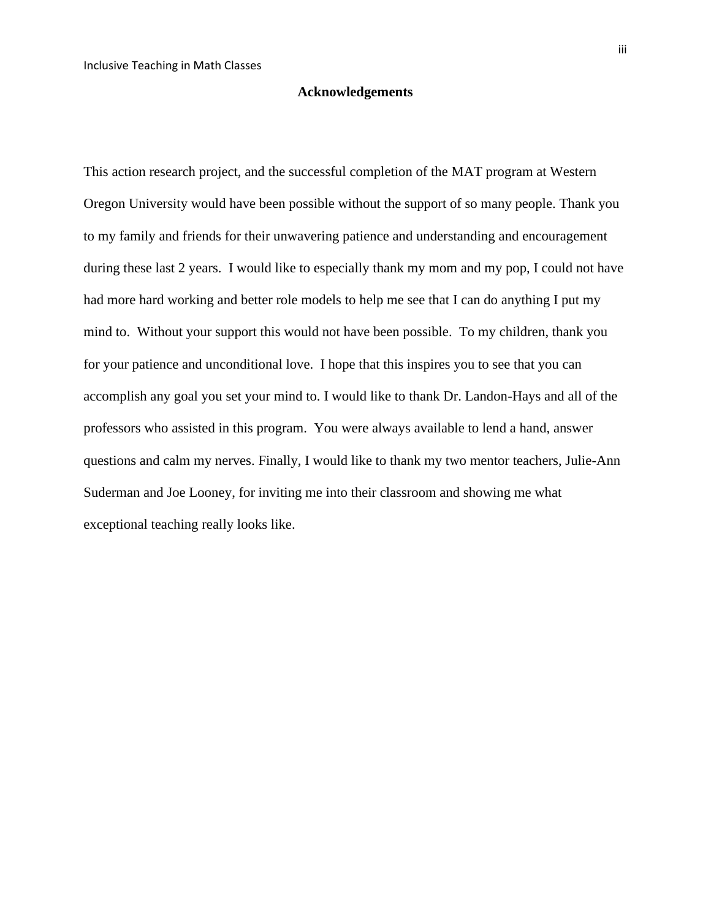## Acknowledgements

This action research project, and the successful completion of the MAT program at Western Oregon University would have been possible without the support of so many people. Thank you to my family and friends for their unwavering patience and understanding and encouragement during these last 2 years. I would like to especially thank my mom and my pop, I could not have had more hard working and better role models to help me see that I can do anything I put my mind to. Without your support this would not have been possible. To my children, thank you for your patience and unconditional love. I hope that this inspires you to see that you can accomplish any goal you set your mind to. I would like to thank Dr. Landon-Hays and all of the professors who assisted in this program. You were always available to lend a hand, answer questions and calm my nerves. Finally, I would like to thank my two mentor teachers, Julie-Ann Suderman and Joe Looney, for inviting me into their classroom and showing me what exceptional teaching really looks like.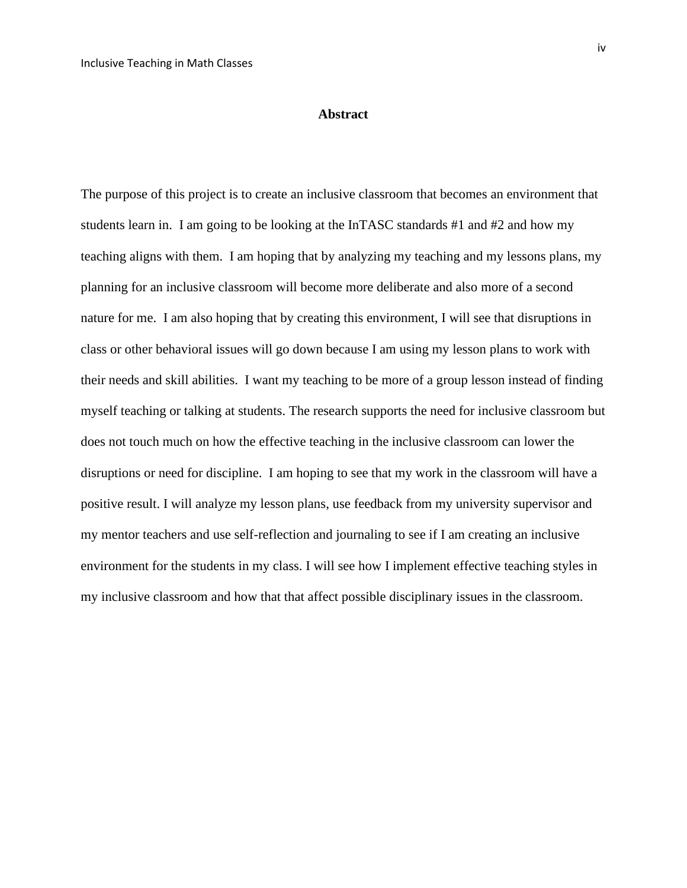# Abstract

The purpose of this project is to create an inclusive classroom that becomes an environment that students learn in. I am going to be looking at the InTASC standards #1 and #2 and how my teaching aligns with them. I am hoping that by analyzing my teaching and my lessons plans, my planning for an inclusive classroom will become more deliberate and also more of a second nature for me. I am also hoping that by creating this environment, I will see that disruptions in class or other behavioral issues will go down because I am using my lesson plans to work with their needs and skill abilities. I want my teaching to be more of a group lesson instead of finding myself teaching or talking at students. The research supports the need for inclusive classroom but does not touch much on how the effective teaching in the inclusive classroom can lower the disruptions or need for discipline. I am hoping to see that my work in the classroom will have a positive result. I will analyze my lesson plans, use feedback from my university supervisor and my mentor teachers and use self-reflection and journaling to see if I am creating an inclusive environment for the students in my class. I will see how I implement effective teaching styles in my inclusive classroom and how that that affect possible disciplinary issues in the classroom.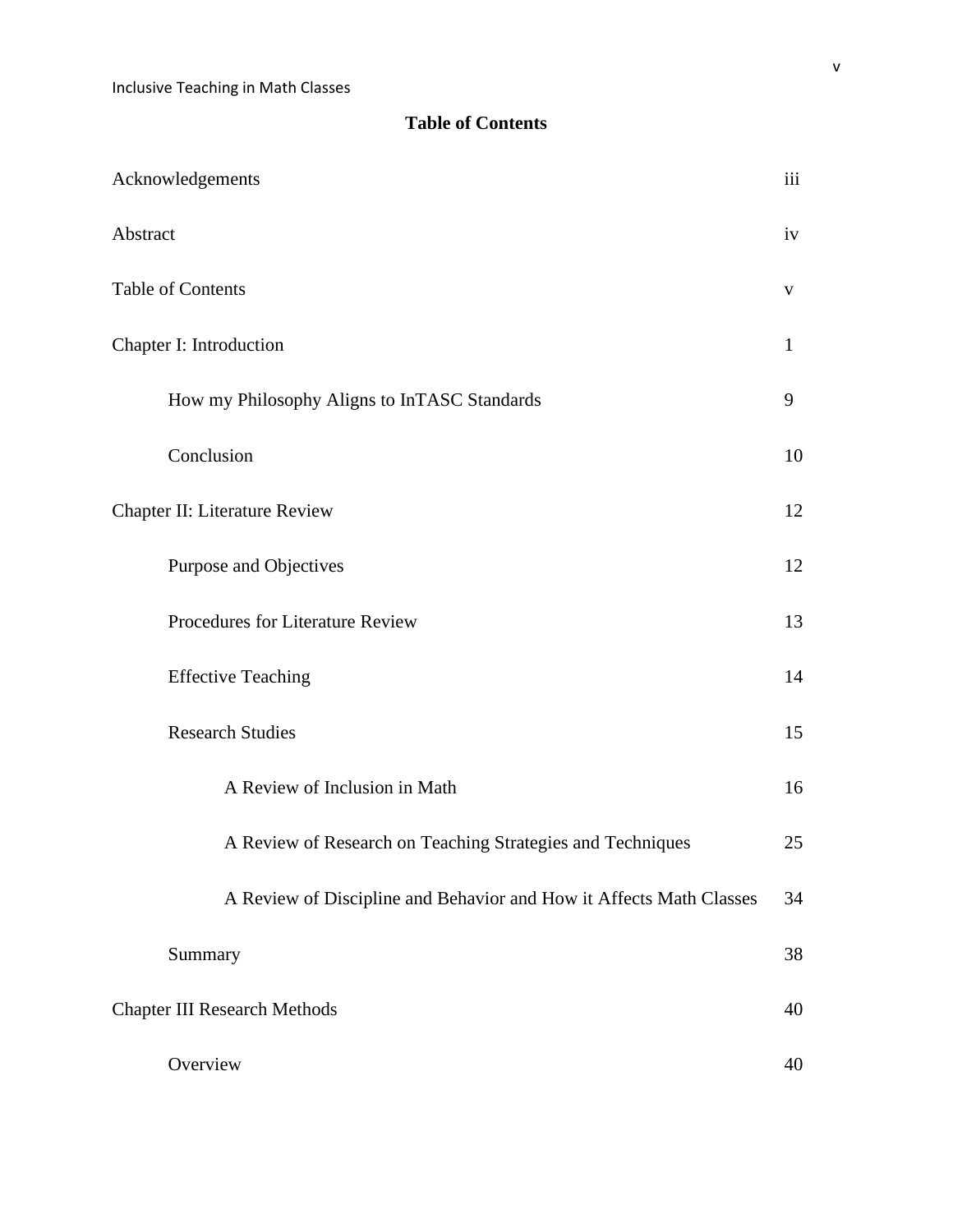## Table of Contents

| | |
|---|---|
| Acknowledgements | iii |
| Abstract | iv |
| Table of Contents | v |
| Chapter I: Introduction | 1 |
| How my Philosophy Aligns to InTASC Standards | 9 |
| Conclusion | 10 |
| Chapter II: Literature Review | 12 |
| Purpose and Objectives | 12 |
| Procedures for Literature Review | 13 |
| Effective Teaching | 14 |
| Research Studies | 15 |
| A Review of Inclusion in Math | 16 |
| A Review of Research on Teaching Strategies and Techniques | 25 |
| A Review of Discipline and Behavior and How it Affects Math Classes | 34 |
| Summary | 38 |
| Chapter III Research Methods | 40 |
| Overview | 40 |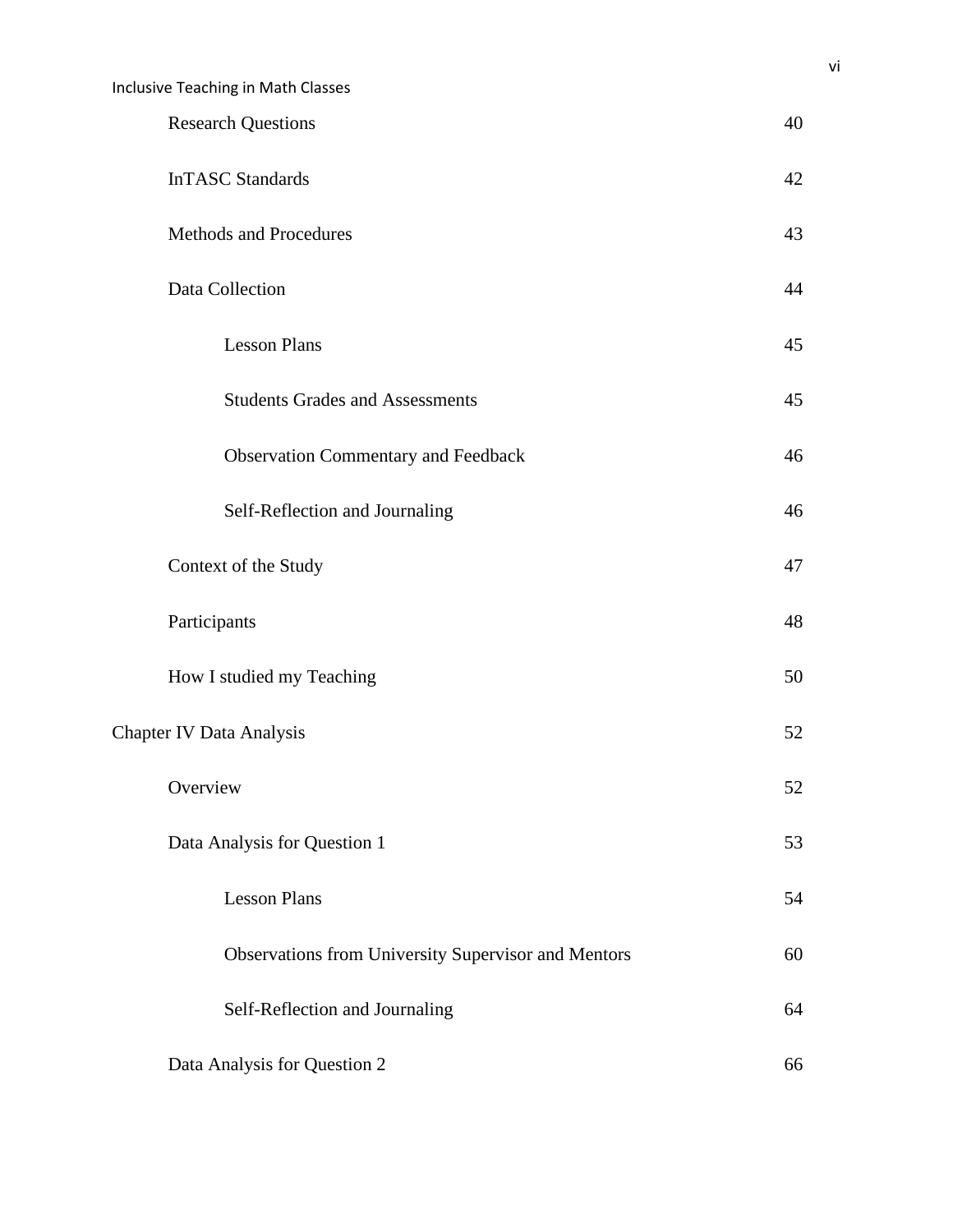| | |
|---|---|
| Research Questions | 40 |
| InTASC Standards | 42 |
| Methods and Procedures | 43 |
| Data Collection | 44 |
| Lesson Plans | 45 |
| Students Grades and Assessments | 45 |
| Observation Commentary and Feedback | 46 |
| Self-Reflection and Journaling | 46 |
| Context of the Study | 47 |
| Participants | 48 |
| How I studied my Teaching | 50 |
| Chapter IV Data Analysis | 52 |
| Overview | 52 |
| Data Analysis for Question 1 | 53 |
| Lesson Plans | 54 |
| Observations from University Supervisor and Mentors | 60 |
| Self-Reflection and Journaling | 64 |
| Data Analysis for Question 2 | 66 |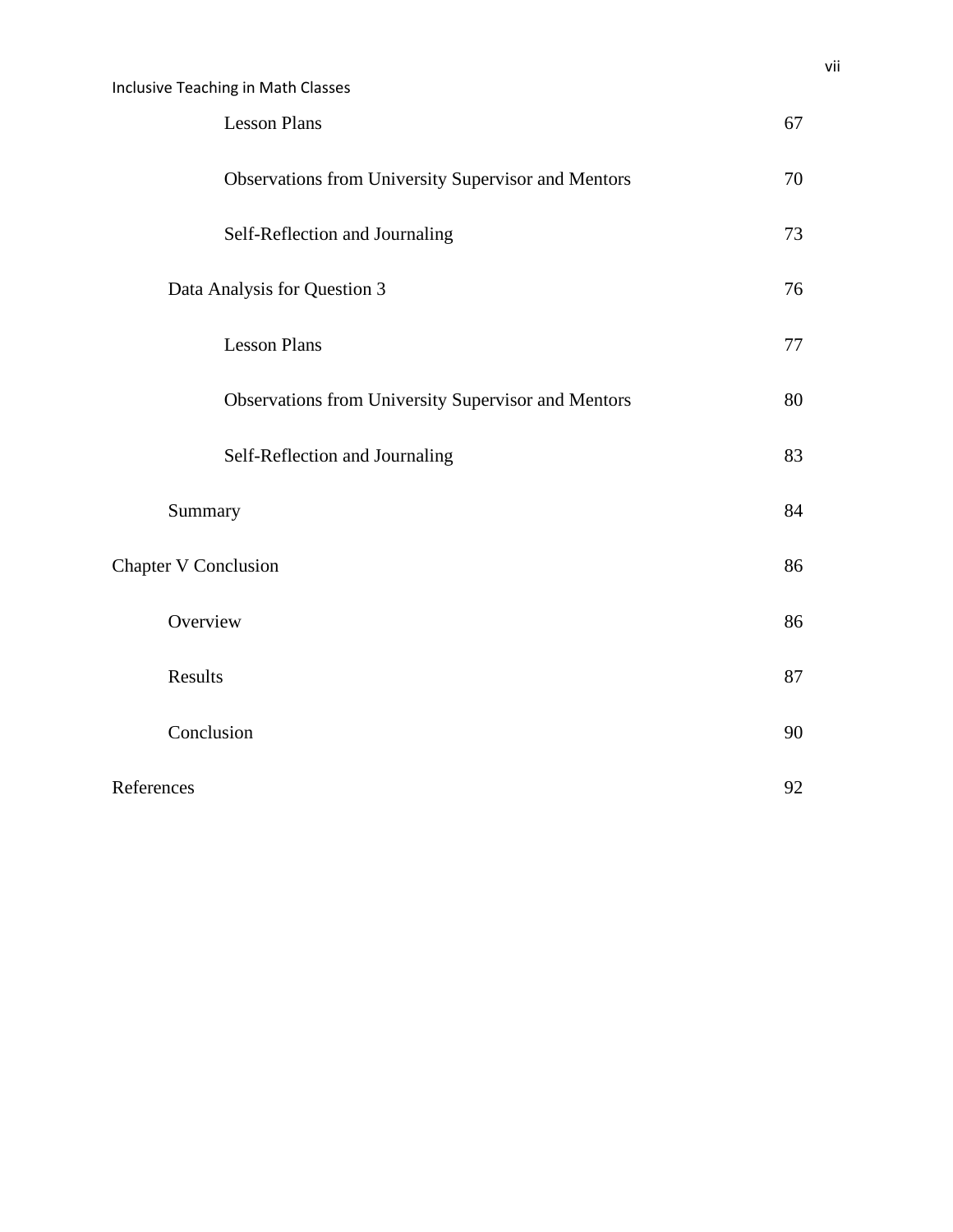| | |
|---|---|
| Lesson Plans | 67 |
| Observations from University Supervisor and Mentors | 70 |
| Self-Reflection and Journaling | 73 |
| Data Analysis for Question 3 | 76 |
| Lesson Plans | 77 |
| Observations from University Supervisor and Mentors | 80 |
| Self-Reflection and Journaling | 83 |
| Summary | 84 |
| Chapter V Conclusion | 86 |
| Overview | 86 |
| Results | 87 |
| Conclusion | 90 |
| References | 92 |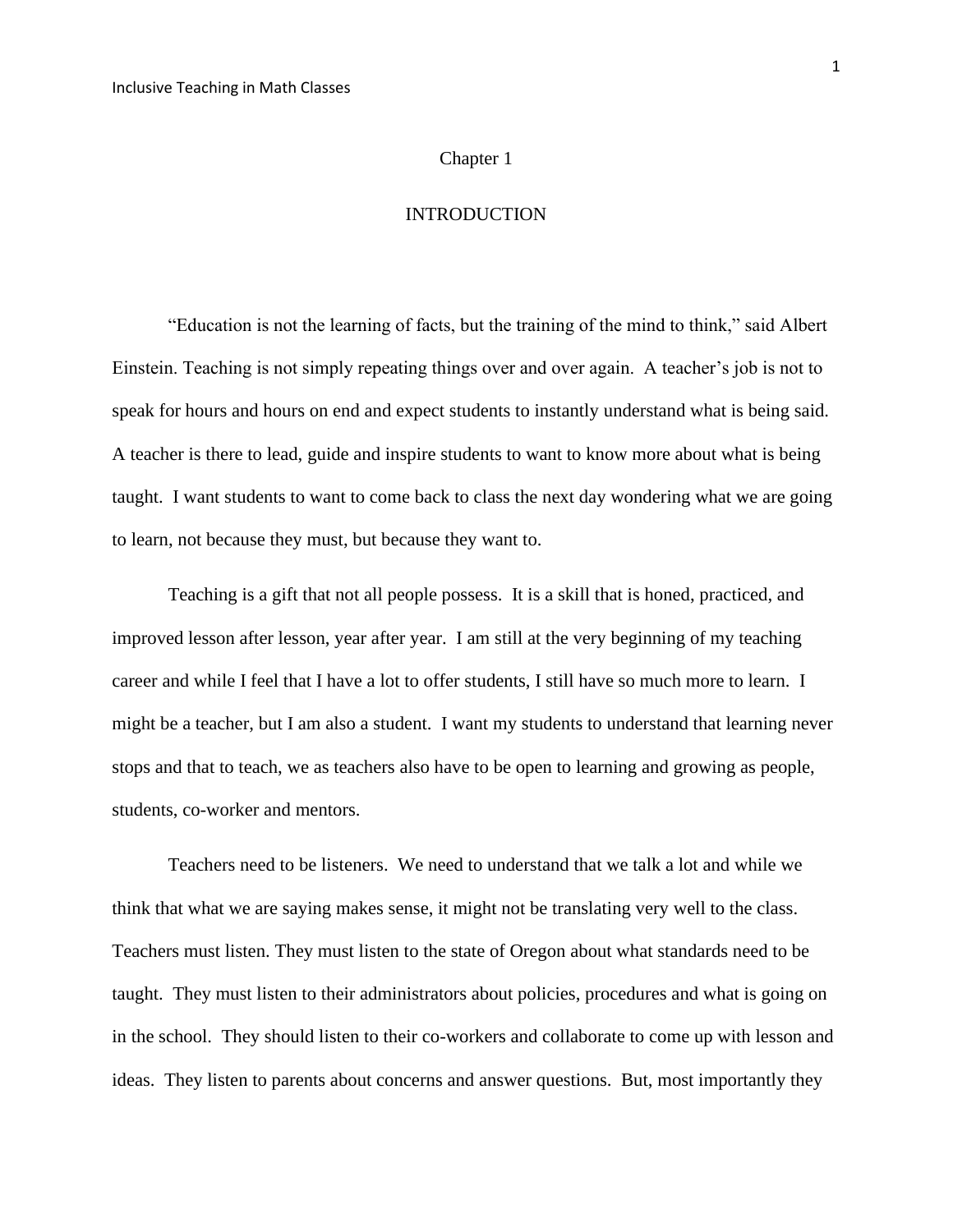# Chapter 1

# INTRODUCTION

"Education is not the learning of facts, but the training of the mind to think," said Albert Einstein. Teaching is not simply repeating things over and over again. A teacher's job is not to speak for hours and hours on end and expect students to instantly understand what is being said. A teacher is there to lead, guide and inspire students to want to know more about what is being taught. I want students to want to come back to class the next day wondering what we are going to learn, not because they must, but because they want to.

Teaching is a gift that not all people possess. It is a skill that is honed, practiced, and improved lesson after lesson, year after year. I am still at the very beginning of my teaching career and while I feel that I have a lot to offer students, I still have so much more to learn. I might be a teacher, but I am also a student. I want my students to understand that learning never stops and that to teach, we as teachers also have to be open to learning and growing as people, students, co-worker and mentors.

Teachers need to be listeners. We need to understand that we talk a lot and while we think that what we are saying makes sense, it might not be translating very well to the class. Teachers must listen. They must listen to the state of Oregon about what standards need to be taught. They must listen to their administrators about policies, procedures and what is going on in the school. They should listen to their co-workers and collaborate to come up with lesson and ideas. They listen to parents about concerns and answer questions. But, most importantly they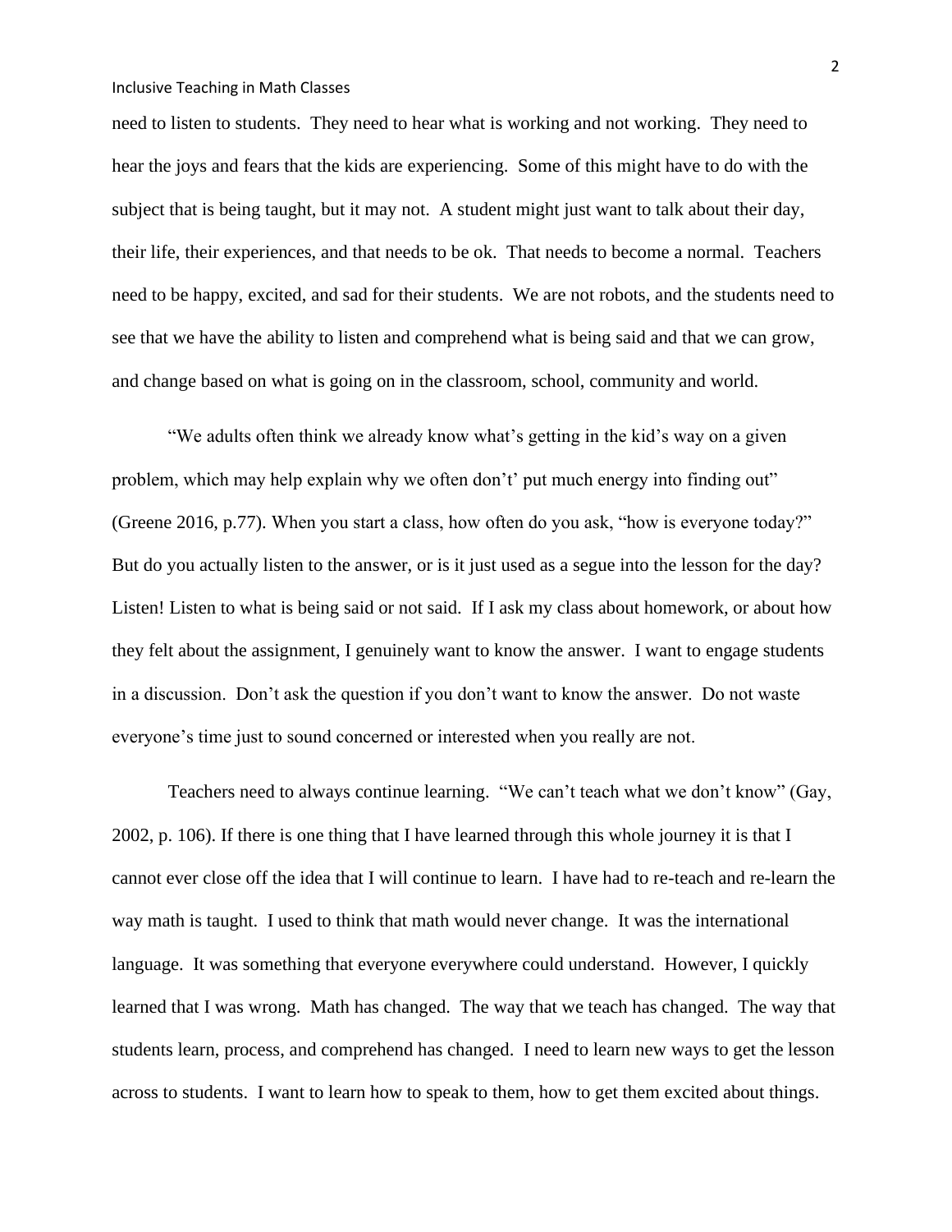need to listen to students. They need to hear what is working and not working. They need to hear the joys and fears that the kids are experiencing. Some of this might have to do with the subject that is being taught, but it may not. A student might just want to talk about their day, their life, their experiences, and that needs to be ok. That needs to become a normal. Teachers need to be happy, excited, and sad for their students. We are not robots, and the students need to see that we have the ability to listen and comprehend what is being said and that we can grow, and change based on what is going on in the classroom, school, community and world.

"We adults often think we already know what's getting in the kid's way on a given problem, which may help explain why we often don't' put much energy into finding out" (Greene 2016, p.77). When you start a class, how often do you ask, "how is everyone today?" But do you actually listen to the answer, or is it just used as a segue into the lesson for the day? Listen! Listen to what is being said or not said. If I ask my class about homework, or about how they felt about the assignment, I genuinely want to know the answer. I want to engage students in a discussion. Don't ask the question if you don't want to know the answer. Do not waste everyone's time just to sound concerned or interested when you really are not.

Teachers need to always continue learning. "We can't teach what we don't know" (Gay, 2002, p. 106). If there is one thing that I have learned through this whole journey it is that I cannot ever close off the idea that I will continue to learn. I have had to re-teach and re-learn the way math is taught. I used to think that math would never change. It was the international language. It was something that everyone everywhere could understand. However, I quickly learned that I was wrong. Math has changed. The way that we teach has changed. The way that students learn, process, and comprehend has changed. I need to learn new ways to get the lesson across to students. I want to learn how to speak to them, how to get them excited about things.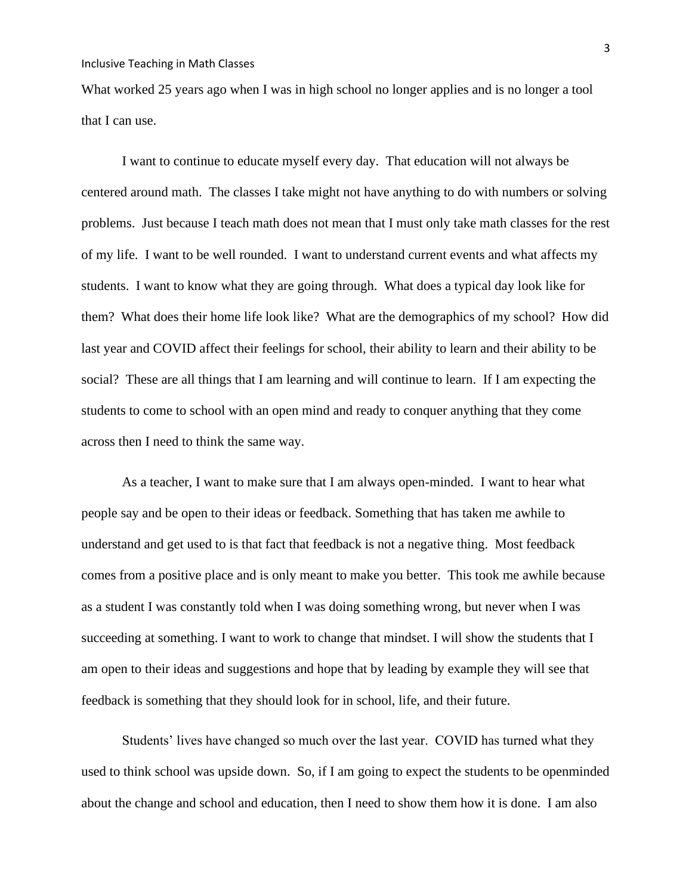What worked 25 years ago when I was in high school no longer applies and is no longer a tool that I can use.

I want to continue to educate myself every day. That education will not always be centered around math. The classes I take might not have anything to do with numbers or solving problems. Just because I teach math does not mean that I must only take math classes for the rest of my life. I want to be well rounded. I want to understand current events and what affects my students. I want to know what they are going through. What does a typical day look like for them? What does their home life look like? What are the demographics of my school? How did last year and COVID affect their feelings for school, their ability to learn and their ability to be social? These are all things that I am learning and will continue to learn. If I am expecting the students to come to school with an open mind and ready to conquer anything that they come across then I need to think the same way.

As a teacher, I want to make sure that I am always open-minded. I want to hear what people say and be open to their ideas or feedback. Something that has taken me awhile to understand and get used to is that fact that feedback is not a negative thing. Most feedback comes from a positive place and is only meant to make you better. This took me awhile because as a student I was constantly told when I was doing something wrong, but never when I was succeeding at something. I want to work to change that mindset. I will show the students that I am open to their ideas and suggestions and hope that by leading by example they will see that feedback is something that they should look for in school, life, and their future.

Students' lives have changed so much over the last year. COVID has turned what they used to think school was upside down. So, if I am going to expect the students to be openminded about the change and school and education, then I need to show them how it is done. I am also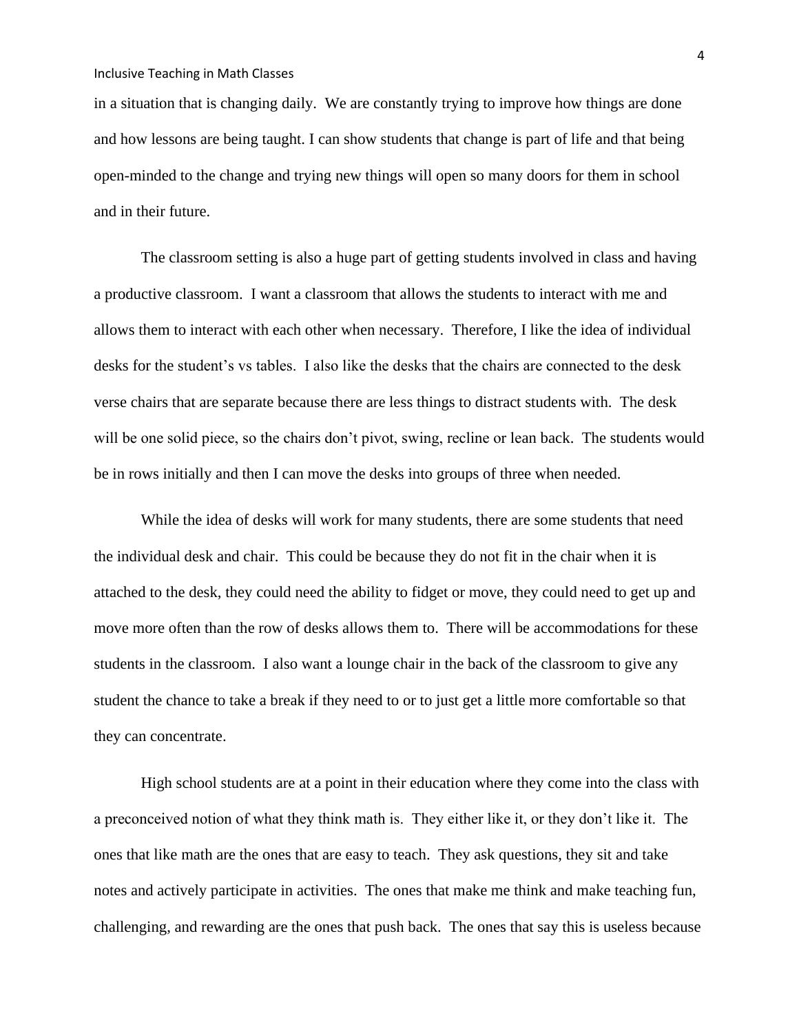in a situation that is changing daily. We are constantly trying to improve how things are done and how lessons are being taught. I can show students that change is part of life and that being open-minded to the change and trying new things will open so many doors for them in school and in their future.

The classroom setting is also a huge part of getting students involved in class and having a productive classroom. I want a classroom that allows the students to interact with me and allows them to interact with each other when necessary. Therefore, I like the idea of individual desks for the student's vs tables. I also like the desks that the chairs are connected to the desk verse chairs that are separate because there are less things to distract students with. The desk will be one solid piece, so the chairs don't pivot, swing, recline or lean back. The students would be in rows initially and then I can move the desks into groups of three when needed.

While the idea of desks will work for many students, there are some students that need the individual desk and chair. This could be because they do not fit in the chair when it is attached to the desk, they could need the ability to fidget or move, they could need to get up and move more often than the row of desks allows them to. There will be accommodations for these students in the classroom. I also want a lounge chair in the back of the classroom to give any student the chance to take a break if they need to or to just get a little more comfortable so that they can concentrate.

High school students are at a point in their education where they come into the class with a preconceived notion of what they think math is. They either like it, or they don't like it. The ones that like math are the ones that are easy to teach. They ask questions, they sit and take notes and actively participate in activities. The ones that make me think and make teaching fun, challenging, and rewarding are the ones that push back. The ones that say this is useless because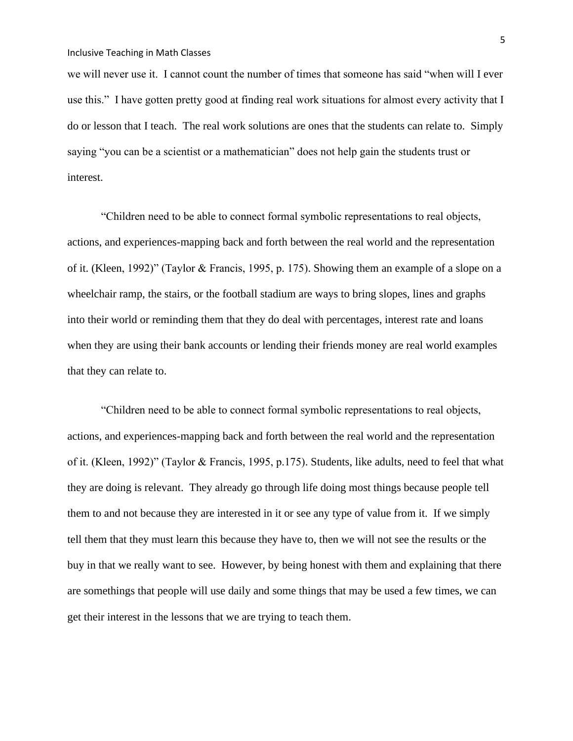we will never use it. I cannot count the number of times that someone has said "when will I ever use this." I have gotten pretty good at finding real work situations for almost every activity that I do or lesson that I teach. The real work solutions are ones that the students can relate to. Simply saying "you can be a scientist or a mathematician" does not help gain the students trust or interest.

"Children need to be able to connect formal symbolic representations to real objects, actions, and experiences-mapping back and forth between the real world and the representation of it. (Kleen, 1992)" (Taylor & Francis, 1995, p. 175). Showing them an example of a slope on a wheelchair ramp, the stairs, or the football stadium are ways to bring slopes, lines and graphs into their world or reminding them that they do deal with percentages, interest rate and loans when they are using their bank accounts or lending their friends money are real world examples that they can relate to.

"Children need to be able to connect formal symbolic representations to real objects, actions, and experiences-mapping back and forth between the real world and the representation of it. (Kleen, 1992)" (Taylor & Francis, 1995, p.175). Students, like adults, need to feel that what they are doing is relevant. They already go through life doing most things because people tell them to and not because they are interested in it or see any type of value from it. If we simply tell them that they must learn this because they have to, then we will not see the results or the buy in that we really want to see. However, by being honest with them and explaining that there are somethings that people will use daily and some things that may be used a few times, we can get their interest in the lessons that we are trying to teach them.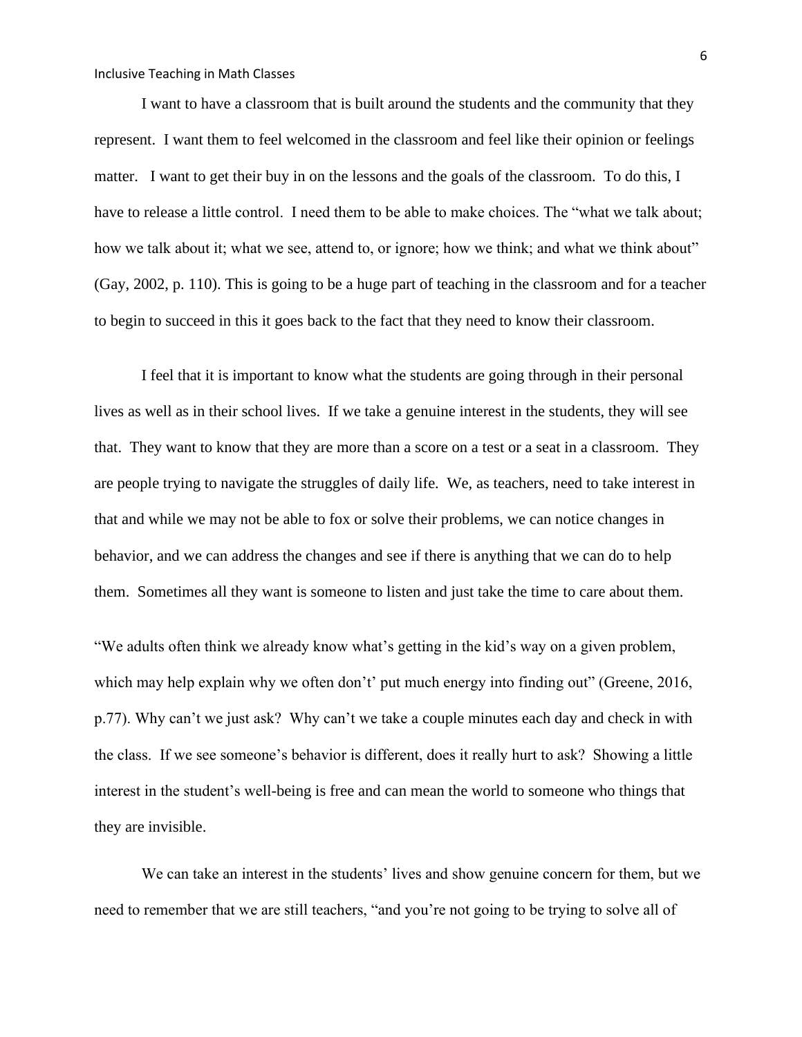I want to have a classroom that is built around the students and the community that they represent. I want them to feel welcomed in the classroom and feel like their opinion or feelings matter. I want to get their buy in on the lessons and the goals of the classroom. To do this, I have to release a little control. I need them to be able to make choices. The "what we talk about; how we talk about it; what we see, attend to, or ignore; how we think; and what we think about" (Gay, 2002, p. 110). This is going to be a huge part of teaching in the classroom and for a teacher to begin to succeed in this it goes back to the fact that they need to know their classroom.

I feel that it is important to know what the students are going through in their personal lives as well as in their school lives. If we take a genuine interest in the students, they will see that. They want to know that they are more than a score on a test or a seat in a classroom. They are people trying to navigate the struggles of daily life. We, as teachers, need to take interest in that and while we may not be able to fox or solve their problems, we can notice changes in behavior, and we can address the changes and see if there is anything that we can do to help them. Sometimes all they want is someone to listen and just take the time to care about them.

"We adults often think we already know what's getting in the kid's way on a given problem, which may help explain why we often don't' put much energy into finding out" (Greene, 2016, p.77). Why can't we just ask? Why can't we take a couple minutes each day and check in with the class. If we see someone's behavior is different, does it really hurt to ask? Showing a little interest in the student's well-being is free and can mean the world to someone who things that they are invisible.

We can take an interest in the students' lives and show genuine concern for them, but we need to remember that we are still teachers, "and you're not going to be trying to solve all of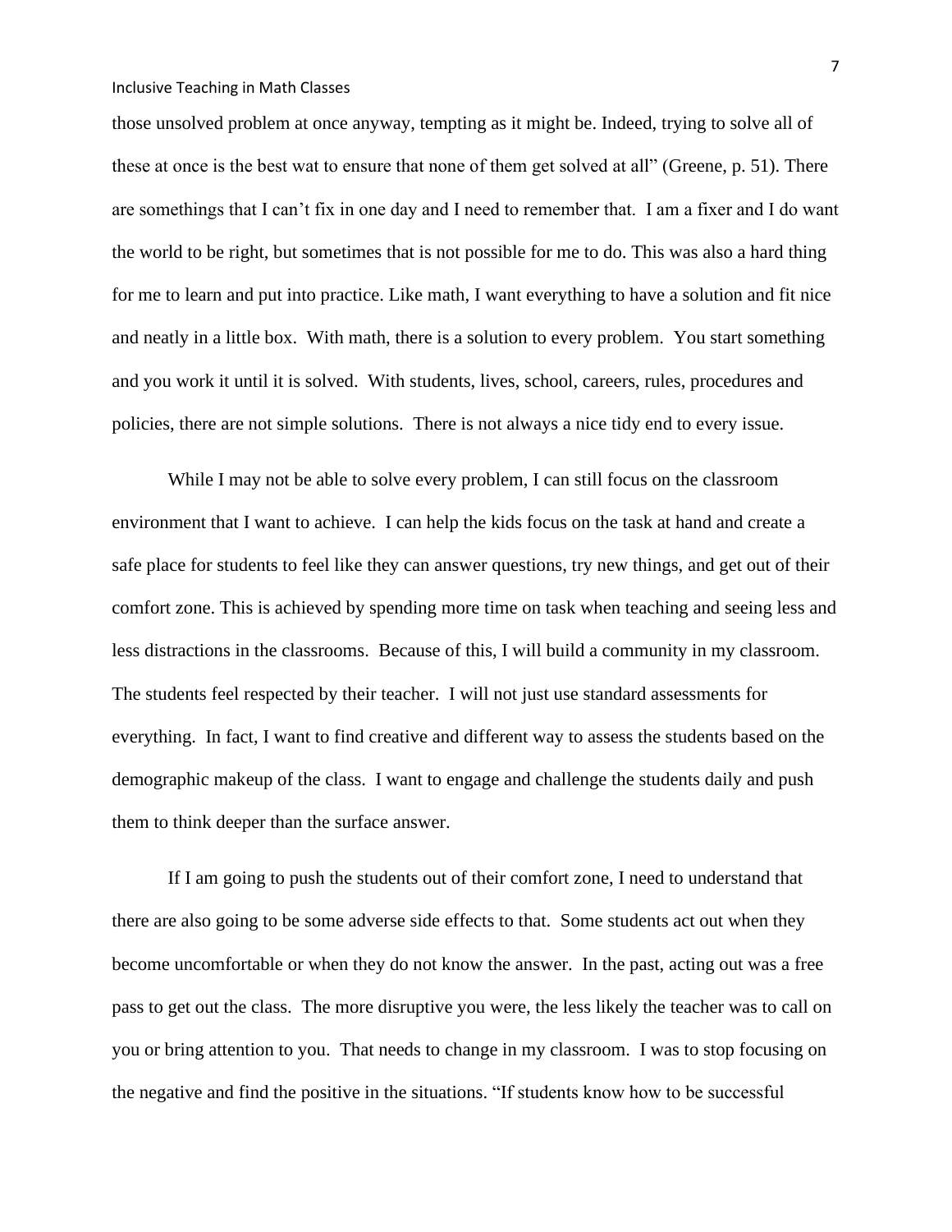those unsolved problem at once anyway, tempting as it might be. Indeed, trying to solve all of these at once is the best wat to ensure that none of them get solved at all" (Greene, p. 51). There are somethings that I can't fix in one day and I need to remember that. I am a fixer and I do want the world to be right, but sometimes that is not possible for me to do. This was also a hard thing for me to learn and put into practice. Like math, I want everything to have a solution and fit nice and neatly in a little box. With math, there is a solution to every problem. You start something and you work it until it is solved. With students, lives, school, careers, rules, procedures and policies, there are not simple solutions. There is not always a nice tidy end to every issue.

While I may not be able to solve every problem, I can still focus on the classroom environment that I want to achieve. I can help the kids focus on the task at hand and create a safe place for students to feel like they can answer questions, try new things, and get out of their comfort zone. This is achieved by spending more time on task when teaching and seeing less and less distractions in the classrooms. Because of this, I will build a community in my classroom. The students feel respected by their teacher. I will not just use standard assessments for everything. In fact, I want to find creative and different way to assess the students based on the demographic makeup of the class. I want to engage and challenge the students daily and push them to think deeper than the surface answer.

If I am going to push the students out of their comfort zone, I need to understand that there are also going to be some adverse side effects to that. Some students act out when they become uncomfortable or when they do not know the answer. In the past, acting out was a free pass to get out the class. The more disruptive you were, the less likely the teacher was to call on you or bring attention to you. That needs to change in my classroom. I was to stop focusing on the negative and find the positive in the situations. "If students know how to be successful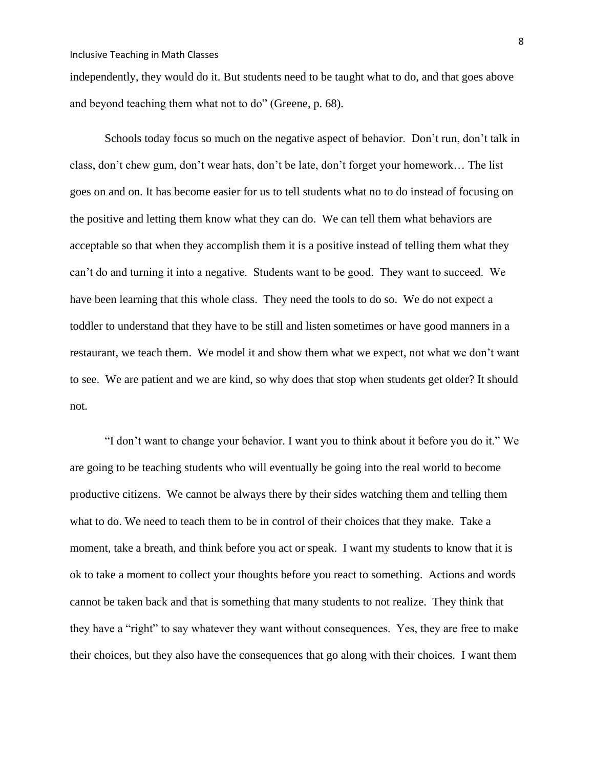independently, they would do it. But students need to be taught what to do, and that goes above and beyond teaching them what not to do" (Greene, p. 68).

Schools today focus so much on the negative aspect of behavior. Don't run, don't talk in class, don't chew gum, don't wear hats, don't be late, don't forget your homework… The list goes on and on. It has become easier for us to tell students what no to do instead of focusing on the positive and letting them know what they can do. We can tell them what behaviors are acceptable so that when they accomplish them it is a positive instead of telling them what they can't do and turning it into a negative. Students want to be good. They want to succeed. We have been learning that this whole class. They need the tools to do so. We do not expect a toddler to understand that they have to be still and listen sometimes or have good manners in a restaurant, we teach them. We model it and show them what we expect, not what we don't want to see. We are patient and we are kind, so why does that stop when students get older? It should not.

"I don't want to change your behavior. I want you to think about it before you do it." We are going to be teaching students who will eventually be going into the real world to become productive citizens. We cannot be always there by their sides watching them and telling them what to do. We need to teach them to be in control of their choices that they make. Take a moment, take a breath, and think before you act or speak. I want my students to know that it is ok to take a moment to collect your thoughts before you react to something. Actions and words cannot be taken back and that is something that many students to not realize. They think that they have a "right" to say whatever they want without consequences. Yes, they are free to make their choices, but they also have the consequences that go along with their choices. I want them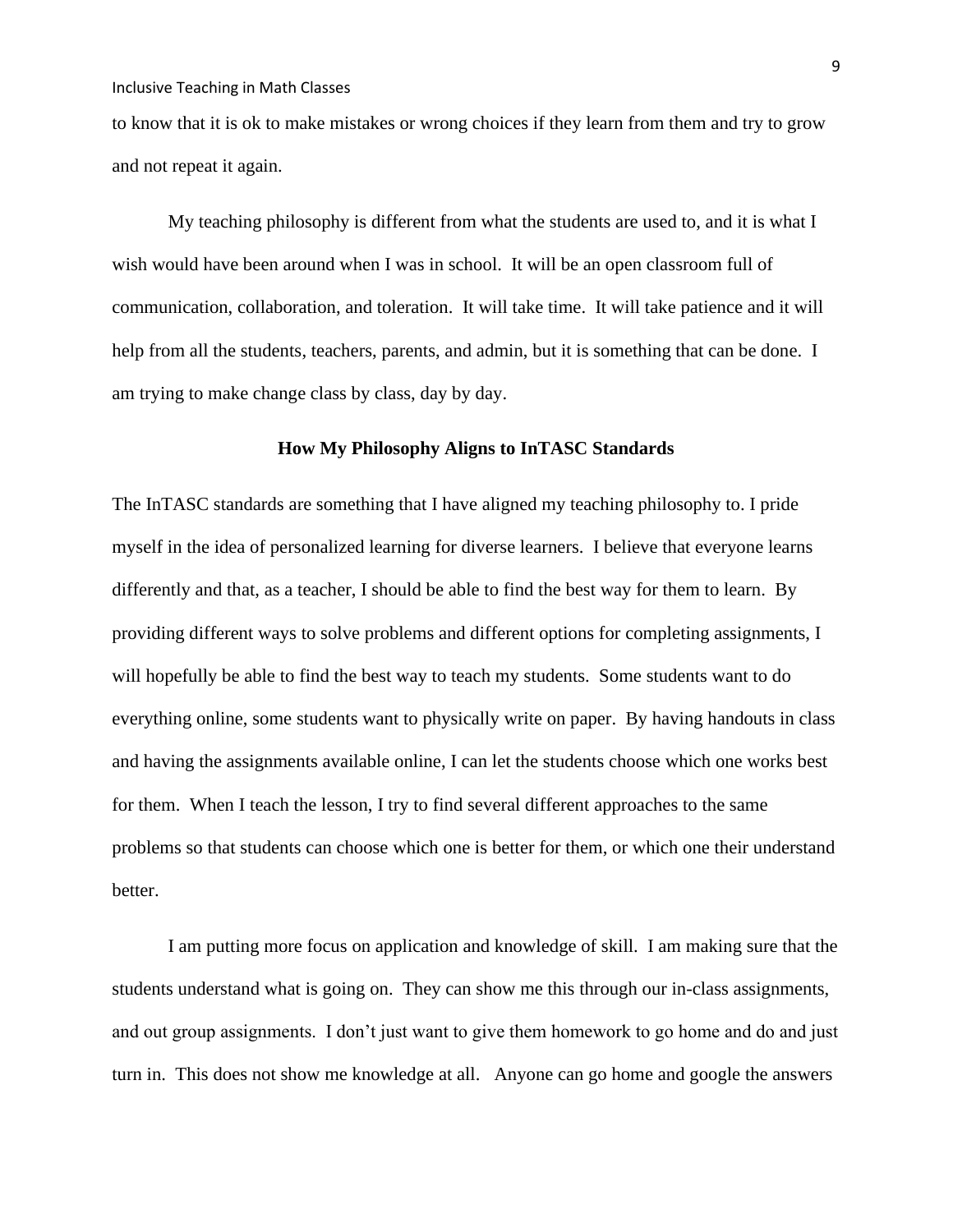to know that it is ok to make mistakes or wrong choices if they learn from them and try to grow and not repeat it again.

My teaching philosophy is different from what the students are used to, and it is what I wish would have been around when I was in school. It will be an open classroom full of communication, collaboration, and toleration. It will take time. It will take patience and it will help from all the students, teachers, parents, and admin, but it is something that can be done. I am trying to make change class by class, day by day.

## How My Philosophy Aligns to InTASC Standards

The InTASC standards are something that I have aligned my teaching philosophy to. I pride myself in the idea of personalized learning for diverse learners. I believe that everyone learns differently and that, as a teacher, I should be able to find the best way for them to learn. By providing different ways to solve problems and different options for completing assignments, I will hopefully be able to find the best way to teach my students. Some students want to do everything online, some students want to physically write on paper. By having handouts in class and having the assignments available online, I can let the students choose which one works best for them. When I teach the lesson, I try to find several different approaches to the same problems so that students can choose which one is better for them, or which one their understand better.

I am putting more focus on application and knowledge of skill. I am making sure that the students understand what is going on. They can show me this through our in-class assignments, and out group assignments. I don't just want to give them homework to go home and do and just turn in. This does not show me knowledge at all. Anyone can go home and google the answers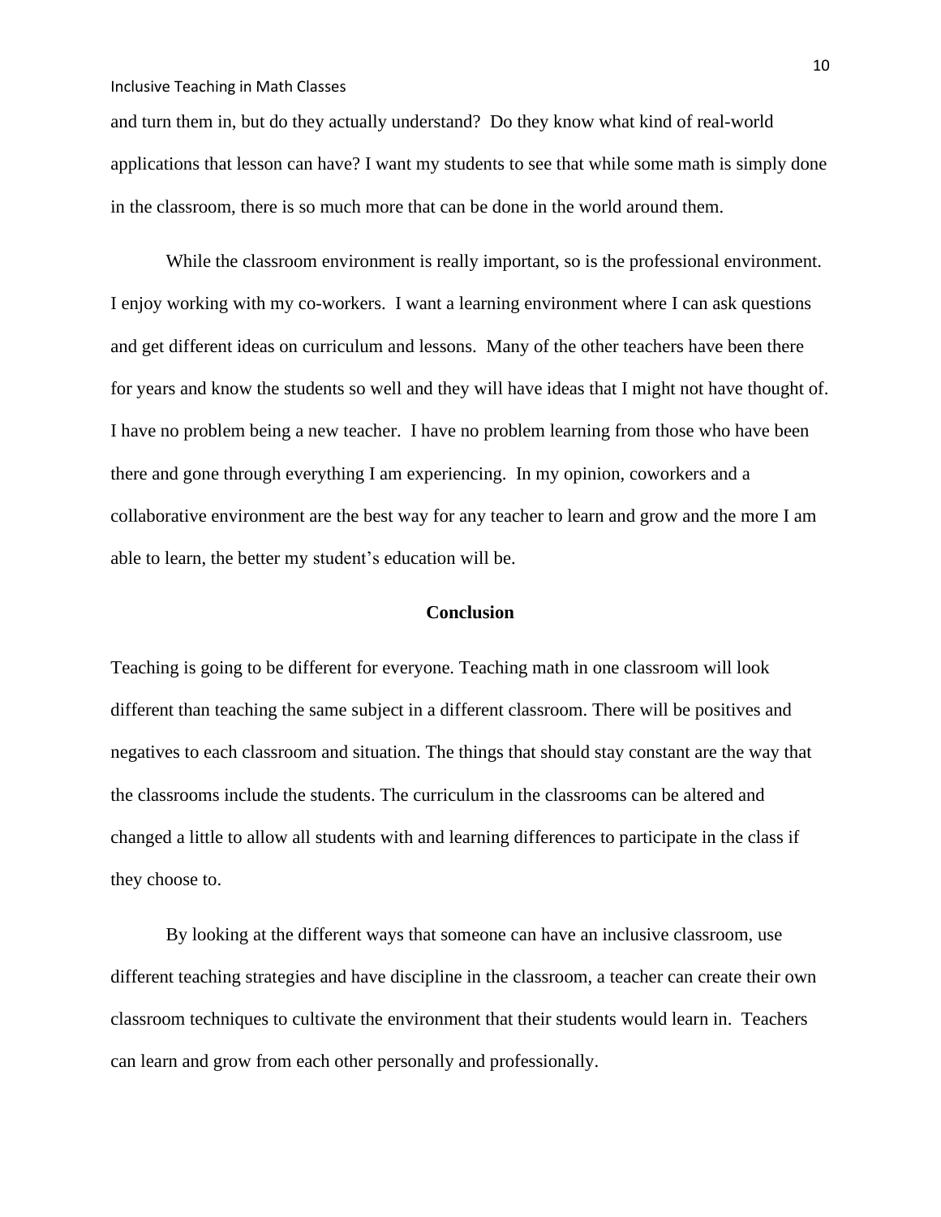and turn them in, but do they actually understand? Do they know what kind of real-world applications that lesson can have? I want my students to see that while some math is simply done in the classroom, there is so much more that can be done in the world around them.

While the classroom environment is really important, so is the professional environment. I enjoy working with my co-workers. I want a learning environment where I can ask questions and get different ideas on curriculum and lessons. Many of the other teachers have been there for years and know the students so well and they will have ideas that I might not have thought of. I have no problem being a new teacher. I have no problem learning from those who have been there and gone through everything I am experiencing. In my opinion, coworkers and a collaborative environment are the best way for any teacher to learn and grow and the more I am able to learn, the better my student's education will be.

## Conclusion

Teaching is going to be different for everyone. Teaching math in one classroom will look different than teaching the same subject in a different classroom. There will be positives and negatives to each classroom and situation. The things that should stay constant are the way that the classrooms include the students. The curriculum in the classrooms can be altered and changed a little to allow all students with and learning differences to participate in the class if they choose to.

By looking at the different ways that someone can have an inclusive classroom, use different teaching strategies and have discipline in the classroom, a teacher can create their own classroom techniques to cultivate the environment that their students would learn in. Teachers can learn and grow from each other personally and professionally.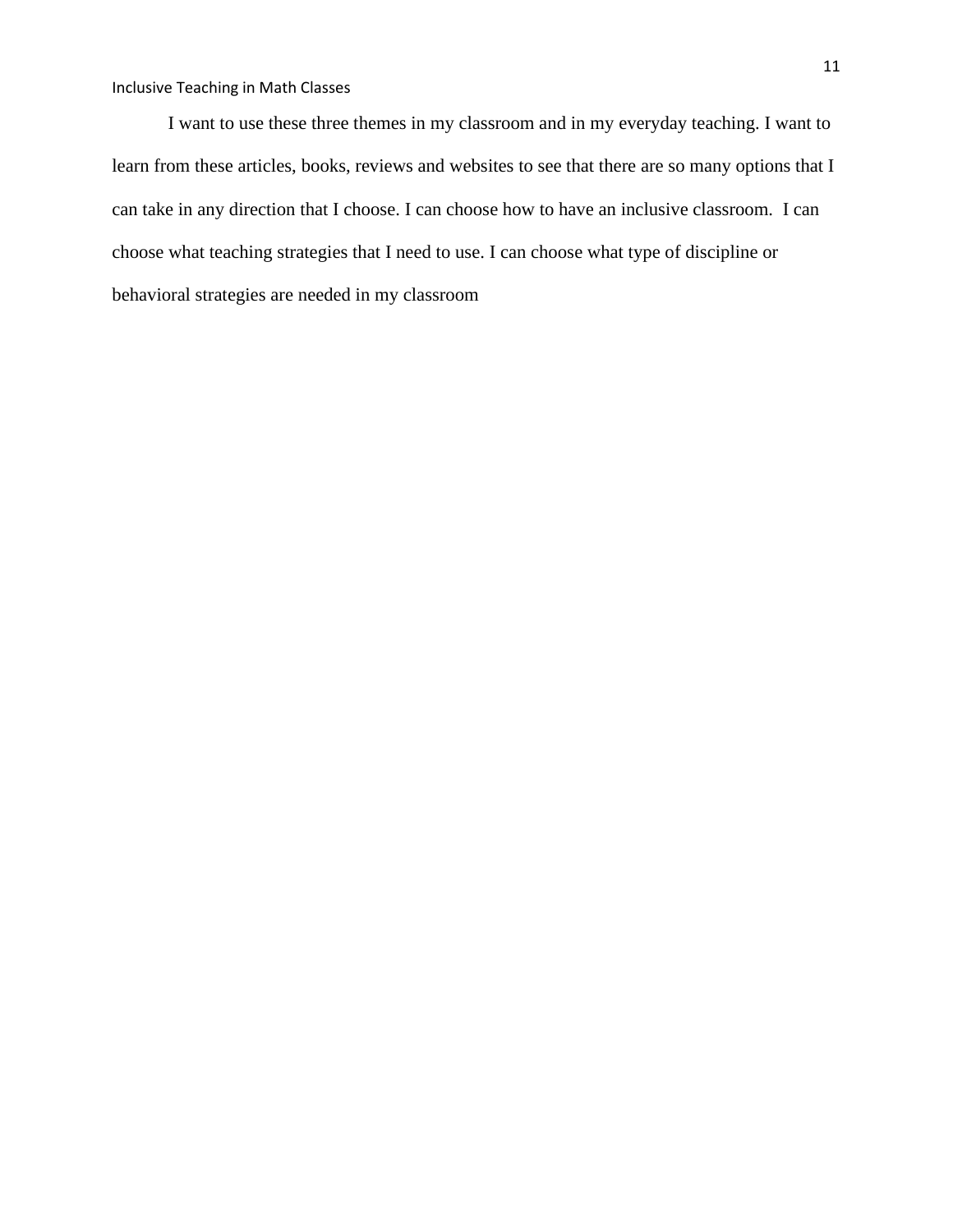I want to use these three themes in my classroom and in my everyday teaching. I want to learn from these articles, books, reviews and websites to see that there are so many options that I can take in any direction that I choose. I can choose how to have an inclusive classroom. I can choose what teaching strategies that I need to use. I can choose what type of discipline or behavioral strategies are needed in my classroom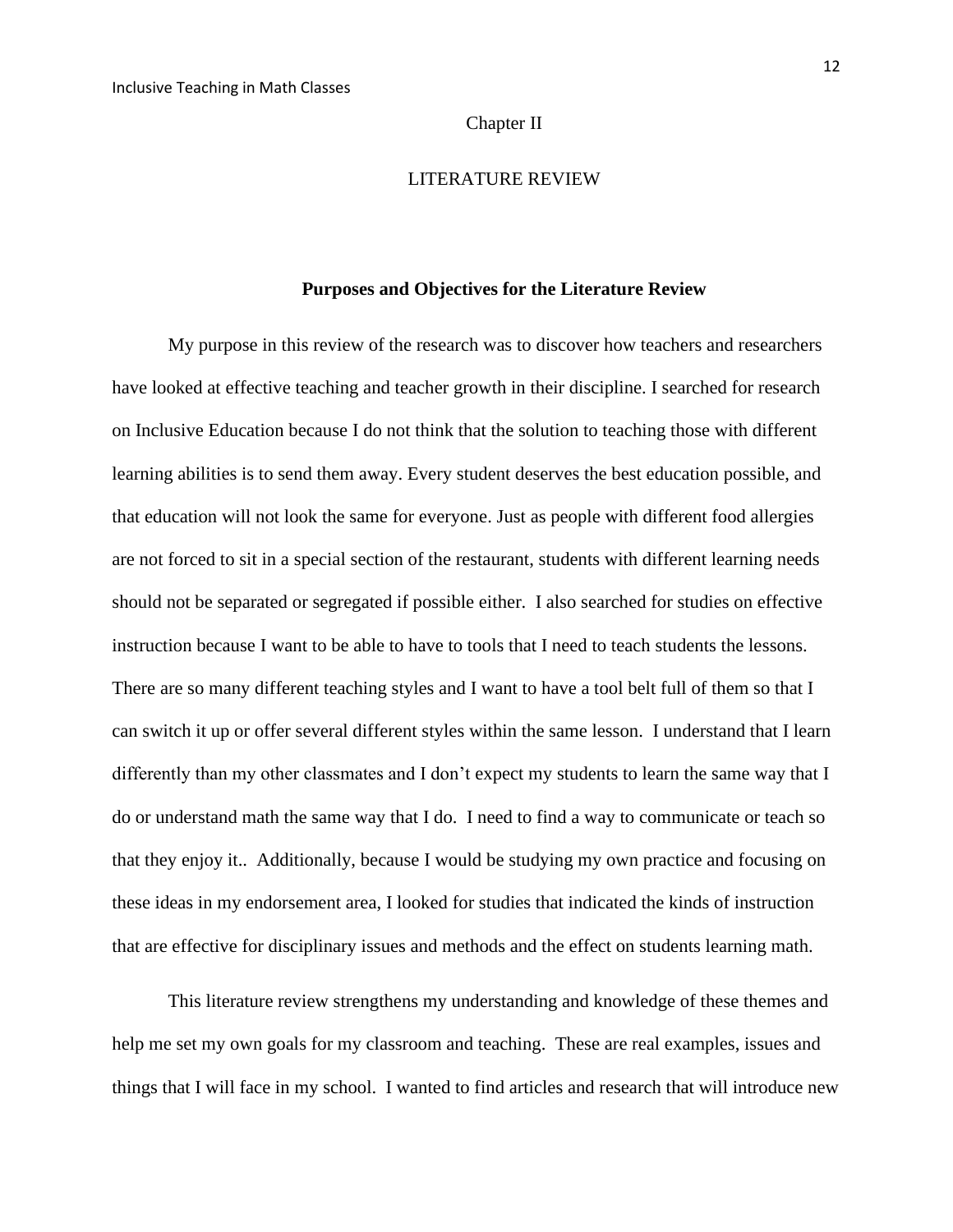# Chapter II

# LITERATURE REVIEW

## Purposes and Objectives for the Literature Review

My purpose in this review of the research was to discover how teachers and researchers have looked at effective teaching and teacher growth in their discipline. I searched for research on Inclusive Education because I do not think that the solution to teaching those with different learning abilities is to send them away. Every student deserves the best education possible, and that education will not look the same for everyone. Just as people with different food allergies are not forced to sit in a special section of the restaurant, students with different learning needs should not be separated or segregated if possible either. I also searched for studies on effective instruction because I want to be able to have to tools that I need to teach students the lessons. There are so many different teaching styles and I want to have a tool belt full of them so that I can switch it up or offer several different styles within the same lesson. I understand that I learn differently than my other classmates and I don't expect my students to learn the same way that I do or understand math the same way that I do. I need to find a way to communicate or teach so that they enjoy it.. Additionally, because I would be studying my own practice and focusing on these ideas in my endorsement area, I looked for studies that indicated the kinds of instruction that are effective for disciplinary issues and methods and the effect on students learning math.

This literature review strengthens my understanding and knowledge of these themes and help me set my own goals for my classroom and teaching. These are real examples, issues and things that I will face in my school. I wanted to find articles and research that will introduce new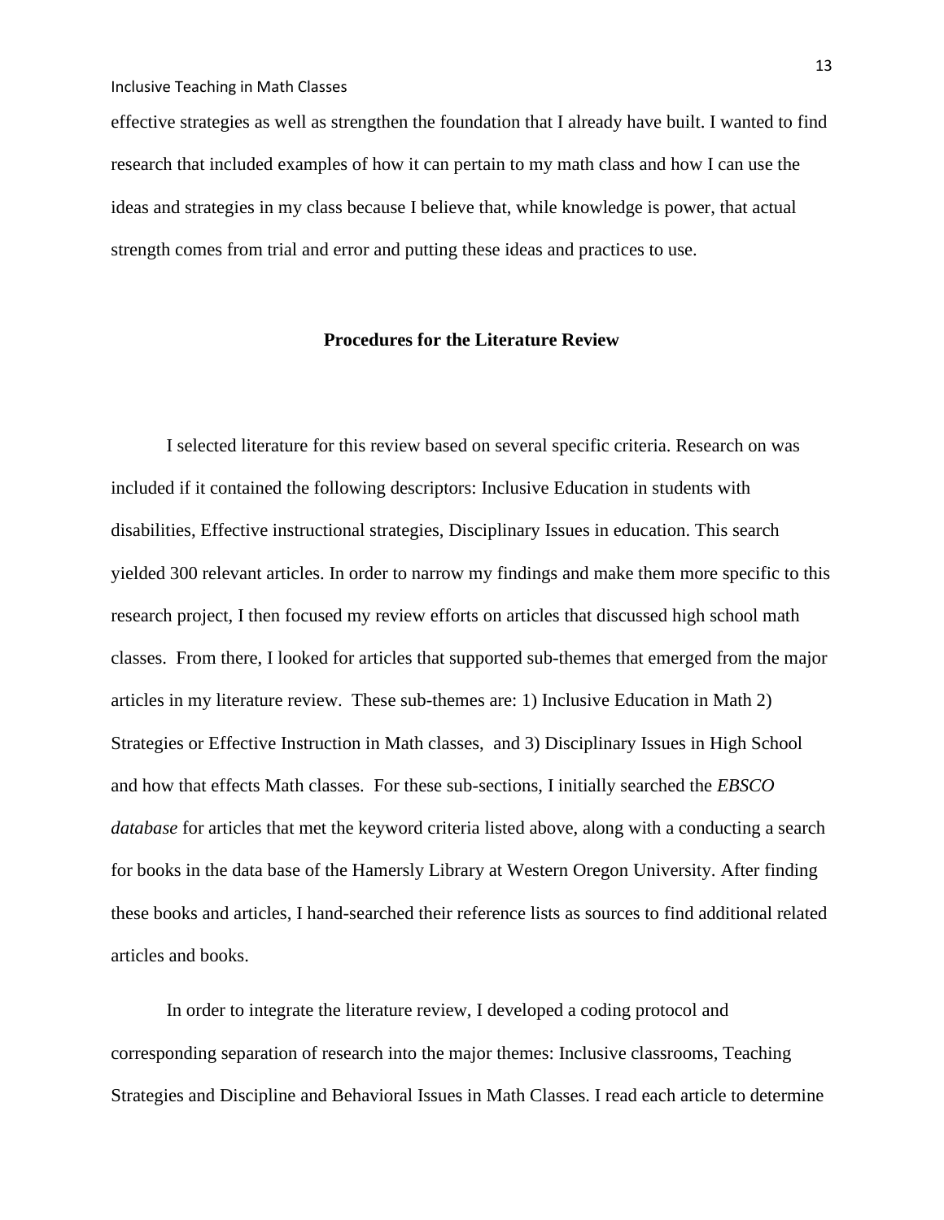effective strategies as well as strengthen the foundation that I already have built. I wanted to find research that included examples of how it can pertain to my math class and how I can use the ideas and strategies in my class because I believe that, while knowledge is power, that actual strength comes from trial and error and putting these ideas and practices to use.

## Procedures for the Literature Review

I selected literature for this review based on several specific criteria. Research on was included if it contained the following descriptors: Inclusive Education in students with disabilities, Effective instructional strategies, Disciplinary Issues in education. This search yielded 300 relevant articles. In order to narrow my findings and make them more specific to this research project, I then focused my review efforts on articles that discussed high school math classes. From there, I looked for articles that supported sub-themes that emerged from the major articles in my literature review. These sub-themes are: 1) Inclusive Education in Math 2) Strategies or Effective Instruction in Math classes, and 3) Disciplinary Issues in High School and how that effects Math classes. For these sub-sections, I initially searched the *EBSCO database* for articles that met the keyword criteria listed above, along with a conducting a search for books in the data base of the Hamersly Library at Western Oregon University. After finding these books and articles, I hand-searched their reference lists as sources to find additional related articles and books.

In order to integrate the literature review, I developed a coding protocol and corresponding separation of research into the major themes: Inclusive classrooms, Teaching Strategies and Discipline and Behavioral Issues in Math Classes. I read each article to determine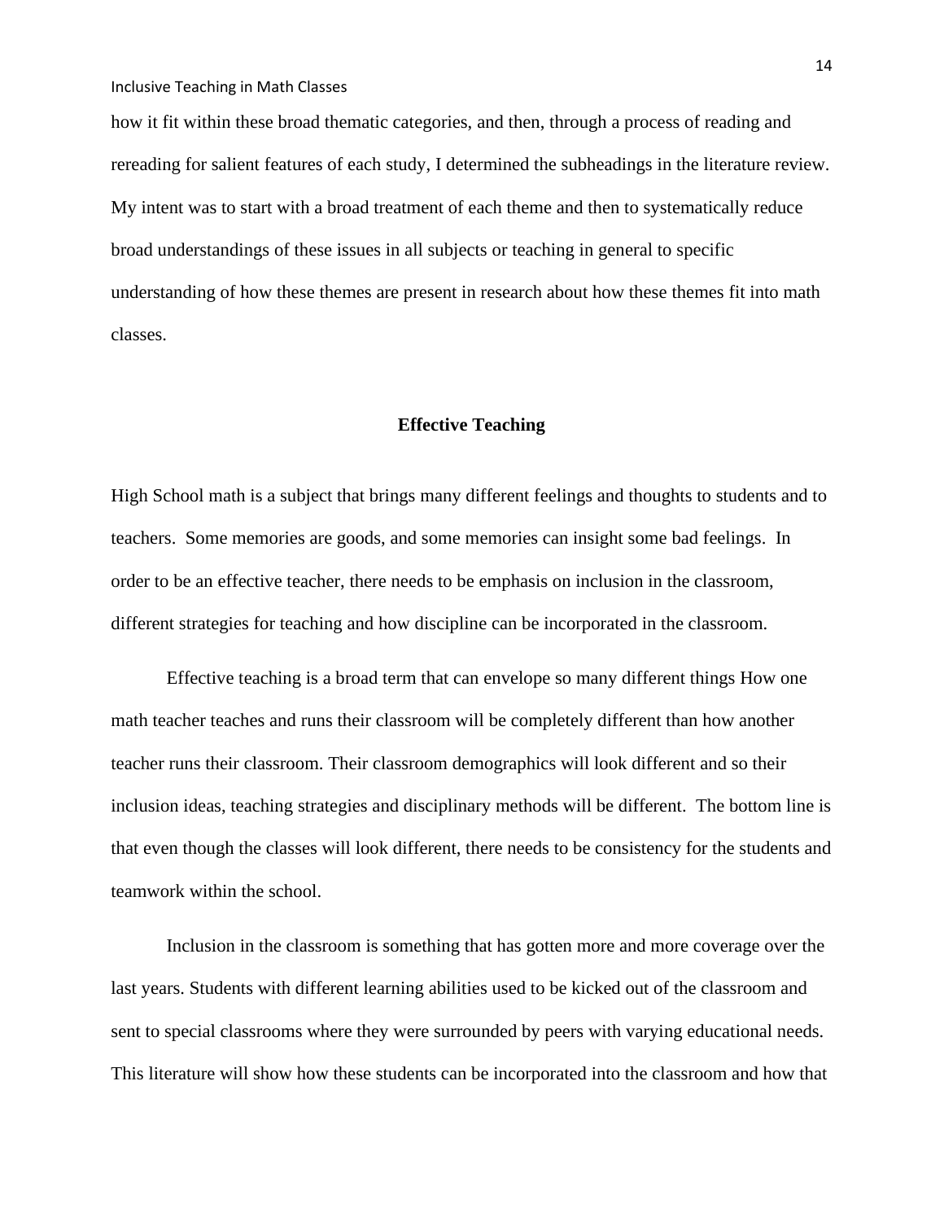how it fit within these broad thematic categories, and then, through a process of reading and rereading for salient features of each study, I determined the subheadings in the literature review. My intent was to start with a broad treatment of each theme and then to systematically reduce broad understandings of these issues in all subjects or teaching in general to specific understanding of how these themes are present in research about how these themes fit into math classes.

## Effective Teaching

High School math is a subject that brings many different feelings and thoughts to students and to teachers. Some memories are goods, and some memories can insight some bad feelings. In order to be an effective teacher, there needs to be emphasis on inclusion in the classroom, different strategies for teaching and how discipline can be incorporated in the classroom.

Effective teaching is a broad term that can envelope so many different things How one math teacher teaches and runs their classroom will be completely different than how another teacher runs their classroom. Their classroom demographics will look different and so their inclusion ideas, teaching strategies and disciplinary methods will be different. The bottom line is that even though the classes will look different, there needs to be consistency for the students and teamwork within the school.

Inclusion in the classroom is something that has gotten more and more coverage over the last years. Students with different learning abilities used to be kicked out of the classroom and sent to special classrooms where they were surrounded by peers with varying educational needs. This literature will show how these students can be incorporated into the classroom and how that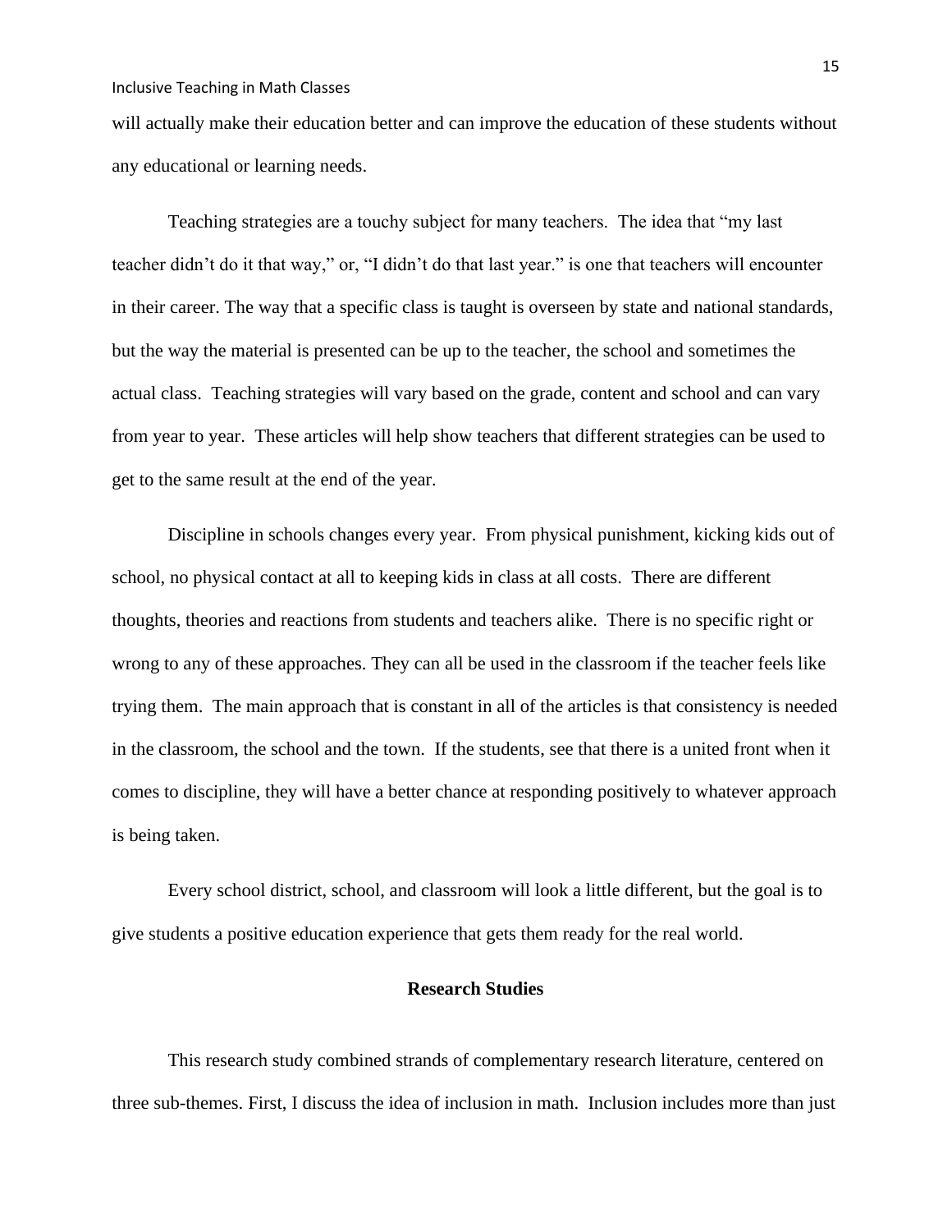will actually make their education better and can improve the education of these students without any educational or learning needs.

Teaching strategies are a touchy subject for many teachers. The idea that "my last teacher didn't do it that way," or, "I didn't do that last year." is one that teachers will encounter in their career. The way that a specific class is taught is overseen by state and national standards, but the way the material is presented can be up to the teacher, the school and sometimes the actual class. Teaching strategies will vary based on the grade, content and school and can vary from year to year. These articles will help show teachers that different strategies can be used to get to the same result at the end of the year.

Discipline in schools changes every year. From physical punishment, kicking kids out of school, no physical contact at all to keeping kids in class at all costs. There are different thoughts, theories and reactions from students and teachers alike. There is no specific right or wrong to any of these approaches. They can all be used in the classroom if the teacher feels like trying them. The main approach that is constant in all of the articles is that consistency is needed in the classroom, the school and the town. If the students, see that there is a united front when it comes to discipline, they will have a better chance at responding positively to whatever approach is being taken.

Every school district, school, and classroom will look a little different, but the goal is to give students a positive education experience that gets them ready for the real world.

## Research Studies

This research study combined strands of complementary research literature, centered on three sub-themes. First, I discuss the idea of inclusion in math. Inclusion includes more than just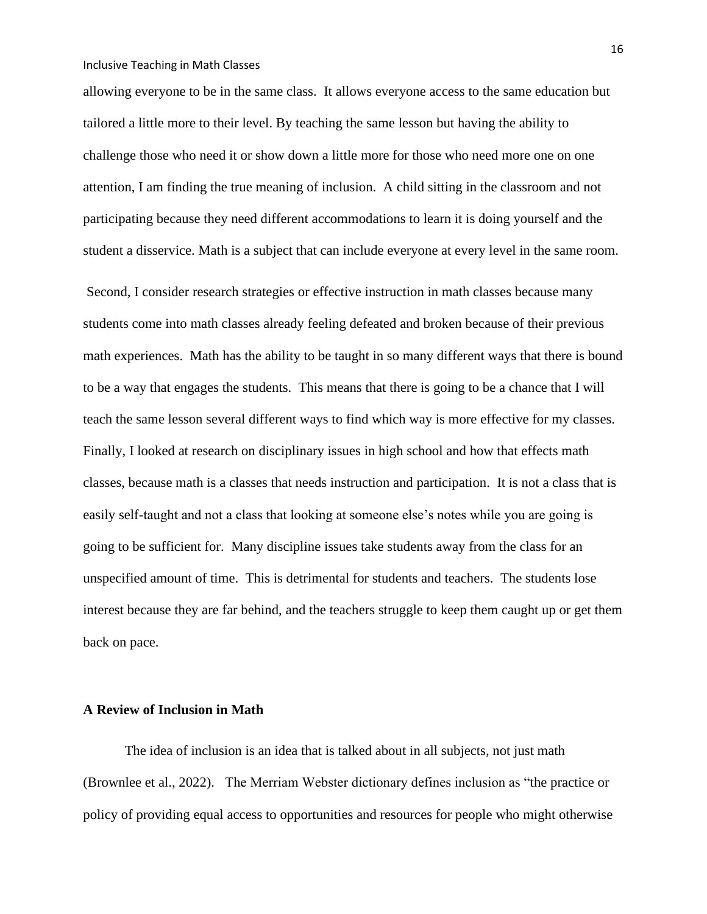allowing everyone to be in the same class. It allows everyone access to the same education but tailored a little more to their level. By teaching the same lesson but having the ability to challenge those who need it or show down a little more for those who need more one on one attention, I am finding the true meaning of inclusion. A child sitting in the classroom and not participating because they need different accommodations to learn it is doing yourself and the student a disservice. Math is a subject that can include everyone at every level in the same room.

Second, I consider research strategies or effective instruction in math classes because many students come into math classes already feeling defeated and broken because of their previous math experiences. Math has the ability to be taught in so many different ways that there is bound to be a way that engages the students. This means that there is going to be a chance that I will teach the same lesson several different ways to find which way is more effective for my classes. Finally, I looked at research on disciplinary issues in high school and how that effects math classes, because math is a classes that needs instruction and participation. It is not a class that is easily self-taught and not a class that looking at someone else's notes while you are going is going to be sufficient for. Many discipline issues take students away from the class for an unspecified amount of time. This is detrimental for students and teachers. The students lose interest because they are far behind, and the teachers struggle to keep them caught up or get them back on pace.

**A Review of Inclusion in Math**

The idea of inclusion is an idea that is talked about in all subjects, not just math (Brownlee et al., 2022). The Merriam Webster dictionary defines inclusion as "the practice or policy of providing equal access to opportunities and resources for people who might otherwise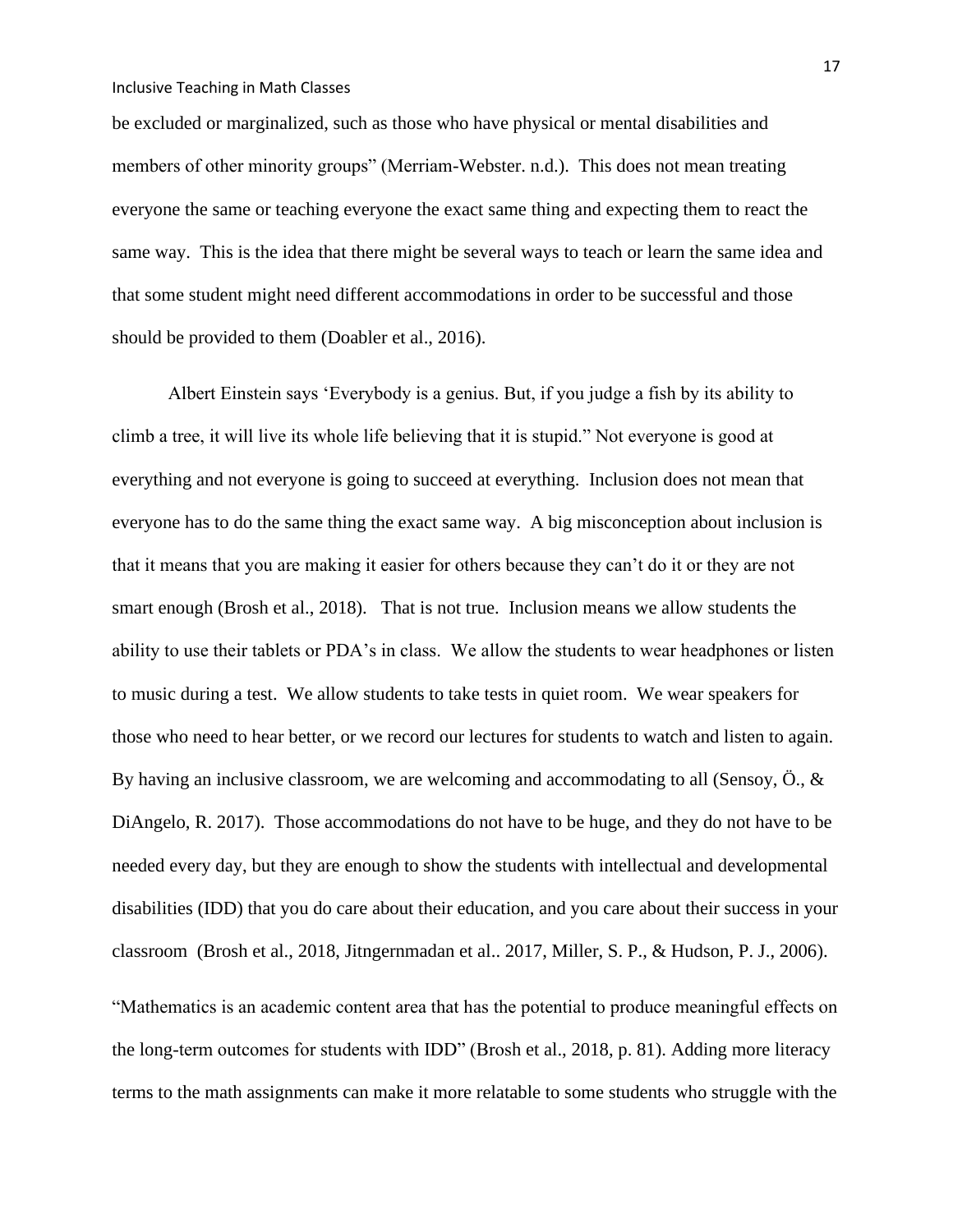be excluded or marginalized, such as those who have physical or mental disabilities and members of other minority groups" (Merriam-Webster. n.d.). This does not mean treating everyone the same or teaching everyone the exact same thing and expecting them to react the same way. This is the idea that there might be several ways to teach or learn the same idea and that some student might need different accommodations in order to be successful and those should be provided to them (Doabler et al., 2016).

Albert Einstein says 'Everybody is a genius. But, if you judge a fish by its ability to climb a tree, it will live its whole life believing that it is stupid." Not everyone is good at everything and not everyone is going to succeed at everything. Inclusion does not mean that everyone has to do the same thing the exact same way. A big misconception about inclusion is that it means that you are making it easier for others because they can't do it or they are not smart enough (Brosh et al., 2018). That is not true. Inclusion means we allow students the ability to use their tablets or PDA's in class. We allow the students to wear headphones or listen to music during a test. We allow students to take tests in quiet room. We wear speakers for those who need to hear better, or we record our lectures for students to watch and listen to again. By having an inclusive classroom, we are welcoming and accommodating to all (Sensoy, Ö., & DiAngelo, R. 2017). Those accommodations do not have to be huge, and they do not have to be needed every day, but they are enough to show the students with intellectual and developmental disabilities (IDD) that you do care about their education, and you care about their success in your classroom (Brosh et al., 2018, Jitngernmadan et al.. 2017, Miller, S. P., & Hudson, P. J., 2006).

"Mathematics is an academic content area that has the potential to produce meaningful effects on the long-term outcomes for students with IDD" (Brosh et al., 2018, p. 81). Adding more literacy terms to the math assignments can make it more relatable to some students who struggle with the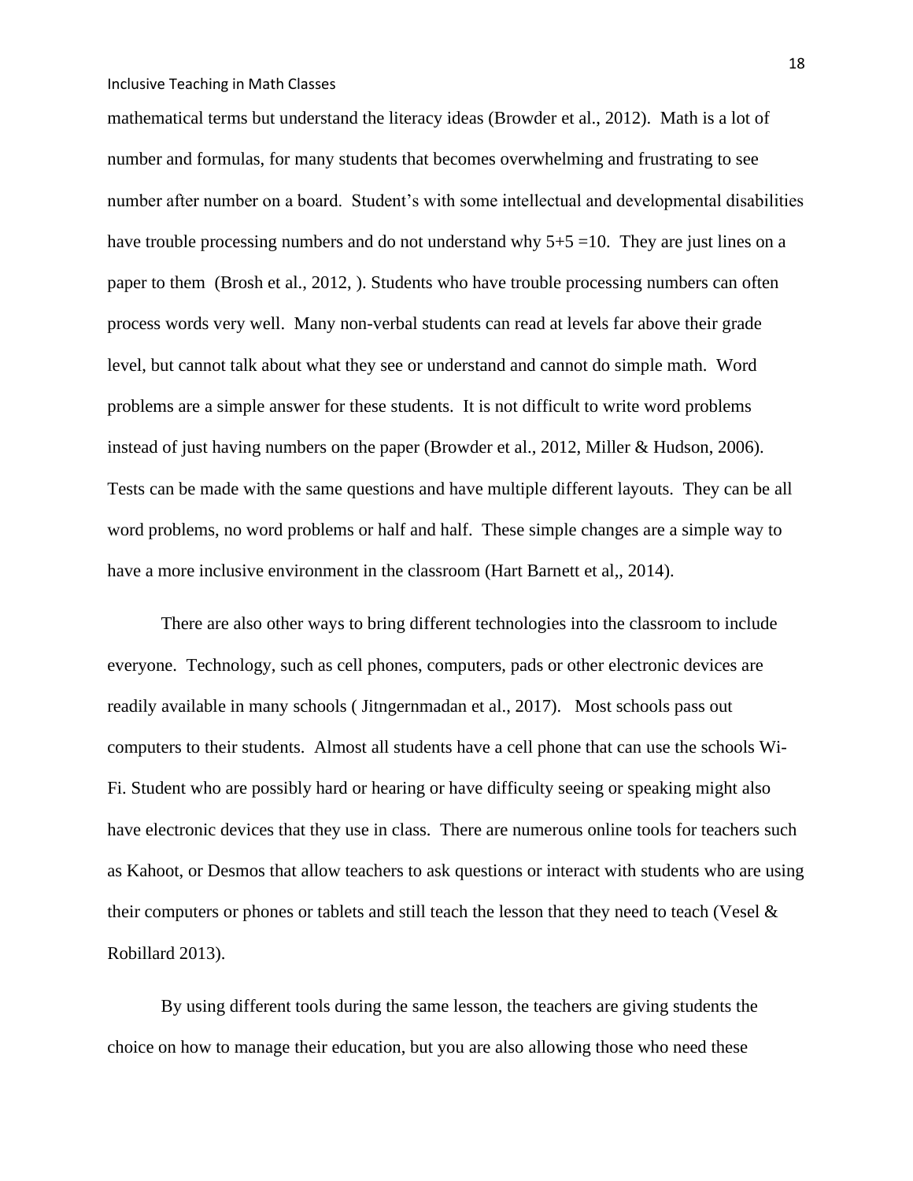mathematical terms but understand the literacy ideas (Browder et al., 2012). Math is a lot of number and formulas, for many students that becomes overwhelming and frustrating to see number after number on a board. Student's with some intellectual and developmental disabilities have trouble processing numbers and do not understand why 5+5 =10. They are just lines on a paper to them (Brosh et al., 2012, ). Students who have trouble processing numbers can often process words very well. Many non-verbal students can read at levels far above their grade level, but cannot talk about what they see or understand and cannot do simple math. Word problems are a simple answer for these students. It is not difficult to write word problems instead of just having numbers on the paper (Browder et al., 2012, Miller & Hudson, 2006). Tests can be made with the same questions and have multiple different layouts. They can be all word problems, no word problems or half and half. These simple changes are a simple way to have a more inclusive environment in the classroom (Hart Barnett et al,, 2014).

There are also other ways to bring different technologies into the classroom to include everyone. Technology, such as cell phones, computers, pads or other electronic devices are readily available in many schools ( Jitngernmadan et al., 2017). Most schools pass out computers to their students. Almost all students have a cell phone that can use the schools Wi-Fi. Student who are possibly hard or hearing or have difficulty seeing or speaking might also have electronic devices that they use in class. There are numerous online tools for teachers such as Kahoot, or Desmos that allow teachers to ask questions or interact with students who are using their computers or phones or tablets and still teach the lesson that they need to teach (Vesel & Robillard 2013).

By using different tools during the same lesson, the teachers are giving students the choice on how to manage their education, but you are also allowing those who need these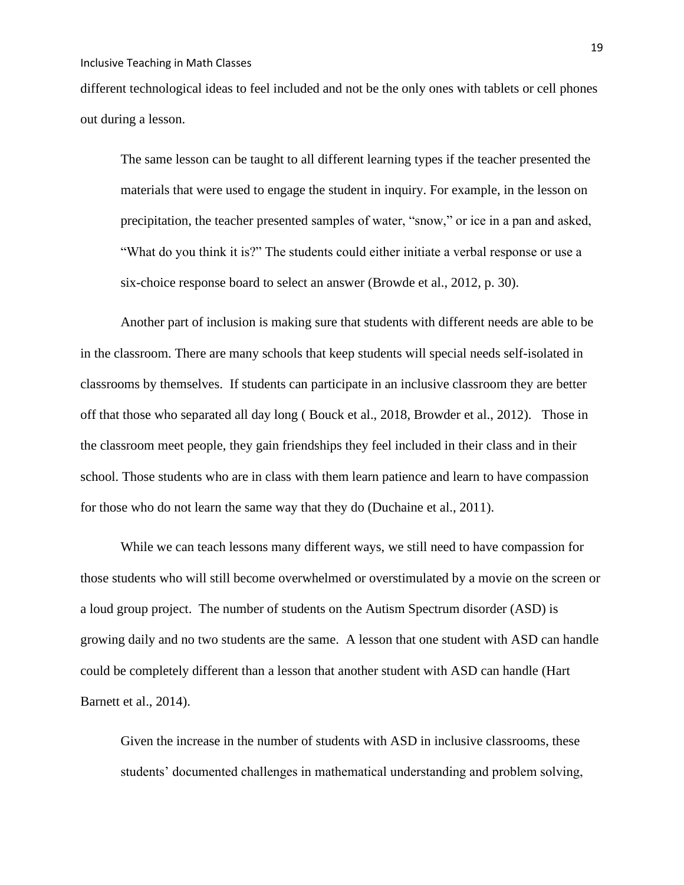different technological ideas to feel included and not be the only ones with tablets or cell phones out during a lesson.

> The same lesson can be taught to all different learning types if the teacher presented the materials that were used to engage the student in inquiry. For example, in the lesson on precipitation, the teacher presented samples of water, "snow," or ice in a pan and asked, "What do you think it is?" The students could either initiate a verbal response or use a six-choice response board to select an answer (Browde et al., 2012, p. 30).

Another part of inclusion is making sure that students with different needs are able to be in the classroom. There are many schools that keep students will special needs self-isolated in classrooms by themselves. If students can participate in an inclusive classroom they are better off that those who separated all day long ( Bouck et al., 2018, Browder et al., 2012). Those in the classroom meet people, they gain friendships they feel included in their class and in their school. Those students who are in class with them learn patience and learn to have compassion for those who do not learn the same way that they do (Duchaine et al., 2011).

While we can teach lessons many different ways, we still need to have compassion for those students who will still become overwhelmed or overstimulated by a movie on the screen or a loud group project. The number of students on the Autism Spectrum disorder (ASD) is growing daily and no two students are the same. A lesson that one student with ASD can handle could be completely different than a lesson that another student with ASD can handle (Hart Barnett et al., 2014).

> Given the increase in the number of students with ASD in inclusive classrooms, these students' documented challenges in mathematical understanding and problem solving,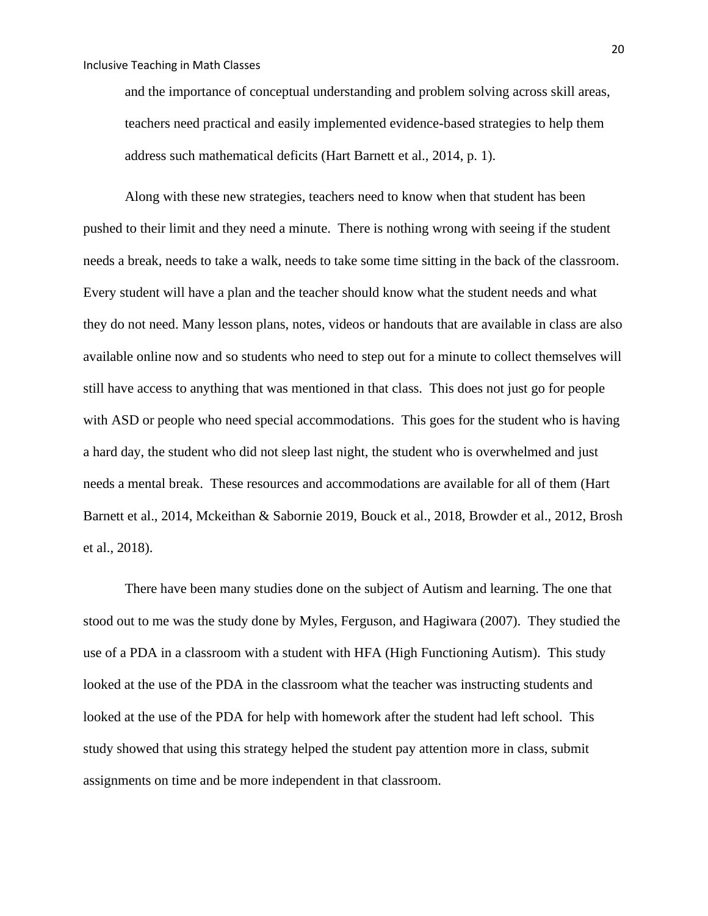> and the importance of conceptual understanding and problem solving across skill areas, teachers need practical and easily implemented evidence-based strategies to help them address such mathematical deficits (Hart Barnett et al., 2014, p. 1).

Along with these new strategies, teachers need to know when that student has been pushed to their limit and they need a minute. There is nothing wrong with seeing if the student needs a break, needs to take a walk, needs to take some time sitting in the back of the classroom. Every student will have a plan and the teacher should know what the student needs and what they do not need. Many lesson plans, notes, videos or handouts that are available in class are also available online now and so students who need to step out for a minute to collect themselves will still have access to anything that was mentioned in that class. This does not just go for people with ASD or people who need special accommodations. This goes for the student who is having a hard day, the student who did not sleep last night, the student who is overwhelmed and just needs a mental break. These resources and accommodations are available for all of them (Hart Barnett et al., 2014, Mckeithan & Sabornie 2019, Bouck et al., 2018, Browder et al., 2012, Brosh et al., 2018).

There have been many studies done on the subject of Autism and learning. The one that stood out to me was the study done by Myles, Ferguson, and Hagiwara (2007). They studied the use of a PDA in a classroom with a student with HFA (High Functioning Autism). This study looked at the use of the PDA in the classroom what the teacher was instructing students and looked at the use of the PDA for help with homework after the student had left school. This study showed that using this strategy helped the student pay attention more in class, submit assignments on time and be more independent in that classroom.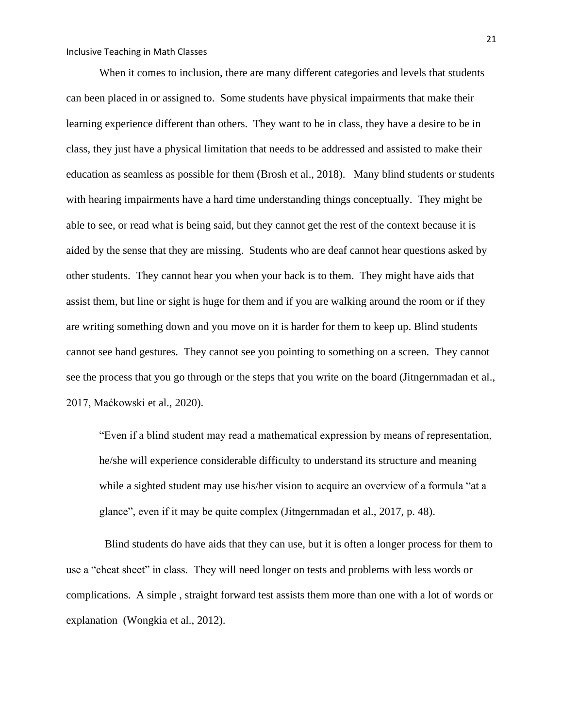When it comes to inclusion, there are many different categories and levels that students can been placed in or assigned to. Some students have physical impairments that make their learning experience different than others. They want to be in class, they have a desire to be in class, they just have a physical limitation that needs to be addressed and assisted to make their education as seamless as possible for them (Brosh et al., 2018). Many blind students or students with hearing impairments have a hard time understanding things conceptually. They might be able to see, or read what is being said, but they cannot get the rest of the context because it is aided by the sense that they are missing. Students who are deaf cannot hear questions asked by other students. They cannot hear you when your back is to them. They might have aids that assist them, but line or sight is huge for them and if you are walking around the room or if they are writing something down and you move on it is harder for them to keep up. Blind students cannot see hand gestures. They cannot see you pointing to something on a screen. They cannot see the process that you go through or the steps that you write on the board (Jitngernmadan et al., 2017, Maćkowski et al., 2020).

> "Even if a blind student may read a mathematical expression by means of representation, he/she will experience considerable difficulty to understand its structure and meaning while a sighted student may use his/her vision to acquire an overview of a formula "at a glance", even if it may be quite complex (Jitngernmadan et al., 2017, p. 48).

Blind students do have aids that they can use, but it is often a longer process for them to use a "cheat sheet" in class. They will need longer on tests and problems with less words or complications. A simple , straight forward test assists them more than one with a lot of words or explanation (Wongkia et al., 2012).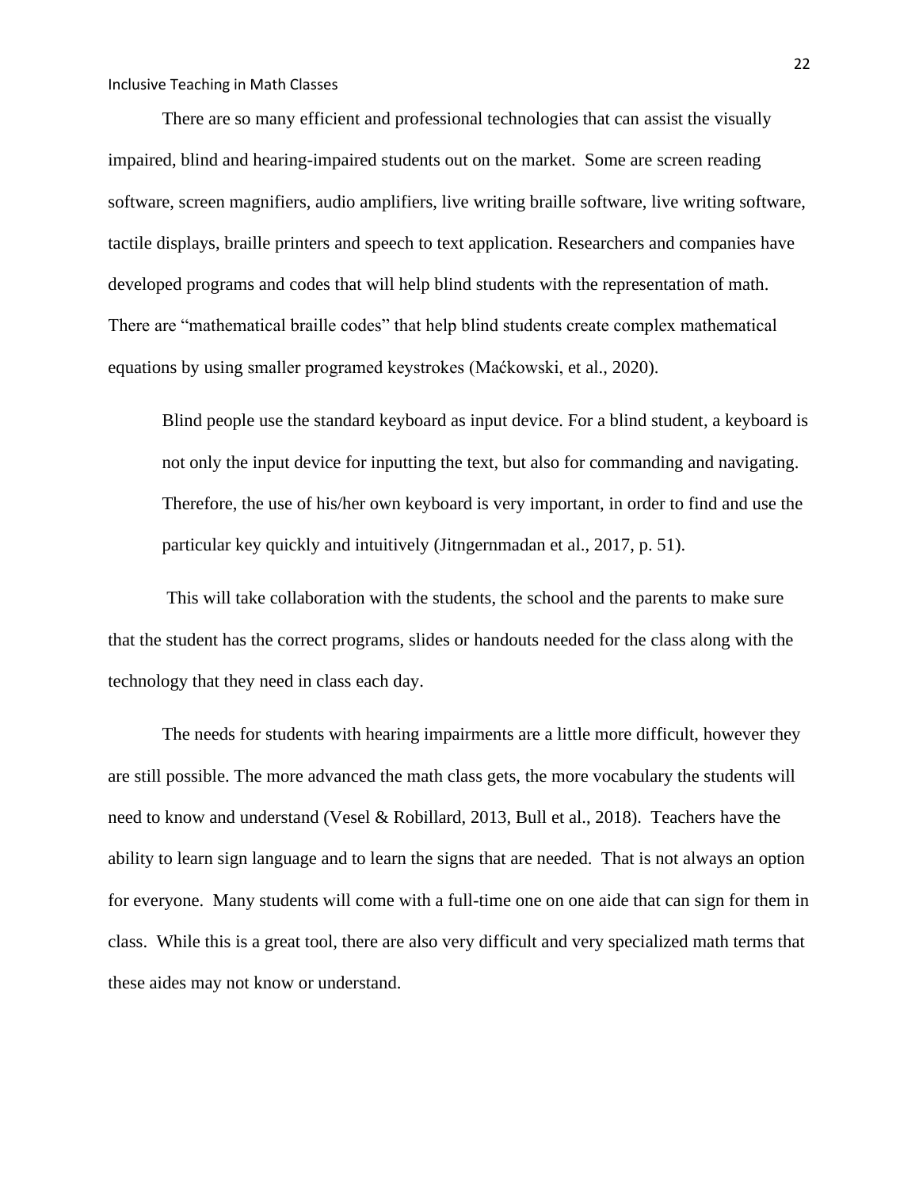There are so many efficient and professional technologies that can assist the visually impaired, blind and hearing-impaired students out on the market. Some are screen reading software, screen magnifiers, audio amplifiers, live writing braille software, live writing software, tactile displays, braille printers and speech to text application. Researchers and companies have developed programs and codes that will help blind students with the representation of math. There are "mathematical braille codes" that help blind students create complex mathematical equations by using smaller programed keystrokes (Maćkowski, et al., 2020).

> Blind people use the standard keyboard as input device. For a blind student, a keyboard is not only the input device for inputting the text, but also for commanding and navigating. Therefore, the use of his/her own keyboard is very important, in order to find and use the particular key quickly and intuitively (Jitngernmadan et al., 2017, p. 51).

This will take collaboration with the students, the school and the parents to make sure that the student has the correct programs, slides or handouts needed for the class along with the technology that they need in class each day.

The needs for students with hearing impairments are a little more difficult, however they are still possible. The more advanced the math class gets, the more vocabulary the students will need to know and understand (Vesel & Robillard, 2013, Bull et al., 2018). Teachers have the ability to learn sign language and to learn the signs that are needed. That is not always an option for everyone. Many students will come with a full-time one on one aide that can sign for them in class. While this is a great tool, there are also very difficult and very specialized math terms that these aides may not know or understand.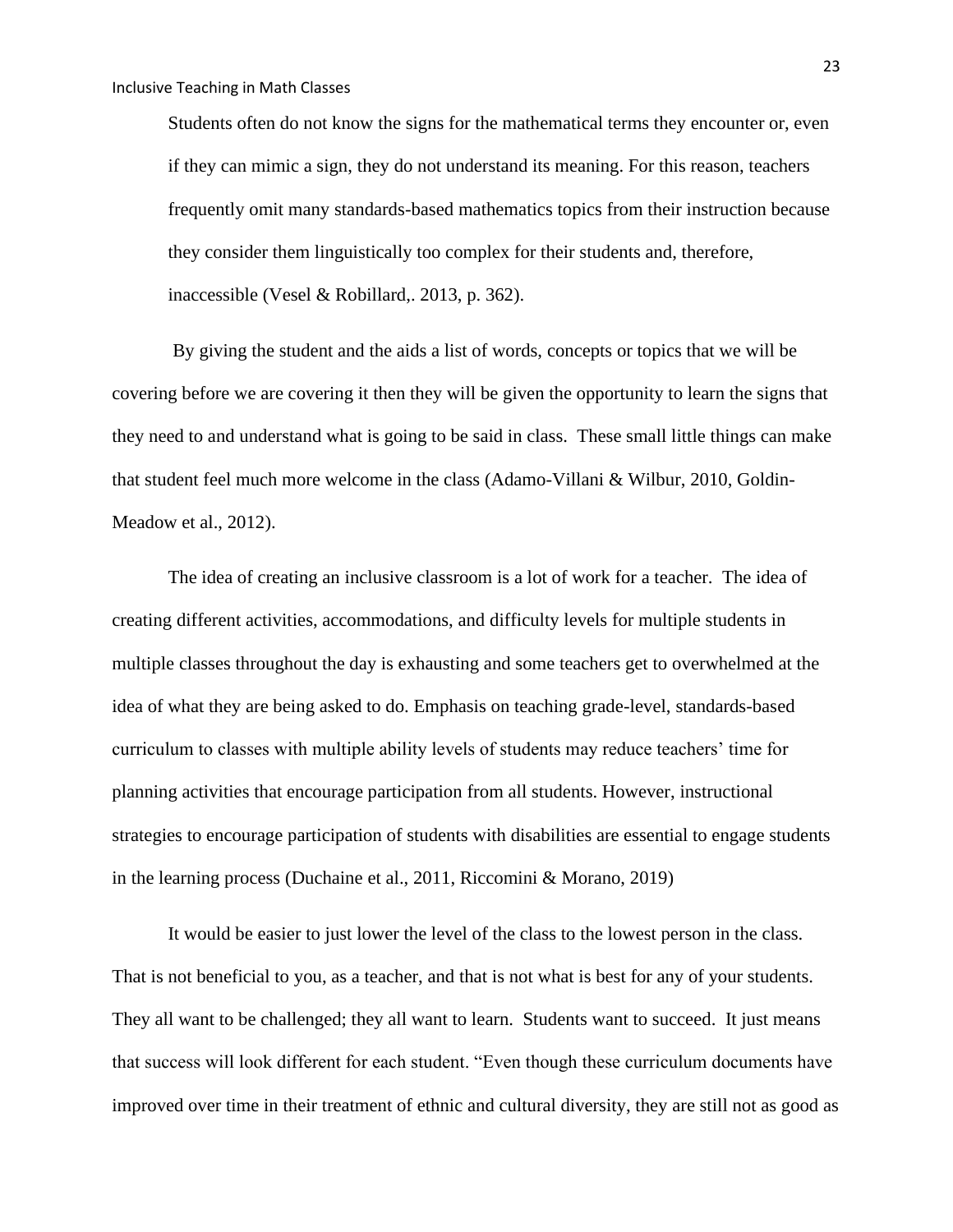> Students often do not know the signs for the mathematical terms they encounter or, even if they can mimic a sign, they do not understand its meaning. For this reason, teachers frequently omit many standards-based mathematics topics from their instruction because they consider them linguistically too complex for their students and, therefore, inaccessible (Vesel & Robillard,. 2013, p. 362).

By giving the student and the aids a list of words, concepts or topics that we will be covering before we are covering it then they will be given the opportunity to learn the signs that they need to and understand what is going to be said in class. These small little things can make that student feel much more welcome in the class (Adamo-Villani & Wilbur, 2010, Goldin-Meadow et al., 2012).

The idea of creating an inclusive classroom is a lot of work for a teacher. The idea of creating different activities, accommodations, and difficulty levels for multiple students in multiple classes throughout the day is exhausting and some teachers get to overwhelmed at the idea of what they are being asked to do. Emphasis on teaching grade-level, standards-based curriculum to classes with multiple ability levels of students may reduce teachers' time for planning activities that encourage participation from all students. However, instructional strategies to encourage participation of students with disabilities are essential to engage students in the learning process (Duchaine et al., 2011, Riccomini & Morano, 2019)

It would be easier to just lower the level of the class to the lowest person in the class. That is not beneficial to you, as a teacher, and that is not what is best for any of your students. They all want to be challenged; they all want to learn. Students want to succeed. It just means that success will look different for each student. "Even though these curriculum documents have improved over time in their treatment of ethnic and cultural diversity, they are still not as good as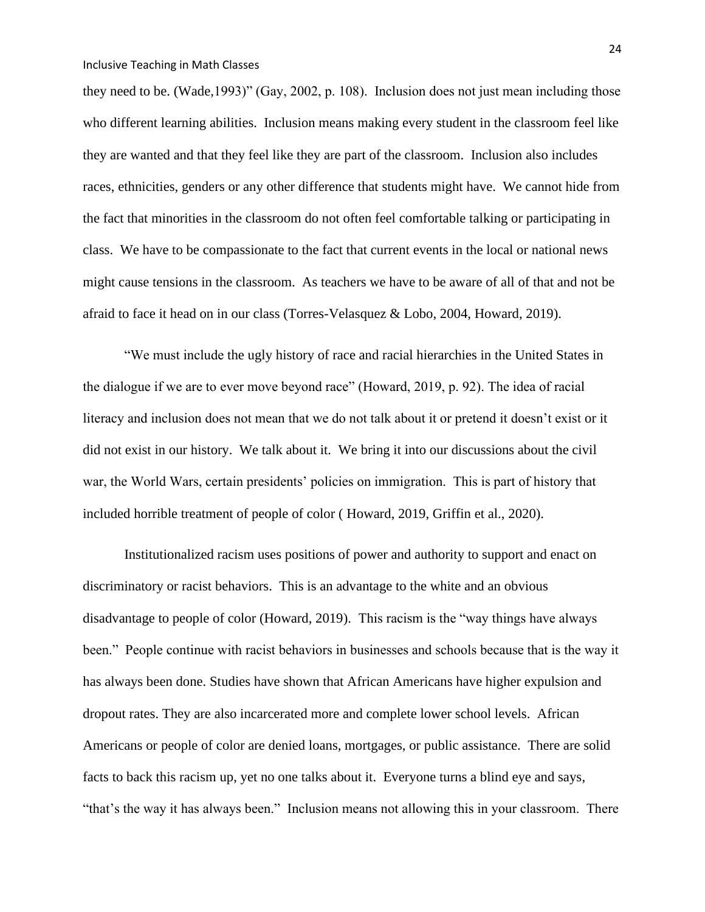they need to be. (Wade,1993)" (Gay, 2002, p. 108). Inclusion does not just mean including those who different learning abilities. Inclusion means making every student in the classroom feel like they are wanted and that they feel like they are part of the classroom. Inclusion also includes races, ethnicities, genders or any other difference that students might have. We cannot hide from the fact that minorities in the classroom do not often feel comfortable talking or participating in class. We have to be compassionate to the fact that current events in the local or national news might cause tensions in the classroom. As teachers we have to be aware of all of that and not be afraid to face it head on in our class (Torres-Velasquez & Lobo, 2004, Howard, 2019).

"We must include the ugly history of race and racial hierarchies in the United States in the dialogue if we are to ever move beyond race" (Howard, 2019, p. 92). The idea of racial literacy and inclusion does not mean that we do not talk about it or pretend it doesn't exist or it did not exist in our history. We talk about it. We bring it into our discussions about the civil war, the World Wars, certain presidents' policies on immigration. This is part of history that included horrible treatment of people of color ( Howard, 2019, Griffin et al., 2020).

Institutionalized racism uses positions of power and authority to support and enact on discriminatory or racist behaviors. This is an advantage to the white and an obvious disadvantage to people of color (Howard, 2019). This racism is the "way things have always been." People continue with racist behaviors in businesses and schools because that is the way it has always been done. Studies have shown that African Americans have higher expulsion and dropout rates. They are also incarcerated more and complete lower school levels. African Americans or people of color are denied loans, mortgages, or public assistance. There are solid facts to back this racism up, yet no one talks about it. Everyone turns a blind eye and says, "that's the way it has always been." Inclusion means not allowing this in your classroom. There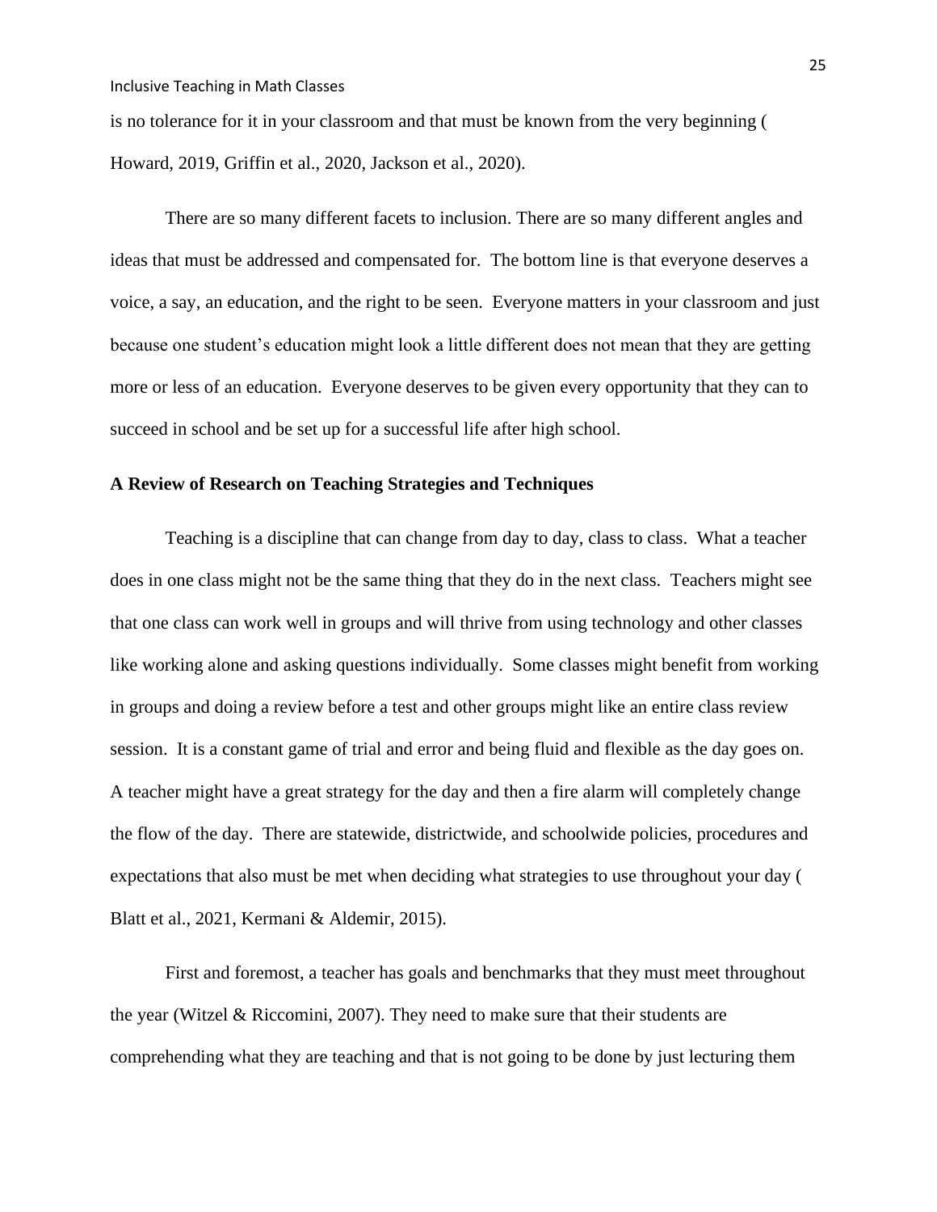is no tolerance for it in your classroom and that must be known from the very beginning ( Howard, 2019, Griffin et al., 2020, Jackson et al., 2020).

There are so many different facets to inclusion. There are so many different angles and ideas that must be addressed and compensated for. The bottom line is that everyone deserves a voice, a say, an education, and the right to be seen. Everyone matters in your classroom and just because one student's education might look a little different does not mean that they are getting more or less of an education. Everyone deserves to be given every opportunity that they can to succeed in school and be set up for a successful life after high school.

**A Review of Research on Teaching Strategies and Techniques**

Teaching is a discipline that can change from day to day, class to class. What a teacher does in one class might not be the same thing that they do in the next class. Teachers might see that one class can work well in groups and will thrive from using technology and other classes like working alone and asking questions individually. Some classes might benefit from working in groups and doing a review before a test and other groups might like an entire class review session. It is a constant game of trial and error and being fluid and flexible as the day goes on. A teacher might have a great strategy for the day and then a fire alarm will completely change the flow of the day. There are statewide, districtwide, and schoolwide policies, procedures and expectations that also must be met when deciding what strategies to use throughout your day ( Blatt et al., 2021, Kermani & Aldemir, 2015).

First and foremost, a teacher has goals and benchmarks that they must meet throughout the year (Witzel & Riccomini, 2007). They need to make sure that their students are comprehending what they are teaching and that is not going to be done by just lecturing them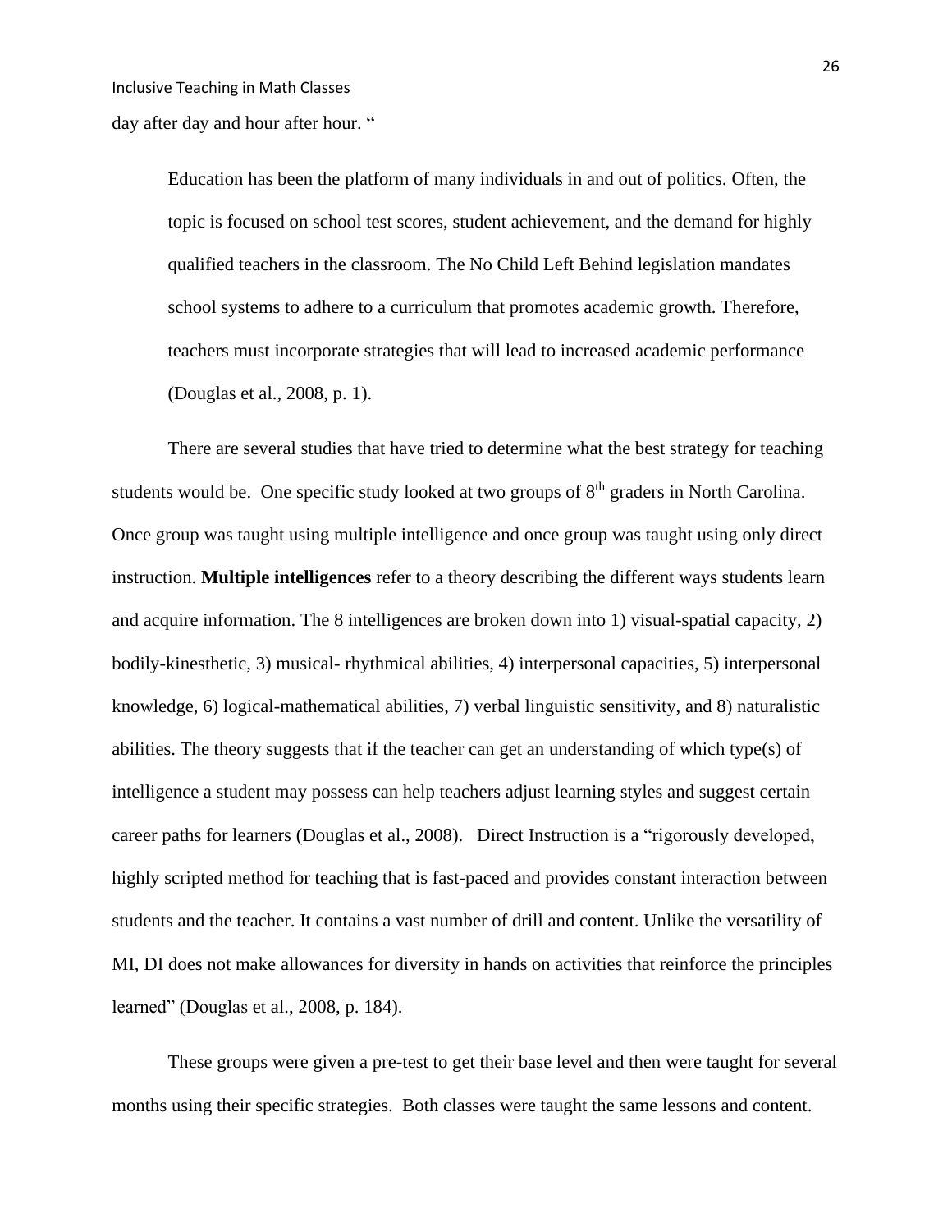day after day and hour after hour. "

> Education has been the platform of many individuals in and out of politics. Often, the topic is focused on school test scores, student achievement, and the demand for highly qualified teachers in the classroom. The No Child Left Behind legislation mandates school systems to adhere to a curriculum that promotes academic growth. Therefore, teachers must incorporate strategies that will lead to increased academic performance (Douglas et al., 2008, p. 1).

There are several studies that have tried to determine what the best strategy for teaching students would be. One specific study looked at two groups of 8th graders in North Carolina. Once group was taught using multiple intelligence and once group was taught using only direct instruction. **Multiple intelligences** refer to a theory describing the different ways students learn and acquire information. The 8 intelligences are broken down into 1) visual-spatial capacity, 2) bodily-kinesthetic, 3) musical- rhythmical abilities, 4) interpersonal capacities, 5) interpersonal knowledge, 6) logical-mathematical abilities, 7) verbal linguistic sensitivity, and 8) naturalistic abilities. The theory suggests that if the teacher can get an understanding of which type(s) of intelligence a student may possess can help teachers adjust learning styles and suggest certain career paths for learners (Douglas et al., 2008). Direct Instruction is a "rigorously developed, highly scripted method for teaching that is fast-paced and provides constant interaction between students and the teacher. It contains a vast number of drill and content. Unlike the versatility of MI, DI does not make allowances for diversity in hands on activities that reinforce the principles learned" (Douglas et al., 2008, p. 184).

These groups were given a pre-test to get their base level and then were taught for several months using their specific strategies. Both classes were taught the same lessons and content.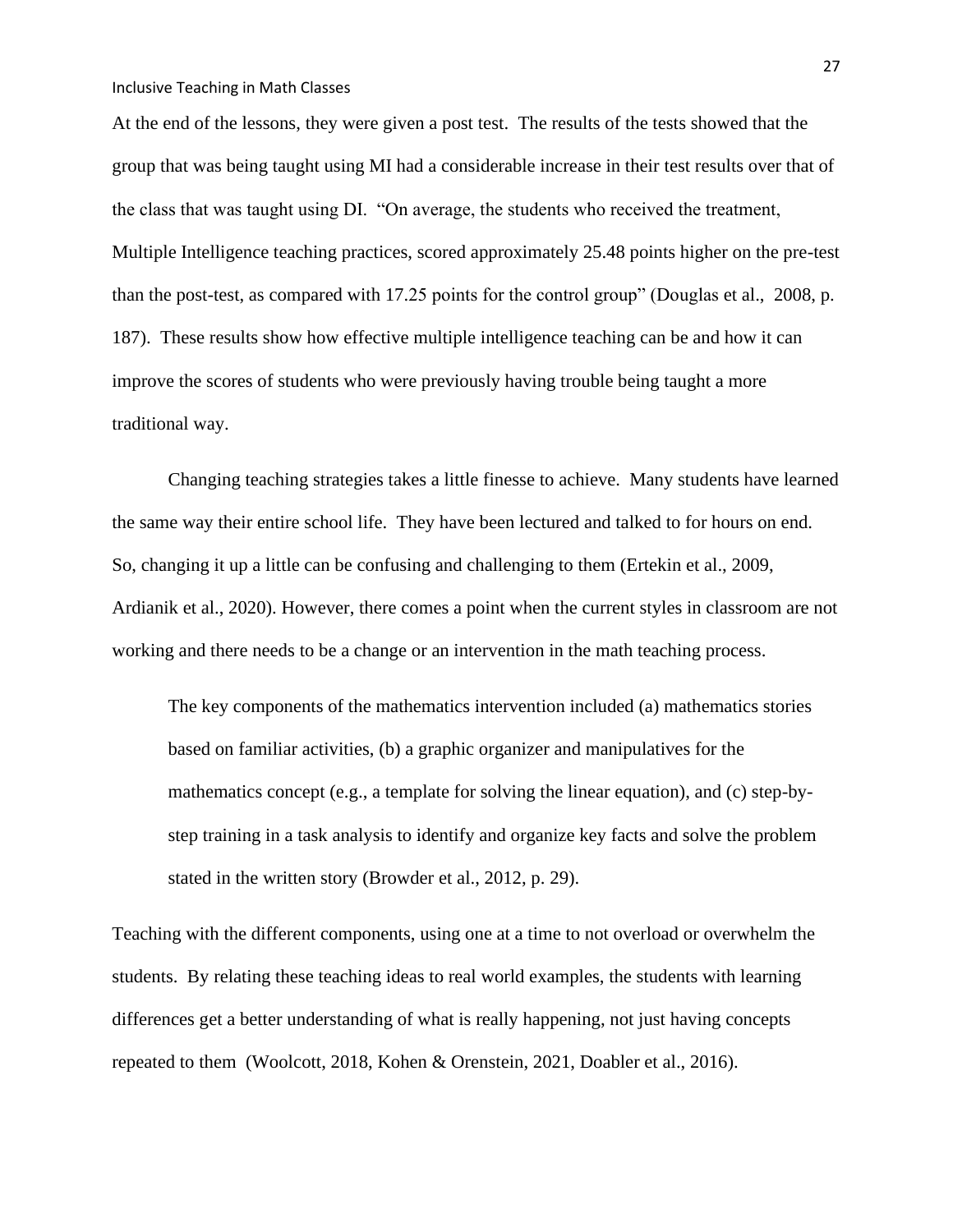At the end of the lessons, they were given a post test. The results of the tests showed that the group that was being taught using MI had a considerable increase in their test results over that of the class that was taught using DI. "On average, the students who received the treatment, Multiple Intelligence teaching practices, scored approximately 25.48 points higher on the pre-test than the post-test, as compared with 17.25 points for the control group" (Douglas et al., 2008, p. 187). These results show how effective multiple intelligence teaching can be and how it can improve the scores of students who were previously having trouble being taught a more traditional way.

Changing teaching strategies takes a little finesse to achieve. Many students have learned the same way their entire school life. They have been lectured and talked to for hours on end. So, changing it up a little can be confusing and challenging to them (Ertekin et al., 2009, Ardianik et al., 2020). However, there comes a point when the current styles in classroom are not working and there needs to be a change or an intervention in the math teaching process.

> The key components of the mathematics intervention included (a) mathematics stories based on familiar activities, (b) a graphic organizer and manipulatives for the mathematics concept (e.g., a template for solving the linear equation), and (c) step-by-step training in a task analysis to identify and organize key facts and solve the problem stated in the written story (Browder et al., 2012, p. 29).

Teaching with the different components, using one at a time to not overload or overwhelm the students. By relating these teaching ideas to real world examples, the students with learning differences get a better understanding of what is really happening, not just having concepts repeated to them (Woolcott, 2018, Kohen & Orenstein, 2021, Doabler et al., 2016).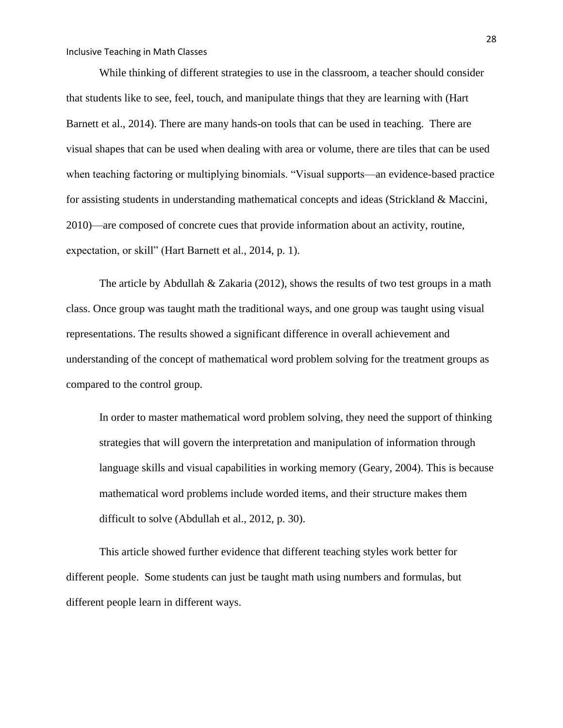While thinking of different strategies to use in the classroom, a teacher should consider that students like to see, feel, touch, and manipulate things that they are learning with (Hart Barnett et al., 2014). There are many hands-on tools that can be used in teaching. There are visual shapes that can be used when dealing with area or volume, there are tiles that can be used when teaching factoring or multiplying binomials. "Visual supports—an evidence-based practice for assisting students in understanding mathematical concepts and ideas (Strickland & Maccini, 2010)—are composed of concrete cues that provide information about an activity, routine, expectation, or skill" (Hart Barnett et al., 2014, p. 1).

The article by Abdullah & Zakaria (2012), shows the results of two test groups in a math class. Once group was taught math the traditional ways, and one group was taught using visual representations. The results showed a significant difference in overall achievement and understanding of the concept of mathematical word problem solving for the treatment groups as compared to the control group.

> In order to master mathematical word problem solving, they need the support of thinking strategies that will govern the interpretation and manipulation of information through language skills and visual capabilities in working memory (Geary, 2004). This is because mathematical word problems include worded items, and their structure makes them difficult to solve (Abdullah et al., 2012, p. 30).

This article showed further evidence that different teaching styles work better for different people. Some students can just be taught math using numbers and formulas, but different people learn in different ways.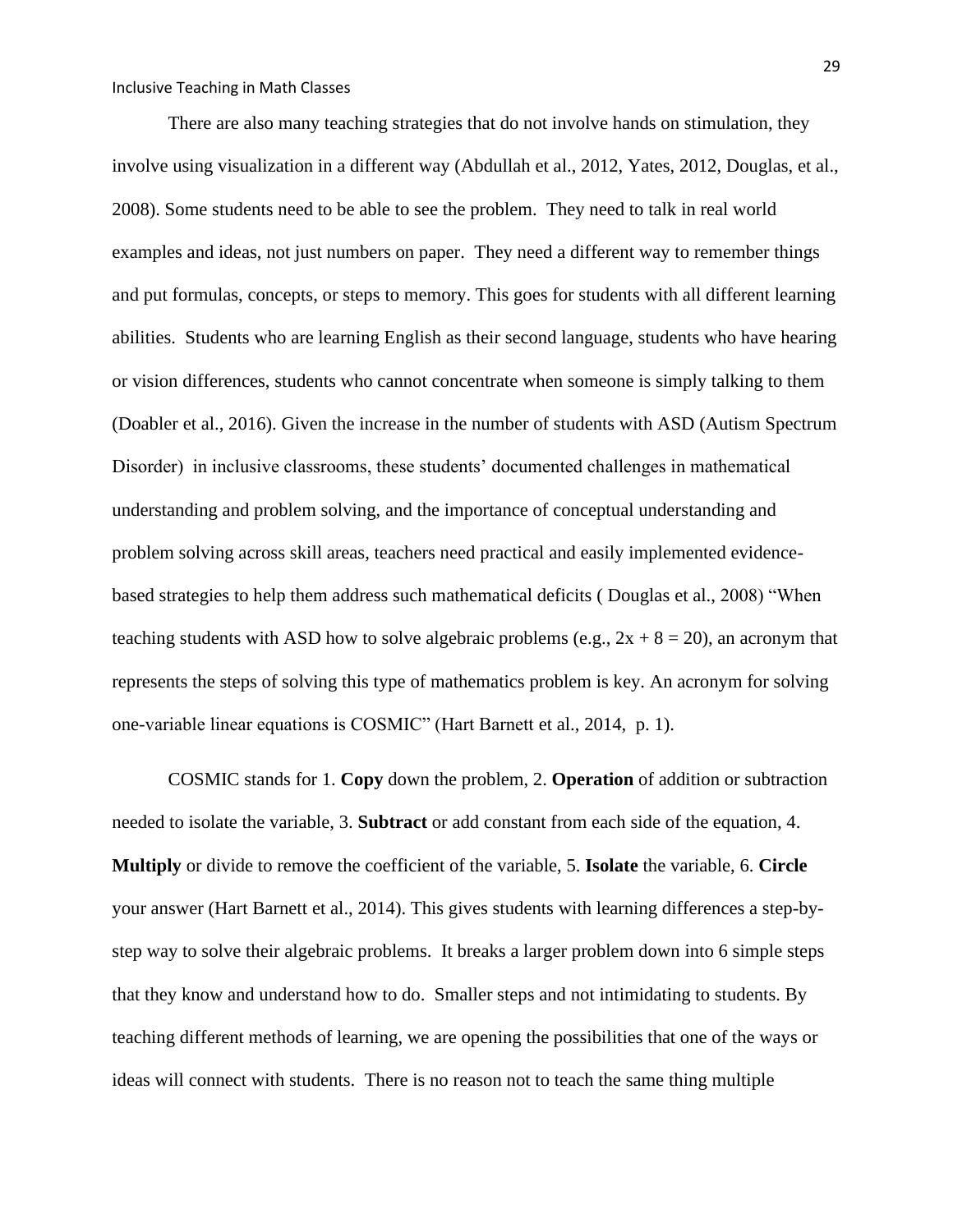There are also many teaching strategies that do not involve hands on stimulation, they involve using visualization in a different way (Abdullah et al., 2012, Yates, 2012, Douglas, et al., 2008). Some students need to be able to see the problem. They need to talk in real world examples and ideas, not just numbers on paper. They need a different way to remember things and put formulas, concepts, or steps to memory. This goes for students with all different learning abilities. Students who are learning English as their second language, students who have hearing or vision differences, students who cannot concentrate when someone is simply talking to them (Doabler et al., 2016). Given the increase in the number of students with ASD (Autism Spectrum Disorder) in inclusive classrooms, these students' documented challenges in mathematical understanding and problem solving, and the importance of conceptual understanding and problem solving across skill areas, teachers need practical and easily implemented evidence-based strategies to help them address such mathematical deficits ( Douglas et al., 2008) "When teaching students with ASD how to solve algebraic problems (e.g., $2x + 8 = 20$), an acronym that represents the steps of solving this type of mathematics problem is key. An acronym for solving one-variable linear equations is COSMIC" (Hart Barnett et al., 2014, p. 1).

COSMIC stands for 1. **Copy** down the problem, 2. **Operation** of addition or subtraction needed to isolate the variable, 3. **Subtract** or add constant from each side of the equation, 4. **Multiply** or divide to remove the coefficient of the variable, 5. **Isolate** the variable, 6. **Circle** your answer (Hart Barnett et al., 2014). This gives students with learning differences a step-by-step way to solve their algebraic problems. It breaks a larger problem down into 6 simple steps that they know and understand how to do. Smaller steps and not intimidating to students. By teaching different methods of learning, we are opening the possibilities that one of the ways or ideas will connect with students. There is no reason not to teach the same thing multiple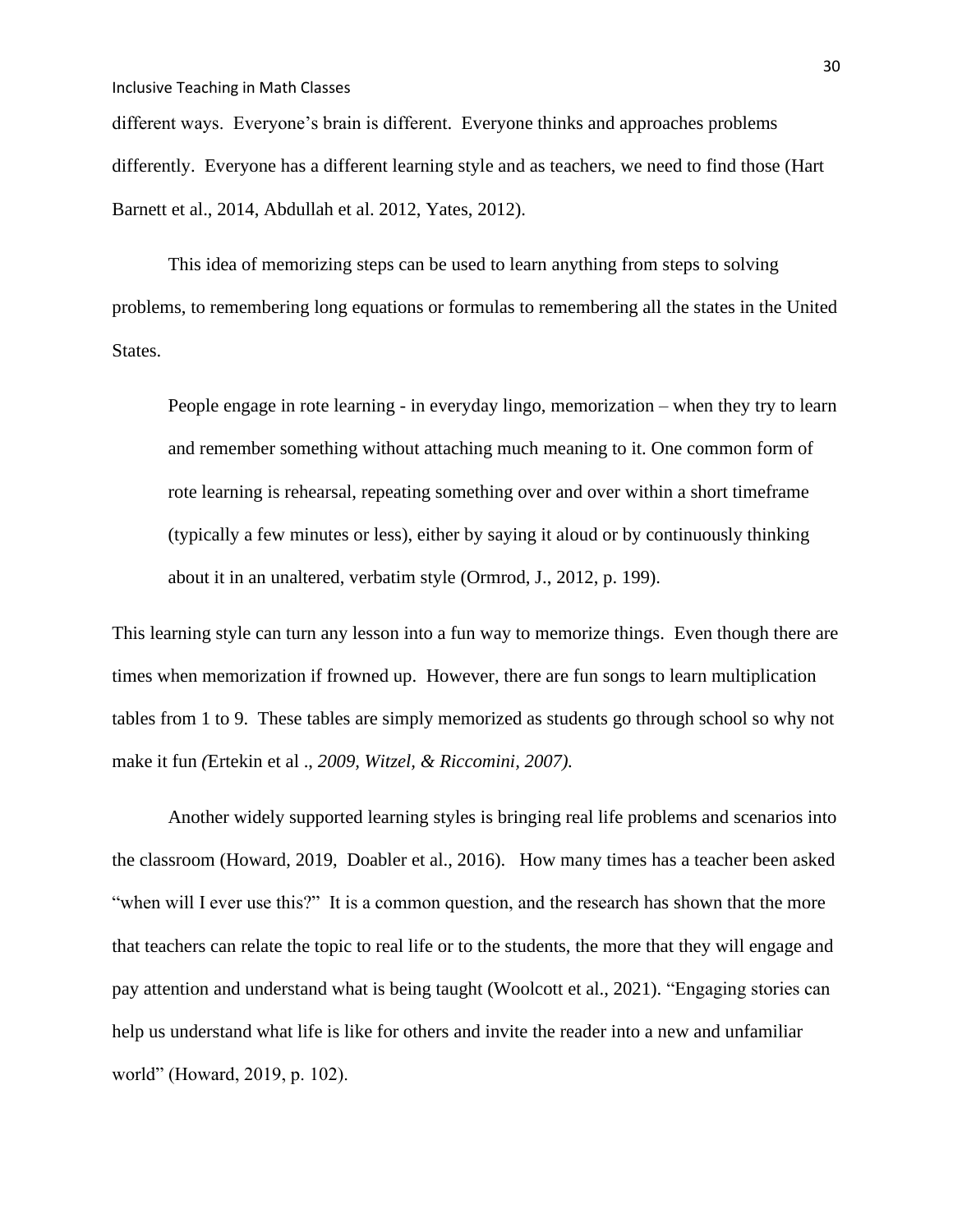different ways. Everyone's brain is different. Everyone thinks and approaches problems differently. Everyone has a different learning style and as teachers, we need to find those (Hart Barnett et al., 2014, Abdullah et al. 2012, Yates, 2012).

This idea of memorizing steps can be used to learn anything from steps to solving problems, to remembering long equations or formulas to remembering all the states in the United States.

> People engage in rote learning - in everyday lingo, memorization – when they try to learn and remember something without attaching much meaning to it. One common form of rote learning is rehearsal, repeating something over and over within a short timeframe (typically a few minutes or less), either by saying it aloud or by continuously thinking about it in an unaltered, verbatim style (Ormrod, J., 2012, p. 199).

This learning style can turn any lesson into a fun way to memorize things. Even though there are times when memorization if frowned up. However, there are fun songs to learn multiplication tables from 1 to 9. These tables are simply memorized as students go through school so why not make it fun *(*Ertekin et al ., *2009, Witzel, & Riccomini, 2007).*

Another widely supported learning styles is bringing real life problems and scenarios into the classroom (Howard, 2019, Doabler et al., 2016). How many times has a teacher been asked "when will I ever use this?" It is a common question, and the research has shown that the more that teachers can relate the topic to real life or to the students, the more that they will engage and pay attention and understand what is being taught (Woolcott et al., 2021). "Engaging stories can help us understand what life is like for others and invite the reader into a new and unfamiliar world" (Howard, 2019, p. 102).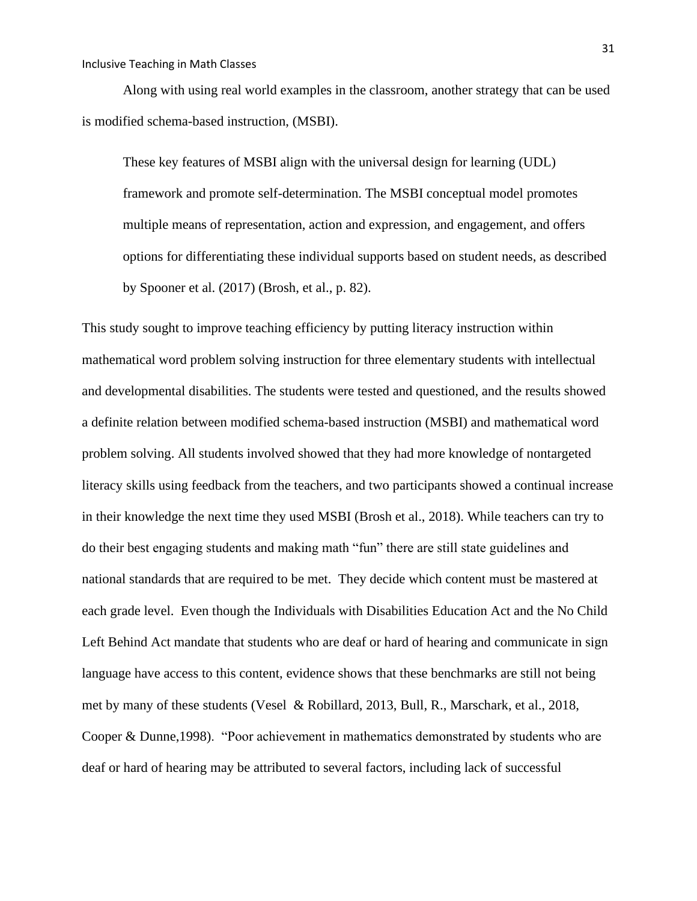Along with using real world examples in the classroom, another strategy that can be used is modified schema-based instruction, (MSBI).

> These key features of MSBI align with the universal design for learning (UDL) framework and promote self-determination. The MSBI conceptual model promotes multiple means of representation, action and expression, and engagement, and offers options for differentiating these individual supports based on student needs, as described by Spooner et al. (2017) (Brosh, et al., p. 82).

This study sought to improve teaching efficiency by putting literacy instruction within mathematical word problem solving instruction for three elementary students with intellectual and developmental disabilities. The students were tested and questioned, and the results showed a definite relation between modified schema-based instruction (MSBI) and mathematical word problem solving. All students involved showed that they had more knowledge of nontargeted literacy skills using feedback from the teachers, and two participants showed a continual increase in their knowledge the next time they used MSBI (Brosh et al., 2018). While teachers can try to do their best engaging students and making math "fun" there are still state guidelines and national standards that are required to be met. They decide which content must be mastered at each grade level. Even though the Individuals with Disabilities Education Act and the No Child Left Behind Act mandate that students who are deaf or hard of hearing and communicate in sign language have access to this content, evidence shows that these benchmarks are still not being met by many of these students (Vesel & Robillard, 2013, Bull, R., Marschark, et al., 2018, Cooper & Dunne,1998). "Poor achievement in mathematics demonstrated by students who are deaf or hard of hearing may be attributed to several factors, including lack of successful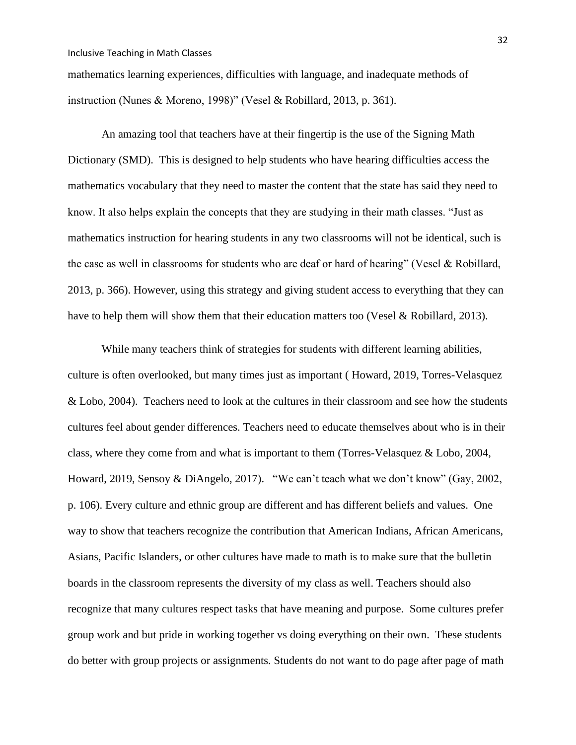mathematics learning experiences, difficulties with language, and inadequate methods of instruction (Nunes & Moreno, 1998)" (Vesel & Robillard, 2013, p. 361).

An amazing tool that teachers have at their fingertip is the use of the Signing Math Dictionary (SMD). This is designed to help students who have hearing difficulties access the mathematics vocabulary that they need to master the content that the state has said they need to know. It also helps explain the concepts that they are studying in their math classes. "Just as mathematics instruction for hearing students in any two classrooms will not be identical, such is the case as well in classrooms for students who are deaf or hard of hearing" (Vesel & Robillard, 2013, p. 366). However, using this strategy and giving student access to everything that they can have to help them will show them that their education matters too (Vesel & Robillard, 2013).

While many teachers think of strategies for students with different learning abilities, culture is often overlooked, but many times just as important ( Howard, 2019, Torres-Velasquez & Lobo, 2004). Teachers need to look at the cultures in their classroom and see how the students cultures feel about gender differences. Teachers need to educate themselves about who is in their class, where they come from and what is important to them (Torres-Velasquez & Lobo, 2004, Howard, 2019, Sensoy & DiAngelo, 2017). "We can't teach what we don't know" (Gay, 2002, p. 106). Every culture and ethnic group are different and has different beliefs and values. One way to show that teachers recognize the contribution that American Indians, African Americans, Asians, Pacific Islanders, or other cultures have made to math is to make sure that the bulletin boards in the classroom represents the diversity of my class as well. Teachers should also recognize that many cultures respect tasks that have meaning and purpose. Some cultures prefer group work and but pride in working together vs doing everything on their own. These students do better with group projects or assignments. Students do not want to do page after page of math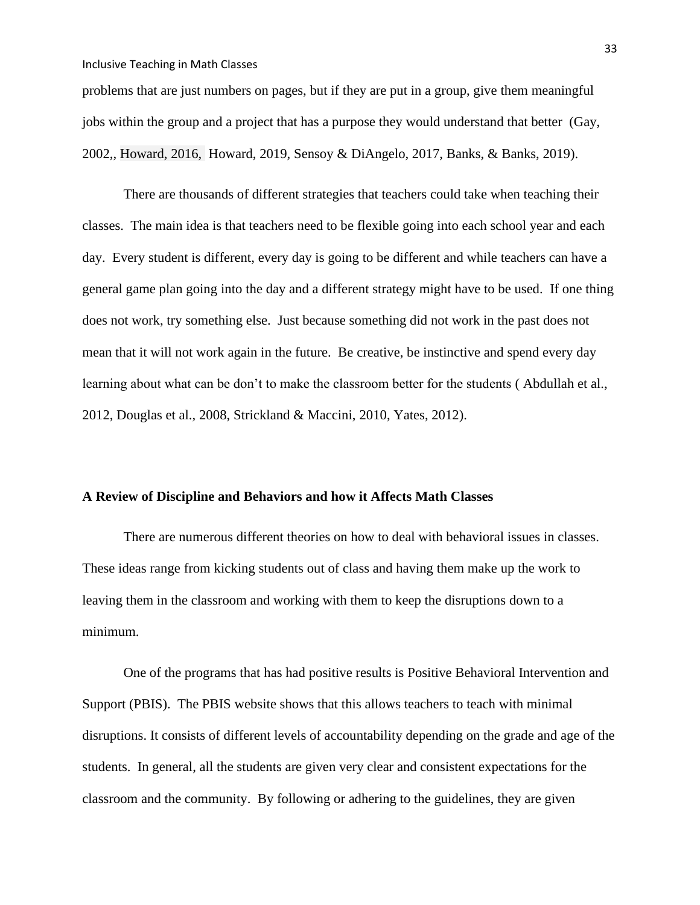problems that are just numbers on pages, but if they are put in a group, give them meaningful jobs within the group and a project that has a purpose they would understand that better (Gay, 2002,, Howard, 2016, Howard, 2019, Sensoy & DiAngelo, 2017, Banks, & Banks, 2019).

There are thousands of different strategies that teachers could take when teaching their classes. The main idea is that teachers need to be flexible going into each school year and each day. Every student is different, every day is going to be different and while teachers can have a general game plan going into the day and a different strategy might have to be used. If one thing does not work, try something else. Just because something did not work in the past does not mean that it will not work again in the future. Be creative, be instinctive and spend every day learning about what can be don't to make the classroom better for the students ( Abdullah et al., 2012, Douglas et al., 2008, Strickland & Maccini, 2010, Yates, 2012).

**A Review of Discipline and Behaviors and how it Affects Math Classes**

There are numerous different theories on how to deal with behavioral issues in classes. These ideas range from kicking students out of class and having them make up the work to leaving them in the classroom and working with them to keep the disruptions down to a minimum.

One of the programs that has had positive results is Positive Behavioral Intervention and Support (PBIS). The PBIS website shows that this allows teachers to teach with minimal disruptions. It consists of different levels of accountability depending on the grade and age of the students. In general, all the students are given very clear and consistent expectations for the classroom and the community. By following or adhering to the guidelines, they are given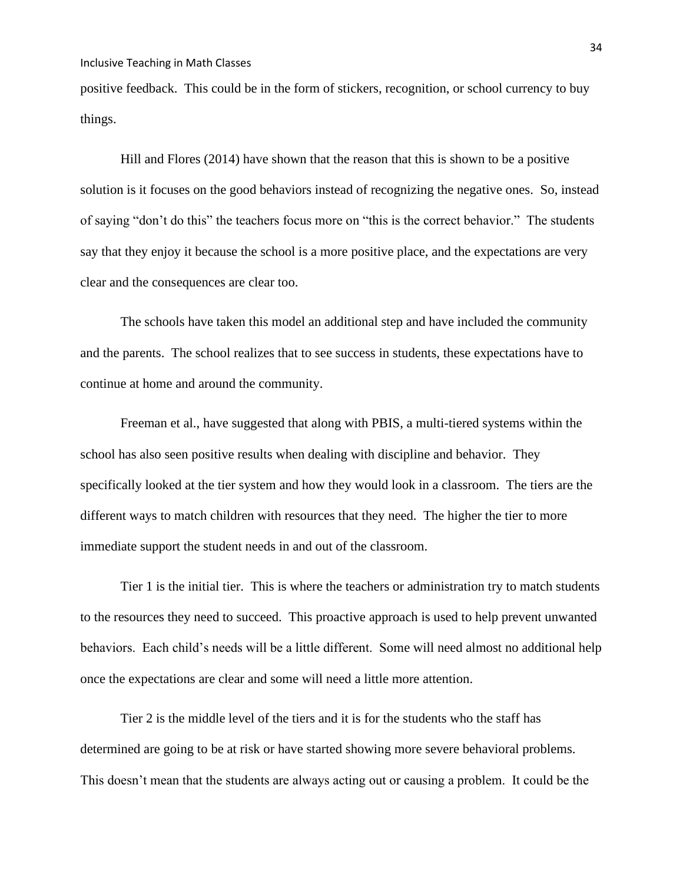positive feedback. This could be in the form of stickers, recognition, or school currency to buy things.

Hill and Flores (2014) have shown that the reason that this is shown to be a positive solution is it focuses on the good behaviors instead of recognizing the negative ones. So, instead of saying "don't do this" the teachers focus more on "this is the correct behavior." The students say that they enjoy it because the school is a more positive place, and the expectations are very clear and the consequences are clear too.

The schools have taken this model an additional step and have included the community and the parents. The school realizes that to see success in students, these expectations have to continue at home and around the community.

Freeman et al., have suggested that along with PBIS, a multi-tiered systems within the school has also seen positive results when dealing with discipline and behavior. They specifically looked at the tier system and how they would look in a classroom. The tiers are the different ways to match children with resources that they need. The higher the tier to more immediate support the student needs in and out of the classroom.

Tier 1 is the initial tier. This is where the teachers or administration try to match students to the resources they need to succeed. This proactive approach is used to help prevent unwanted behaviors. Each child's needs will be a little different. Some will need almost no additional help once the expectations are clear and some will need a little more attention.

Tier 2 is the middle level of the tiers and it is for the students who the staff has determined are going to be at risk or have started showing more severe behavioral problems. This doesn't mean that the students are always acting out or causing a problem. It could be the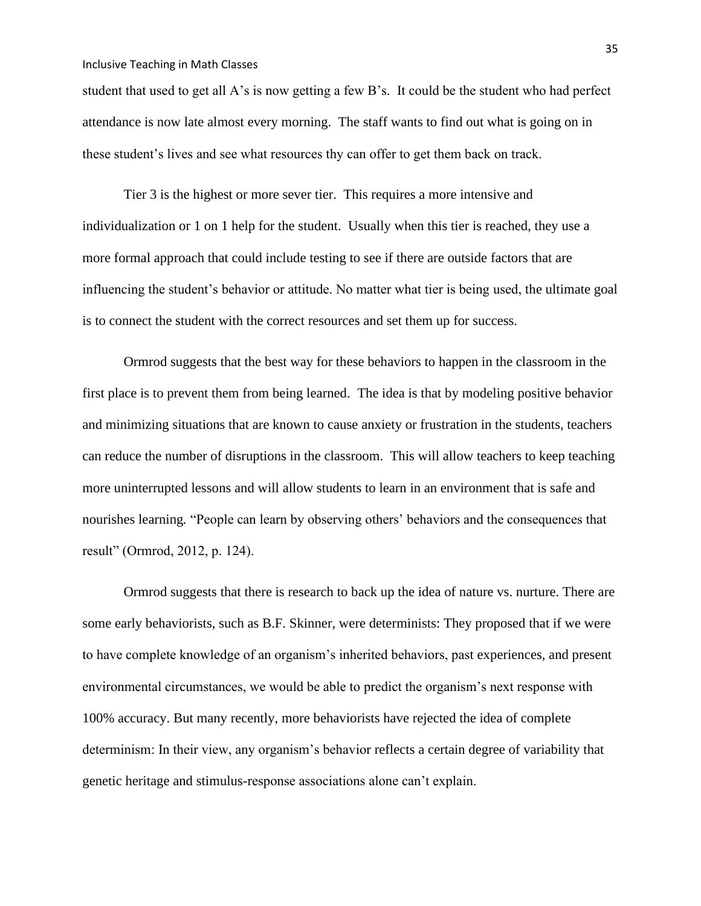student that used to get all A's is now getting a few B's. It could be the student who had perfect attendance is now late almost every morning. The staff wants to find out what is going on in these student's lives and see what resources thy can offer to get them back on track.

Tier 3 is the highest or more sever tier. This requires a more intensive and individualization or 1 on 1 help for the student. Usually when this tier is reached, they use a more formal approach that could include testing to see if there are outside factors that are influencing the student's behavior or attitude. No matter what tier is being used, the ultimate goal is to connect the student with the correct resources and set them up for success.

Ormrod suggests that the best way for these behaviors to happen in the classroom in the first place is to prevent them from being learned. The idea is that by modeling positive behavior and minimizing situations that are known to cause anxiety or frustration in the students, teachers can reduce the number of disruptions in the classroom. This will allow teachers to keep teaching more uninterrupted lessons and will allow students to learn in an environment that is safe and nourishes learning. "People can learn by observing others' behaviors and the consequences that result" (Ormrod, 2012, p. 124).

Ormrod suggests that there is research to back up the idea of nature vs. nurture. There are some early behaviorists, such as B.F. Skinner, were determinists: They proposed that if we were to have complete knowledge of an organism's inherited behaviors, past experiences, and present environmental circumstances, we would be able to predict the organism's next response with 100% accuracy. But many recently, more behaviorists have rejected the idea of complete determinism: In their view, any organism's behavior reflects a certain degree of variability that genetic heritage and stimulus-response associations alone can't explain.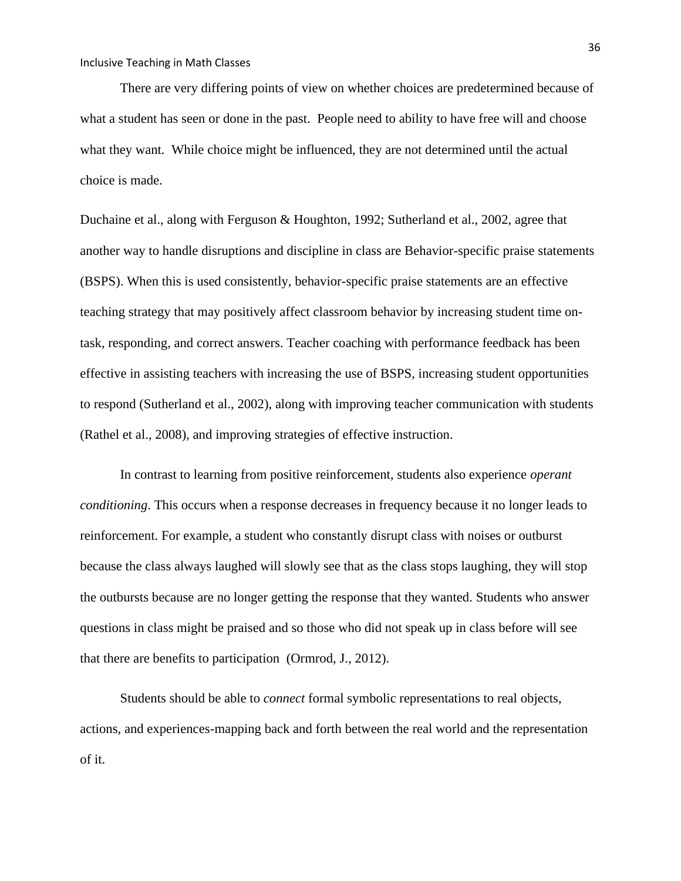There are very differing points of view on whether choices are predetermined because of what a student has seen or done in the past. People need to ability to have free will and choose what they want. While choice might be influenced, they are not determined until the actual choice is made.

Duchaine et al., along with Ferguson & Houghton, 1992; Sutherland et al., 2002, agree that another way to handle disruptions and discipline in class are Behavior-specific praise statements (BSPS). When this is used consistently, behavior-specific praise statements are an effective teaching strategy that may positively affect classroom behavior by increasing student time on-task, responding, and correct answers. Teacher coaching with performance feedback has been effective in assisting teachers with increasing the use of BSPS, increasing student opportunities to respond (Sutherland et al., 2002), along with improving teacher communication with students (Rathel et al., 2008), and improving strategies of effective instruction.

In contrast to learning from positive reinforcement, students also experience *operant conditioning*. This occurs when a response decreases in frequency because it no longer leads to reinforcement. For example, a student who constantly disrupt class with noises or outburst because the class always laughed will slowly see that as the class stops laughing, they will stop the outbursts because are no longer getting the response that they wanted. Students who answer questions in class might be praised and so those who did not speak up in class before will see that there are benefits to participation (Ormrod, J., 2012).

Students should be able to *connect* formal symbolic representations to real objects, actions, and experiences-mapping back and forth between the real world and the representation of it.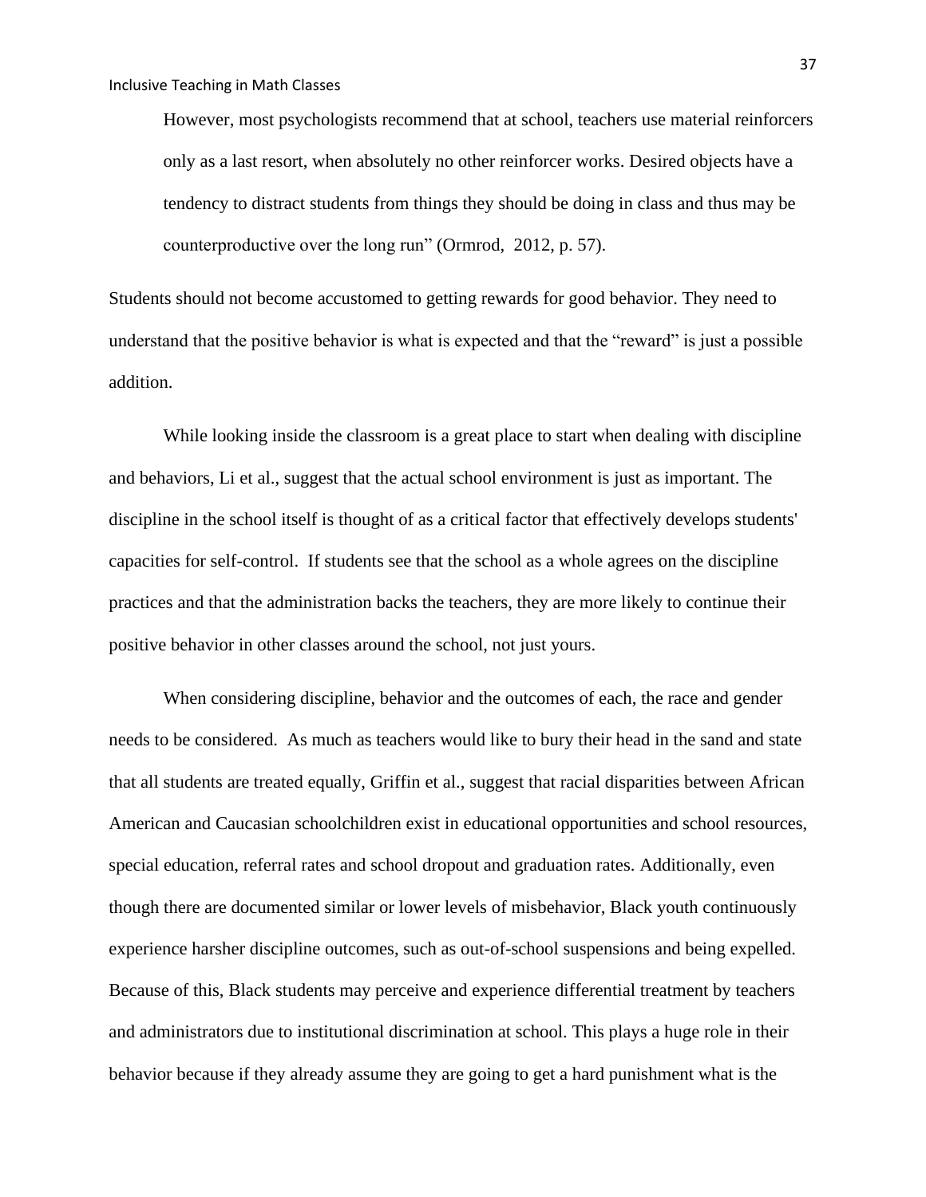> However, most psychologists recommend that at school, teachers use material reinforcers only as a last resort, when absolutely no other reinforcer works. Desired objects have a tendency to distract students from things they should be doing in class and thus may be counterproductive over the long run" (Ormrod, 2012, p. 57).

Students should not become accustomed to getting rewards for good behavior. They need to understand that the positive behavior is what is expected and that the "reward" is just a possible addition.

While looking inside the classroom is a great place to start when dealing with discipline and behaviors, Li et al., suggest that the actual school environment is just as important. The discipline in the school itself is thought of as a critical factor that effectively develops students' capacities for self-control. If students see that the school as a whole agrees on the discipline practices and that the administration backs the teachers, they are more likely to continue their positive behavior in other classes around the school, not just yours.

When considering discipline, behavior and the outcomes of each, the race and gender needs to be considered. As much as teachers would like to bury their head in the sand and state that all students are treated equally, Griffin et al., suggest that racial disparities between African American and Caucasian schoolchildren exist in educational opportunities and school resources, special education, referral rates and school dropout and graduation rates. Additionally, even though there are documented similar or lower levels of misbehavior, Black youth continuously experience harsher discipline outcomes, such as out-of-school suspensions and being expelled. Because of this, Black students may perceive and experience differential treatment by teachers and administrators due to institutional discrimination at school. This plays a huge role in their behavior because if they already assume they are going to get a hard punishment what is the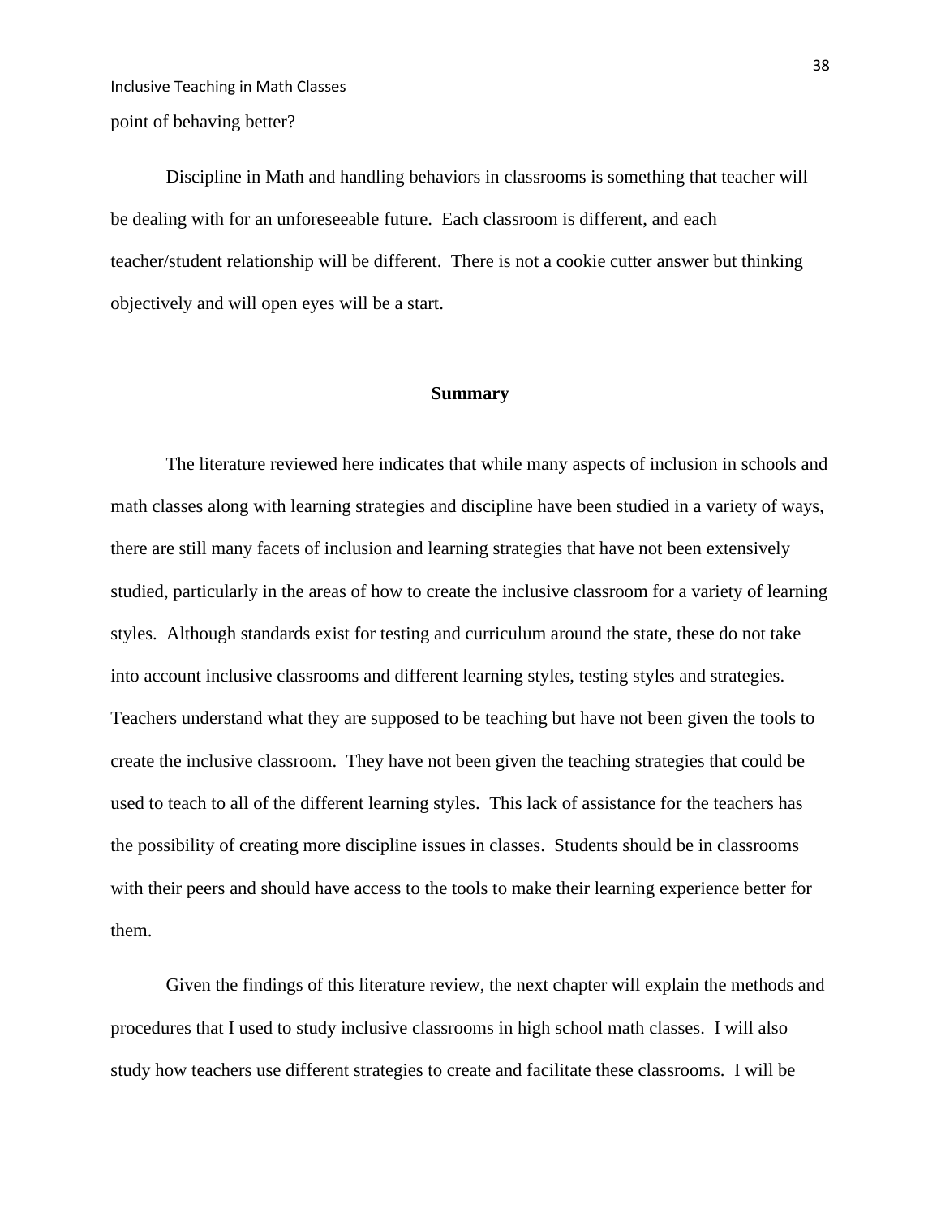point of behaving better?

Discipline in Math and handling behaviors in classrooms is something that teacher will be dealing with for an unforeseeable future. Each classroom is different, and each teacher/student relationship will be different. There is not a cookie cutter answer but thinking objectively and will open eyes will be a start.

## Summary

The literature reviewed here indicates that while many aspects of inclusion in schools and math classes along with learning strategies and discipline have been studied in a variety of ways, there are still many facets of inclusion and learning strategies that have not been extensively studied, particularly in the areas of how to create the inclusive classroom for a variety of learning styles. Although standards exist for testing and curriculum around the state, these do not take into account inclusive classrooms and different learning styles, testing styles and strategies. Teachers understand what they are supposed to be teaching but have not been given the tools to create the inclusive classroom. They have not been given the teaching strategies that could be used to teach to all of the different learning styles. This lack of assistance for the teachers has the possibility of creating more discipline issues in classes. Students should be in classrooms with their peers and should have access to the tools to make their learning experience better for them.

Given the findings of this literature review, the next chapter will explain the methods and procedures that I used to study inclusive classrooms in high school math classes. I will also study how teachers use different strategies to create and facilitate these classrooms. I will be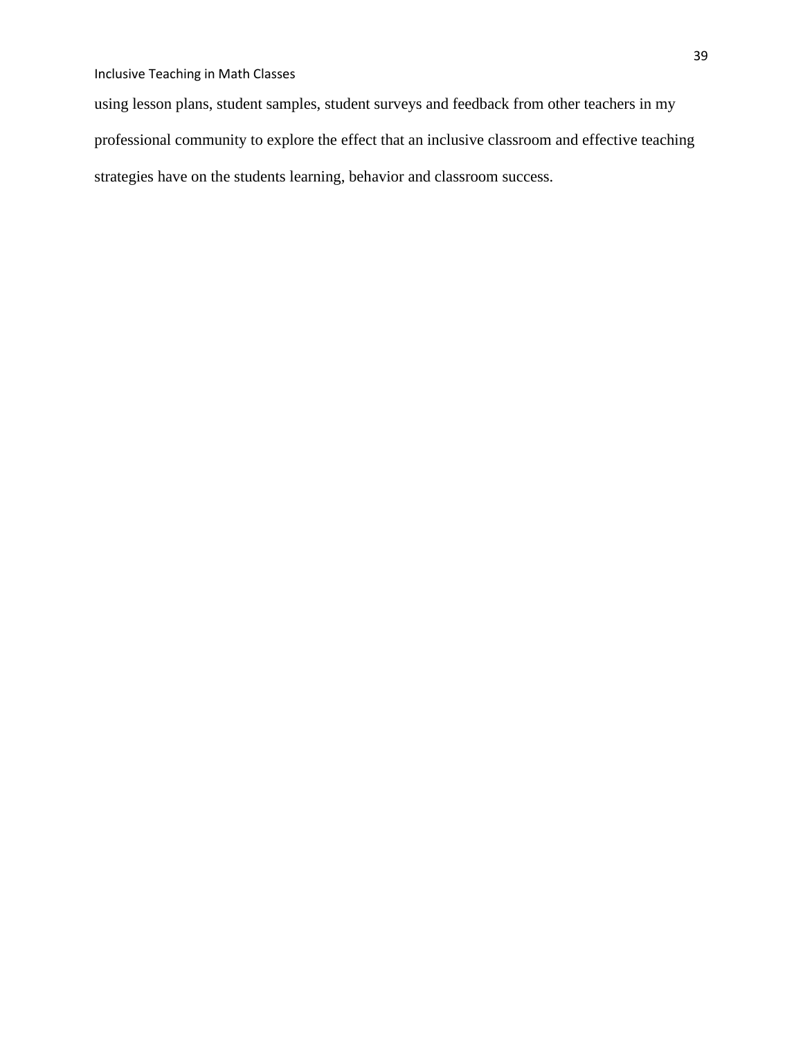using lesson plans, student samples, student surveys and feedback from other teachers in my professional community to explore the effect that an inclusive classroom and effective teaching strategies have on the students learning, behavior and classroom success.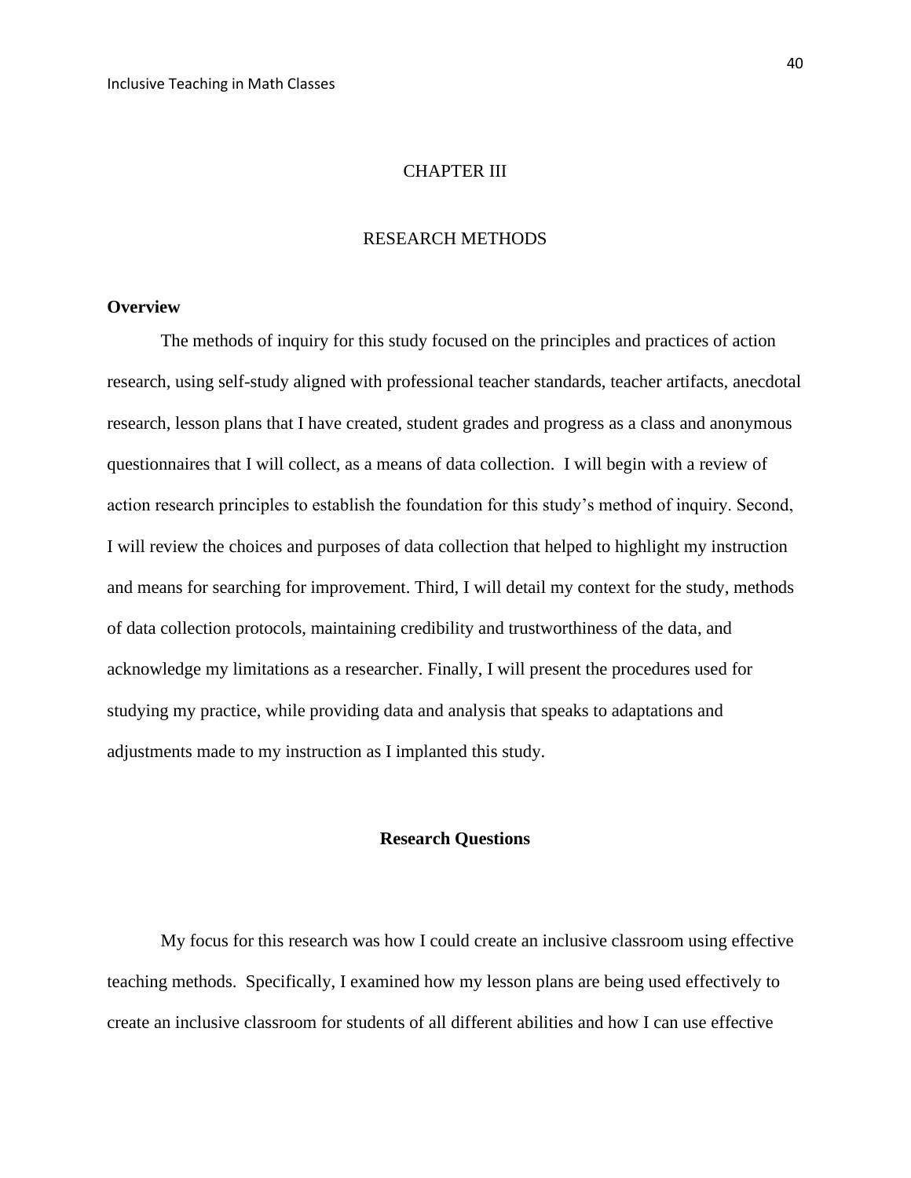# CHAPTER III

# RESEARCH METHODS

**Overview**

The methods of inquiry for this study focused on the principles and practices of action research, using self-study aligned with professional teacher standards, teacher artifacts, anecdotal research, lesson plans that I have created, student grades and progress as a class and anonymous questionnaires that I will collect, as a means of data collection. I will begin with a review of action research principles to establish the foundation for this study's method of inquiry. Second, I will review the choices and purposes of data collection that helped to highlight my instruction and means for searching for improvement. Third, I will detail my context for the study, methods of data collection protocols, maintaining credibility and trustworthiness of the data, and acknowledge my limitations as a researcher. Finally, I will present the procedures used for studying my practice, while providing data and analysis that speaks to adaptations and adjustments made to my instruction as I implanted this study.

## Research Questions

My focus for this research was how I could create an inclusive classroom using effective teaching methods. Specifically, I examined how my lesson plans are being used effectively to create an inclusive classroom for students of all different abilities and how I can use effective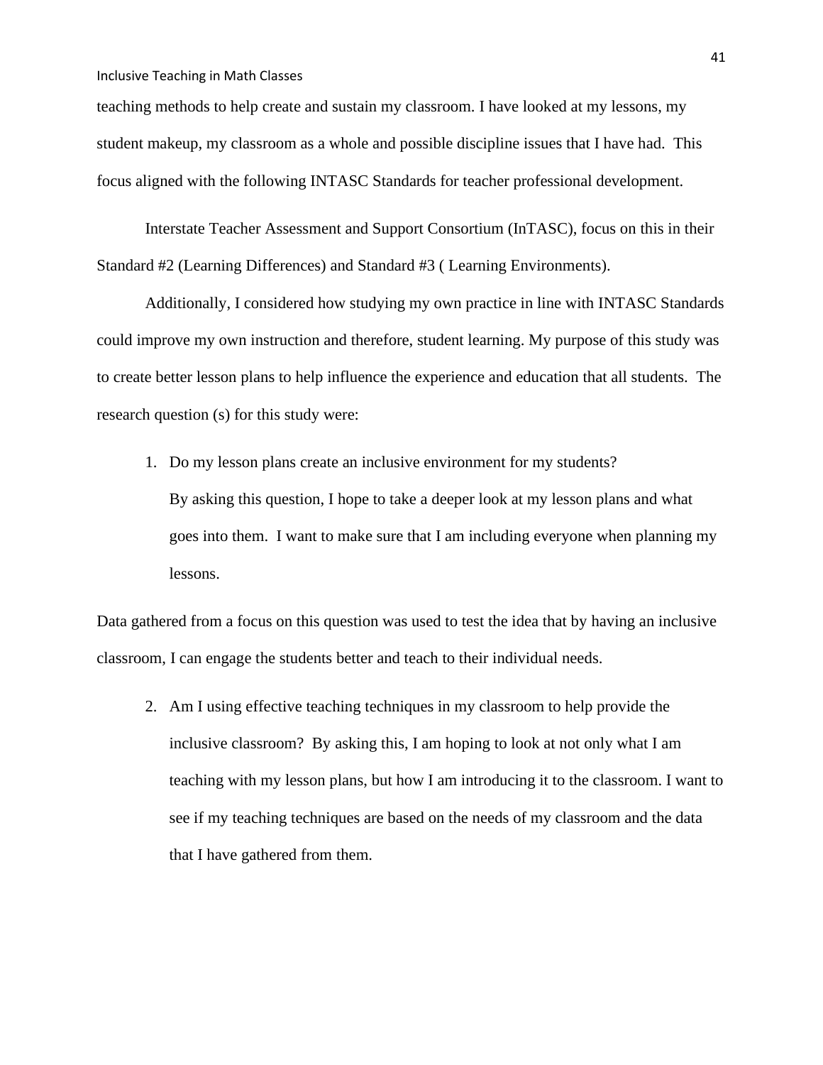teaching methods to help create and sustain my classroom. I have looked at my lessons, my student makeup, my classroom as a whole and possible discipline issues that I have had. This focus aligned with the following INTASC Standards for teacher professional development.

Interstate Teacher Assessment and Support Consortium (InTASC), focus on this in their Standard #2 (Learning Differences) and Standard #3 ( Learning Environments).

Additionally, I considered how studying my own practice in line with INTASC Standards could improve my own instruction and therefore, student learning. My purpose of this study was to create better lesson plans to help influence the experience and education that all students. The research question (s) for this study were:

1. Do my lesson plans create an inclusive environment for my students?
   By asking this question, I hope to take a deeper look at my lesson plans and what goes into them. I want to make sure that I am including everyone when planning my lessons.

Data gathered from a focus on this question was used to test the idea that by having an inclusive classroom, I can engage the students better and teach to their individual needs.

2. Am I using effective teaching techniques in my classroom to help provide the inclusive classroom? By asking this, I am hoping to look at not only what I am teaching with my lesson plans, but how I am introducing it to the classroom. I want to see if my teaching techniques are based on the needs of my classroom and the data that I have gathered from them.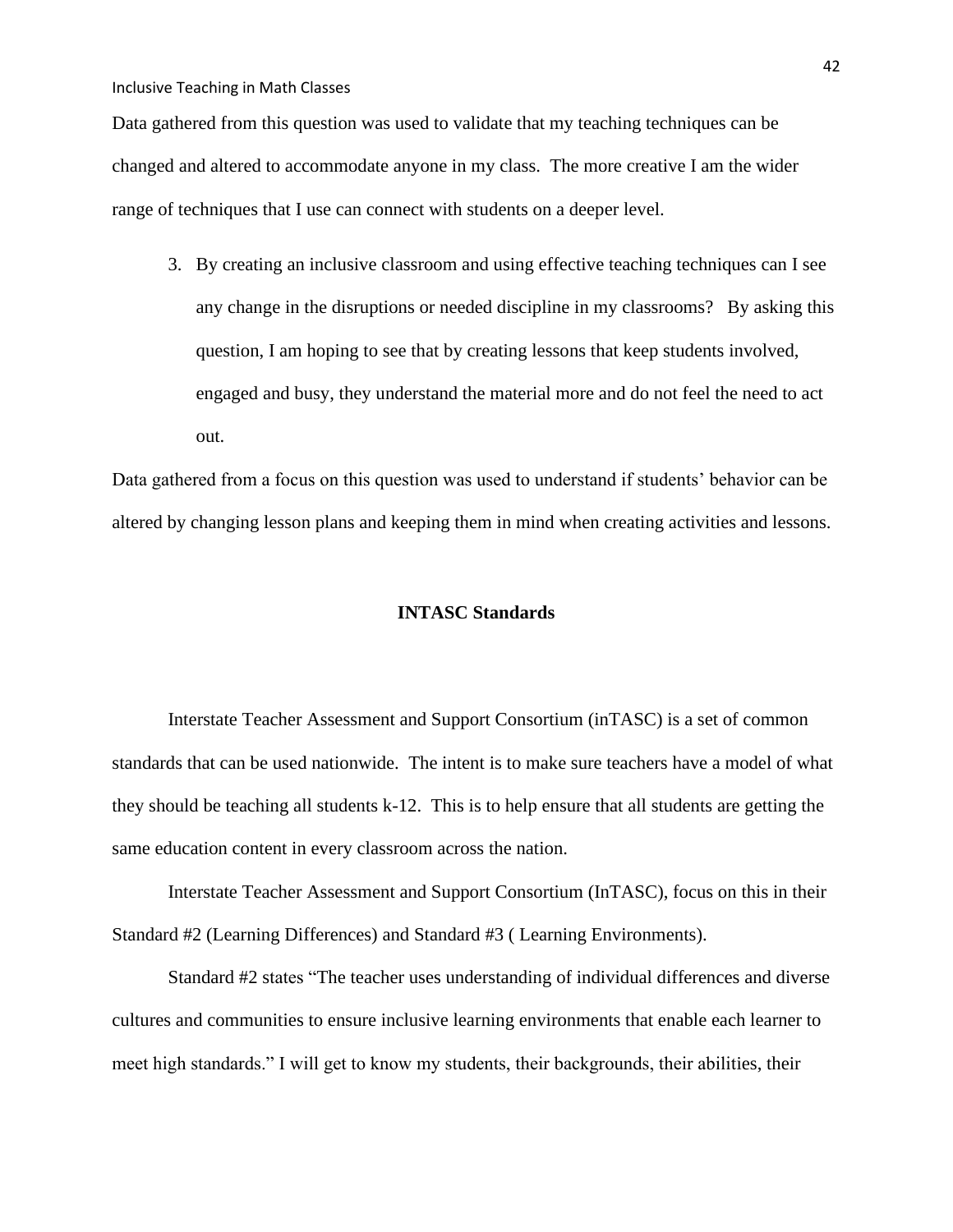Data gathered from this question was used to validate that my teaching techniques can be changed and altered to accommodate anyone in my class. The more creative I am the wider range of techniques that I use can connect with students on a deeper level.

3. By creating an inclusive classroom and using effective teaching techniques can I see any change in the disruptions or needed discipline in my classrooms? By asking this question, I am hoping to see that by creating lessons that keep students involved, engaged and busy, they understand the material more and do not feel the need to act out.

Data gathered from a focus on this question was used to understand if students' behavior can be altered by changing lesson plans and keeping them in mind when creating activities and lessons.

## INTASC Standards

Interstate Teacher Assessment and Support Consortium (inTASC) is a set of common standards that can be used nationwide. The intent is to make sure teachers have a model of what they should be teaching all students k-12. This is to help ensure that all students are getting the same education content in every classroom across the nation.

Interstate Teacher Assessment and Support Consortium (InTASC), focus on this in their Standard #2 (Learning Differences) and Standard #3 ( Learning Environments).

Standard #2 states "The teacher uses understanding of individual differences and diverse cultures and communities to ensure inclusive learning environments that enable each learner to meet high standards." I will get to know my students, their backgrounds, their abilities, their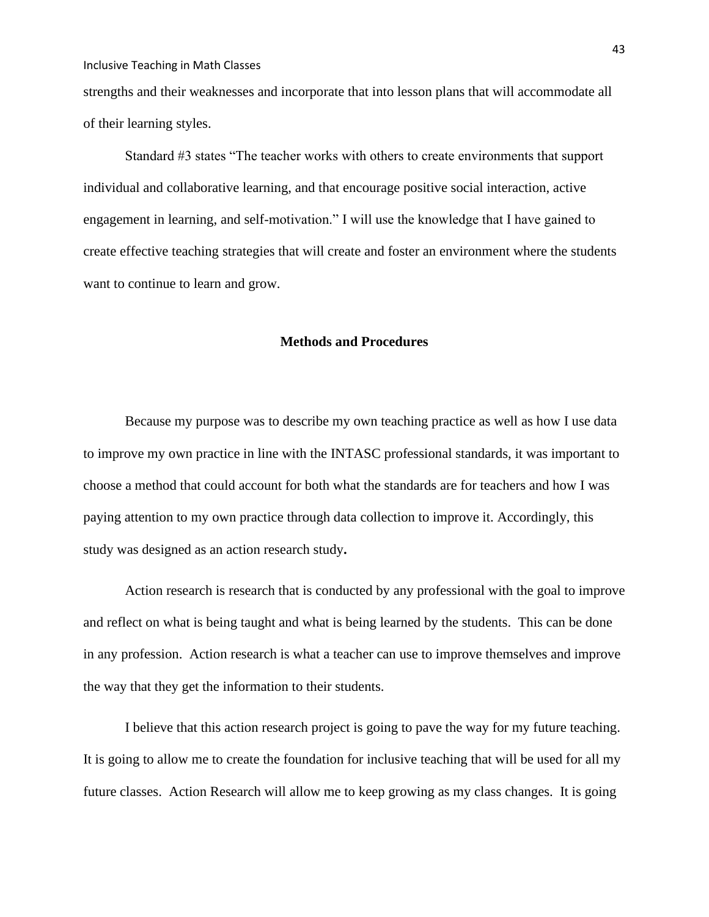strengths and their weaknesses and incorporate that into lesson plans that will accommodate all of their learning styles.

Standard #3 states "The teacher works with others to create environments that support individual and collaborative learning, and that encourage positive social interaction, active engagement in learning, and self-motivation." I will use the knowledge that I have gained to create effective teaching strategies that will create and foster an environment where the students want to continue to learn and grow.

## Methods and Procedures

Because my purpose was to describe my own teaching practice as well as how I use data to improve my own practice in line with the INTASC professional standards, it was important to choose a method that could account for both what the standards are for teachers and how I was paying attention to my own practice through data collection to improve it. Accordingly, this study was designed as an action research study**.**

Action research is research that is conducted by any professional with the goal to improve and reflect on what is being taught and what is being learned by the students. This can be done in any profession. Action research is what a teacher can use to improve themselves and improve the way that they get the information to their students.

I believe that this action research project is going to pave the way for my future teaching. It is going to allow me to create the foundation for inclusive teaching that will be used for all my future classes. Action Research will allow me to keep growing as my class changes. It is going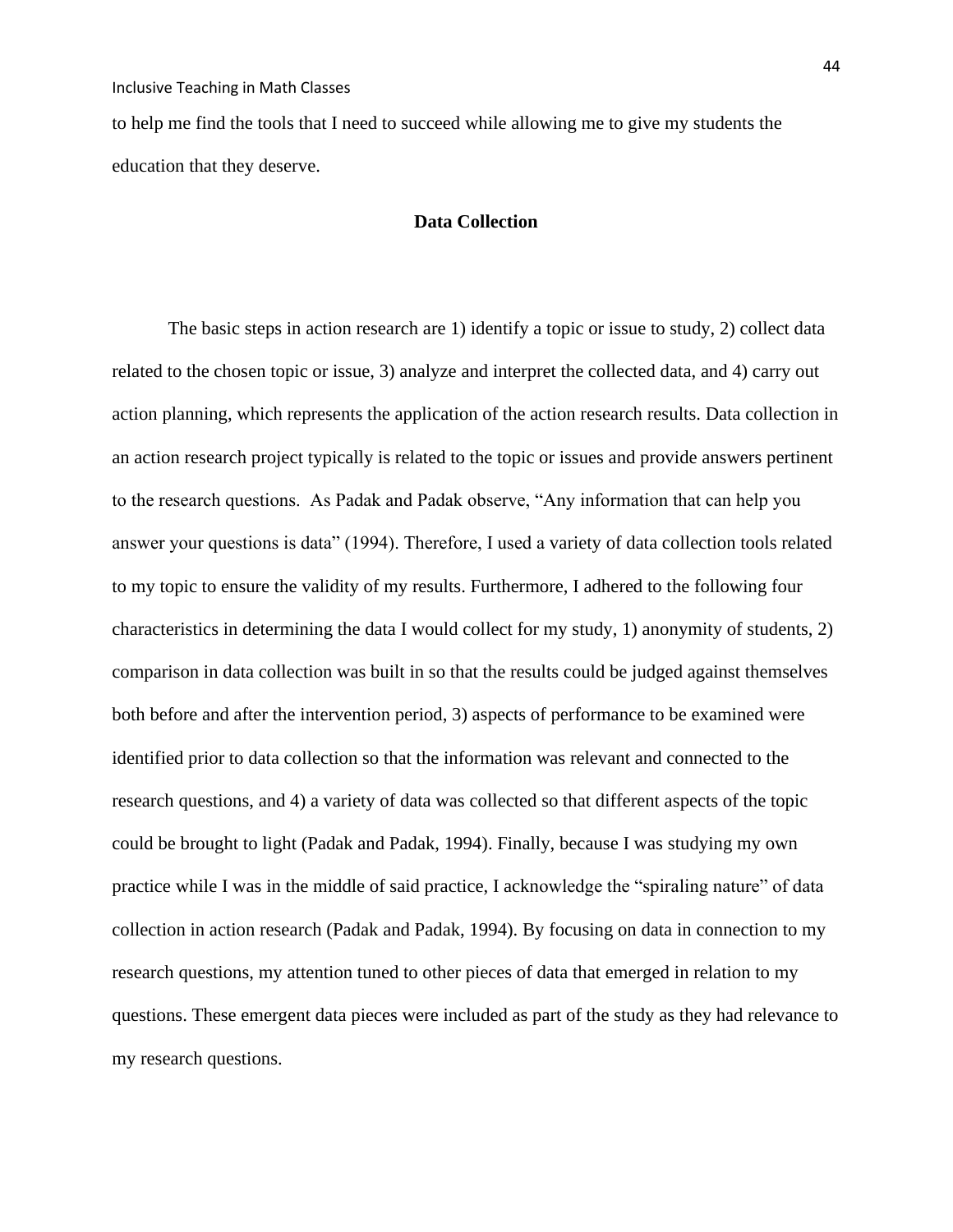to help me find the tools that I need to succeed while allowing me to give my students the education that they deserve.

## Data Collection

The basic steps in action research are 1) identify a topic or issue to study, 2) collect data related to the chosen topic or issue, 3) analyze and interpret the collected data, and 4) carry out action planning, which represents the application of the action research results. Data collection in an action research project typically is related to the topic or issues and provide answers pertinent to the research questions. As Padak and Padak observe, "Any information that can help you answer your questions is data" (1994). Therefore, I used a variety of data collection tools related to my topic to ensure the validity of my results. Furthermore, I adhered to the following four characteristics in determining the data I would collect for my study, 1) anonymity of students, 2) comparison in data collection was built in so that the results could be judged against themselves both before and after the intervention period, 3) aspects of performance to be examined were identified prior to data collection so that the information was relevant and connected to the research questions, and 4) a variety of data was collected so that different aspects of the topic could be brought to light (Padak and Padak, 1994). Finally, because I was studying my own practice while I was in the middle of said practice, I acknowledge the "spiraling nature" of data collection in action research (Padak and Padak, 1994). By focusing on data in connection to my research questions, my attention tuned to other pieces of data that emerged in relation to my questions. These emergent data pieces were included as part of the study as they had relevance to my research questions.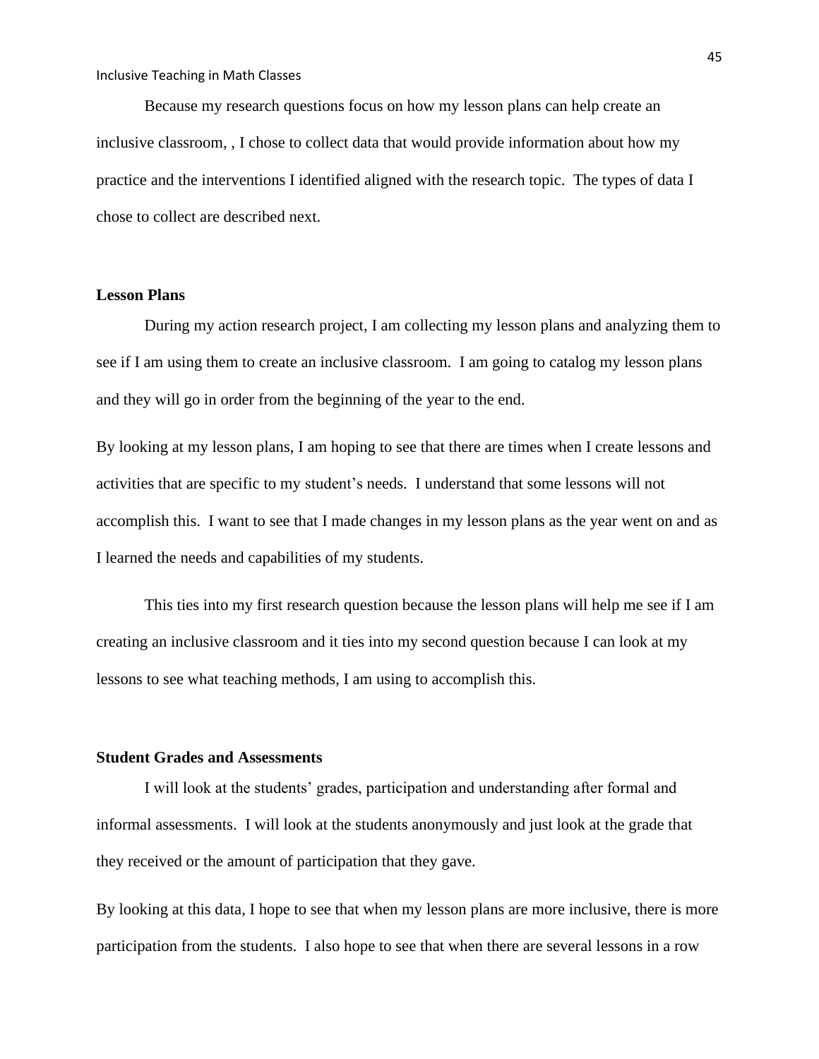Because my research questions focus on how my lesson plans can help create an inclusive classroom, , I chose to collect data that would provide information about how my practice and the interventions I identified aligned with the research topic. The types of data I chose to collect are described next.

**Lesson Plans**

During my action research project, I am collecting my lesson plans and analyzing them to see if I am using them to create an inclusive classroom. I am going to catalog my lesson plans and they will go in order from the beginning of the year to the end.

By looking at my lesson plans, I am hoping to see that there are times when I create lessons and activities that are specific to my student's needs. I understand that some lessons will not accomplish this. I want to see that I made changes in my lesson plans as the year went on and as I learned the needs and capabilities of my students.

This ties into my first research question because the lesson plans will help me see if I am creating an inclusive classroom and it ties into my second question because I can look at my lessons to see what teaching methods, I am using to accomplish this.

**Student Grades and Assessments**

I will look at the students' grades, participation and understanding after formal and informal assessments. I will look at the students anonymously and just look at the grade that they received or the amount of participation that they gave.

By looking at this data, I hope to see that when my lesson plans are more inclusive, there is more participation from the students. I also hope to see that when there are several lessons in a row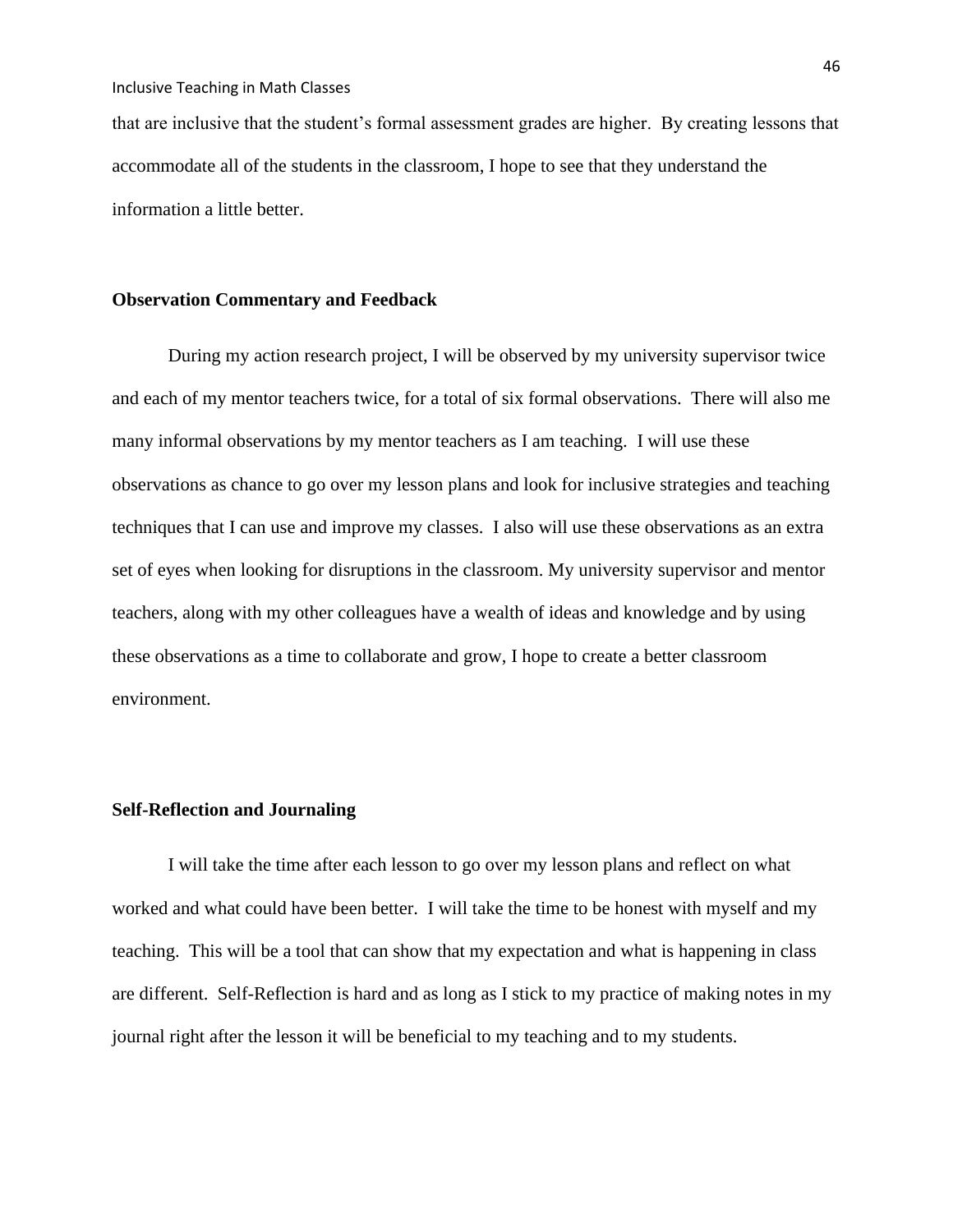that are inclusive that the student's formal assessment grades are higher. By creating lessons that accommodate all of the students in the classroom, I hope to see that they understand the information a little better.

**Observation Commentary and Feedback**

During my action research project, I will be observed by my university supervisor twice and each of my mentor teachers twice, for a total of six formal observations. There will also me many informal observations by my mentor teachers as I am teaching. I will use these observations as chance to go over my lesson plans and look for inclusive strategies and teaching techniques that I can use and improve my classes. I also will use these observations as an extra set of eyes when looking for disruptions in the classroom. My university supervisor and mentor teachers, along with my other colleagues have a wealth of ideas and knowledge and by using these observations as a time to collaborate and grow, I hope to create a better classroom environment.

**Self-Reflection and Journaling**

I will take the time after each lesson to go over my lesson plans and reflect on what worked and what could have been better. I will take the time to be honest with myself and my teaching. This will be a tool that can show that my expectation and what is happening in class are different. Self-Reflection is hard and as long as I stick to my practice of making notes in my journal right after the lesson it will be beneficial to my teaching and to my students.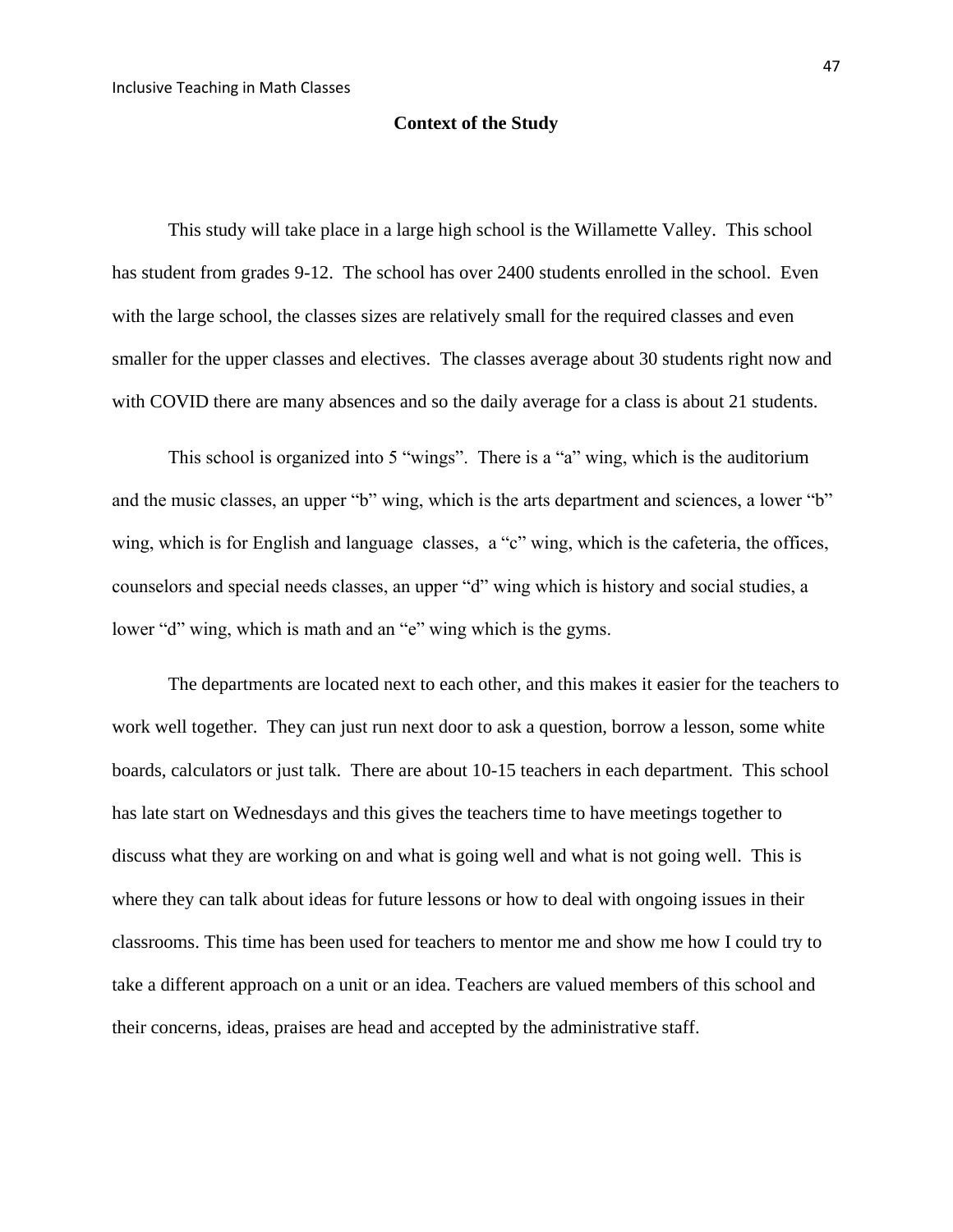## Context of the Study

This study will take place in a large high school is the Willamette Valley. This school has student from grades 9-12. The school has over 2400 students enrolled in the school. Even with the large school, the classes sizes are relatively small for the required classes and even smaller for the upper classes and electives. The classes average about 30 students right now and with COVID there are many absences and so the daily average for a class is about 21 students.

This school is organized into 5 "wings". There is a "a" wing, which is the auditorium and the music classes, an upper "b" wing, which is the arts department and sciences, a lower "b" wing, which is for English and language classes, a "c" wing, which is the cafeteria, the offices, counselors and special needs classes, an upper "d" wing which is history and social studies, a lower "d" wing, which is math and an "e" wing which is the gyms.

The departments are located next to each other, and this makes it easier for the teachers to work well together. They can just run next door to ask a question, borrow a lesson, some white boards, calculators or just talk. There are about 10-15 teachers in each department. This school has late start on Wednesdays and this gives the teachers time to have meetings together to discuss what they are working on and what is going well and what is not going well. This is where they can talk about ideas for future lessons or how to deal with ongoing issues in their classrooms. This time has been used for teachers to mentor me and show me how I could try to take a different approach on a unit or an idea. Teachers are valued members of this school and their concerns, ideas, praises are head and accepted by the administrative staff.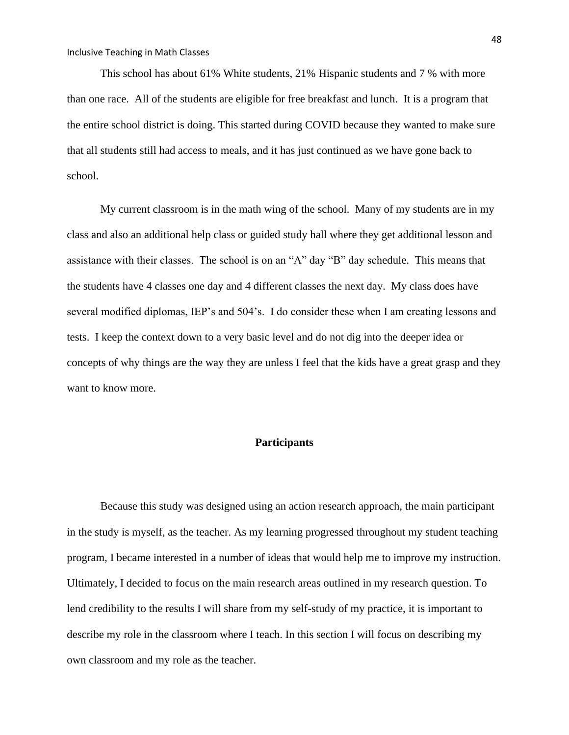This school has about 61% White students, 21% Hispanic students and 7 % with more than one race. All of the students are eligible for free breakfast and lunch. It is a program that the entire school district is doing. This started during COVID because they wanted to make sure that all students still had access to meals, and it has just continued as we have gone back to school.

My current classroom is in the math wing of the school. Many of my students are in my class and also an additional help class or guided study hall where they get additional lesson and assistance with their classes. The school is on an "A" day "B" day schedule. This means that the students have 4 classes one day and 4 different classes the next day. My class does have several modified diplomas, IEP's and 504's. I do consider these when I am creating lessons and tests. I keep the context down to a very basic level and do not dig into the deeper idea or concepts of why things are the way they are unless I feel that the kids have a great grasp and they want to know more.

## Participants

Because this study was designed using an action research approach, the main participant in the study is myself, as the teacher. As my learning progressed throughout my student teaching program, I became interested in a number of ideas that would help me to improve my instruction. Ultimately, I decided to focus on the main research areas outlined in my research question. To lend credibility to the results I will share from my self-study of my practice, it is important to describe my role in the classroom where I teach. In this section I will focus on describing my own classroom and my role as the teacher.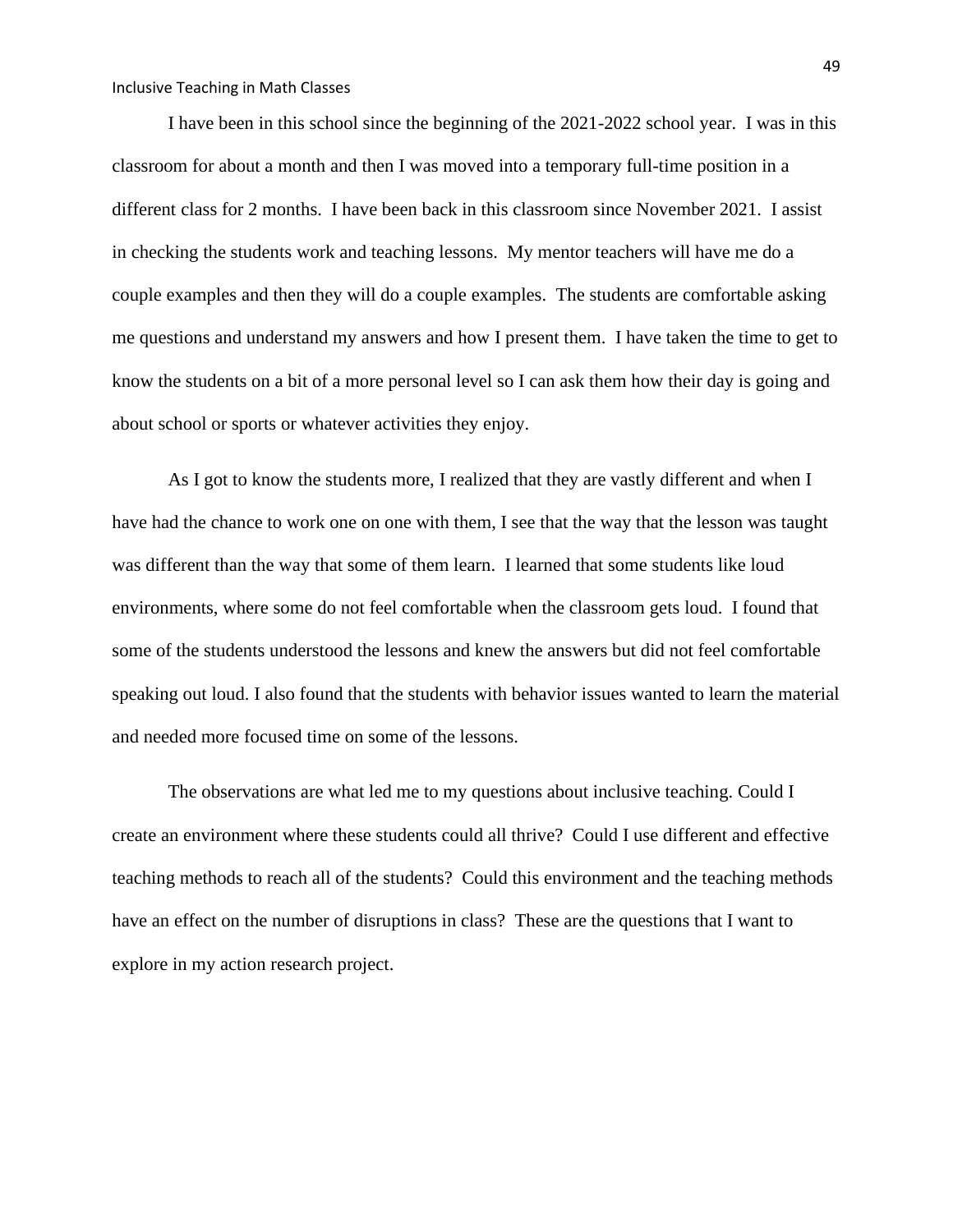I have been in this school since the beginning of the 2021-2022 school year. I was in this classroom for about a month and then I was moved into a temporary full-time position in a different class for 2 months. I have been back in this classroom since November 2021. I assist in checking the students work and teaching lessons. My mentor teachers will have me do a couple examples and then they will do a couple examples. The students are comfortable asking me questions and understand my answers and how I present them. I have taken the time to get to know the students on a bit of a more personal level so I can ask them how their day is going and about school or sports or whatever activities they enjoy.

As I got to know the students more, I realized that they are vastly different and when I have had the chance to work one on one with them, I see that the way that the lesson was taught was different than the way that some of them learn. I learned that some students like loud environments, where some do not feel comfortable when the classroom gets loud. I found that some of the students understood the lessons and knew the answers but did not feel comfortable speaking out loud. I also found that the students with behavior issues wanted to learn the material and needed more focused time on some of the lessons.

The observations are what led me to my questions about inclusive teaching. Could I create an environment where these students could all thrive? Could I use different and effective teaching methods to reach all of the students? Could this environment and the teaching methods have an effect on the number of disruptions in class? These are the questions that I want to explore in my action research project.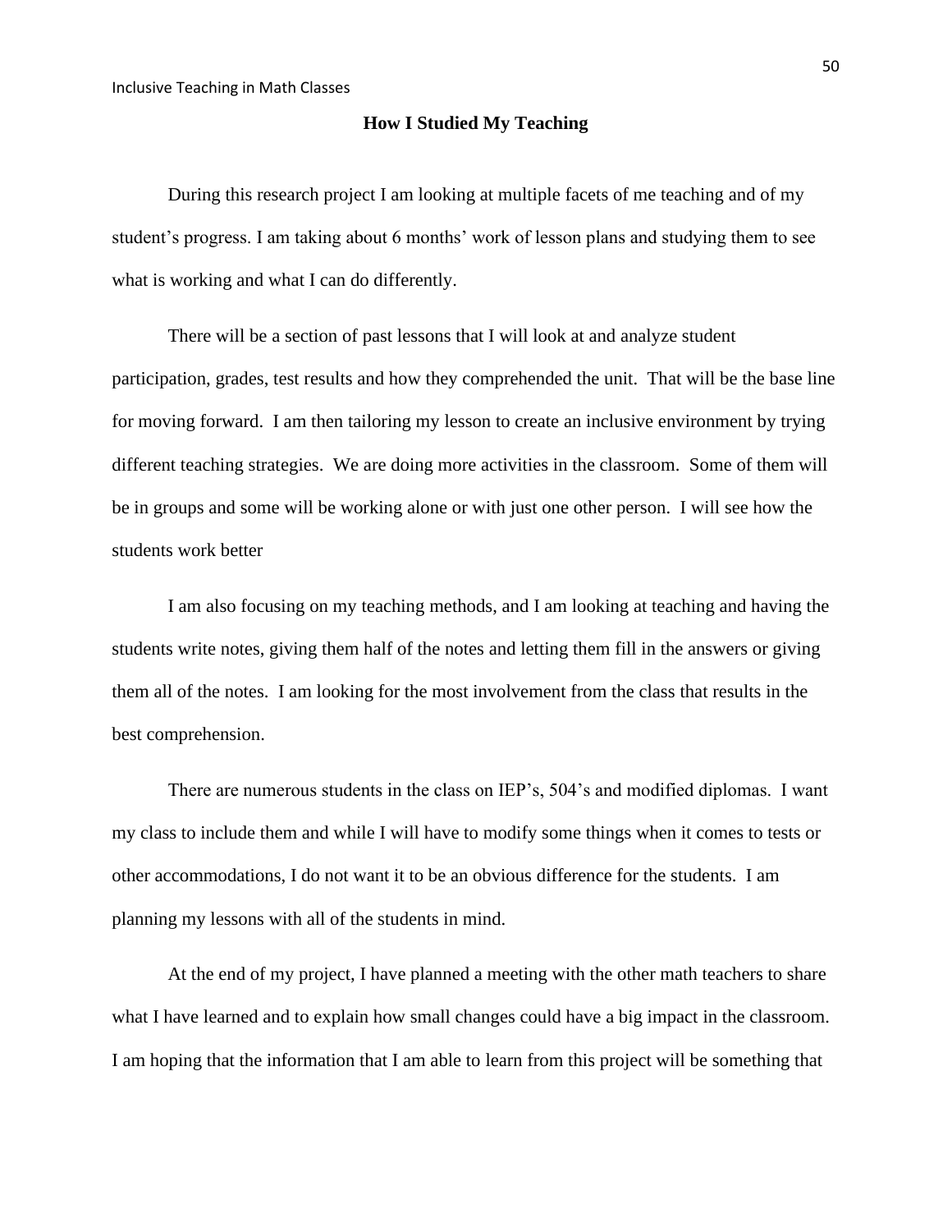## How I Studied My Teaching

During this research project I am looking at multiple facets of me teaching and of my student's progress. I am taking about 6 months' work of lesson plans and studying them to see what is working and what I can do differently.

There will be a section of past lessons that I will look at and analyze student participation, grades, test results and how they comprehended the unit. That will be the base line for moving forward. I am then tailoring my lesson to create an inclusive environment by trying different teaching strategies. We are doing more activities in the classroom. Some of them will be in groups and some will be working alone or with just one other person. I will see how the students work better

I am also focusing on my teaching methods, and I am looking at teaching and having the students write notes, giving them half of the notes and letting them fill in the answers or giving them all of the notes. I am looking for the most involvement from the class that results in the best comprehension.

There are numerous students in the class on IEP's, 504's and modified diplomas. I want my class to include them and while I will have to modify some things when it comes to tests or other accommodations, I do not want it to be an obvious difference for the students. I am planning my lessons with all of the students in mind.

At the end of my project, I have planned a meeting with the other math teachers to share what I have learned and to explain how small changes could have a big impact in the classroom. I am hoping that the information that I am able to learn from this project will be something that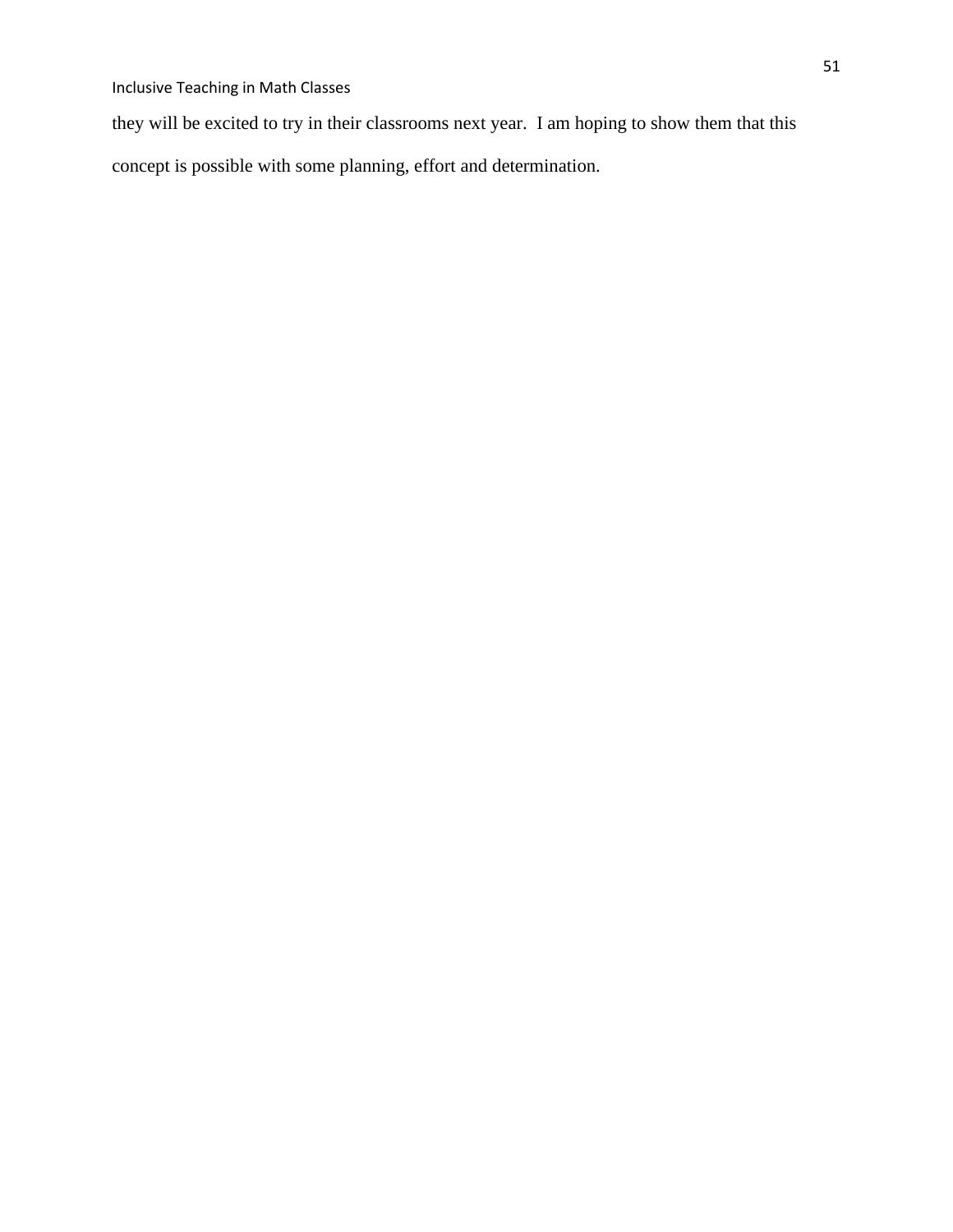they will be excited to try in their classrooms next year. I am hoping to show them that this concept is possible with some planning, effort and determination.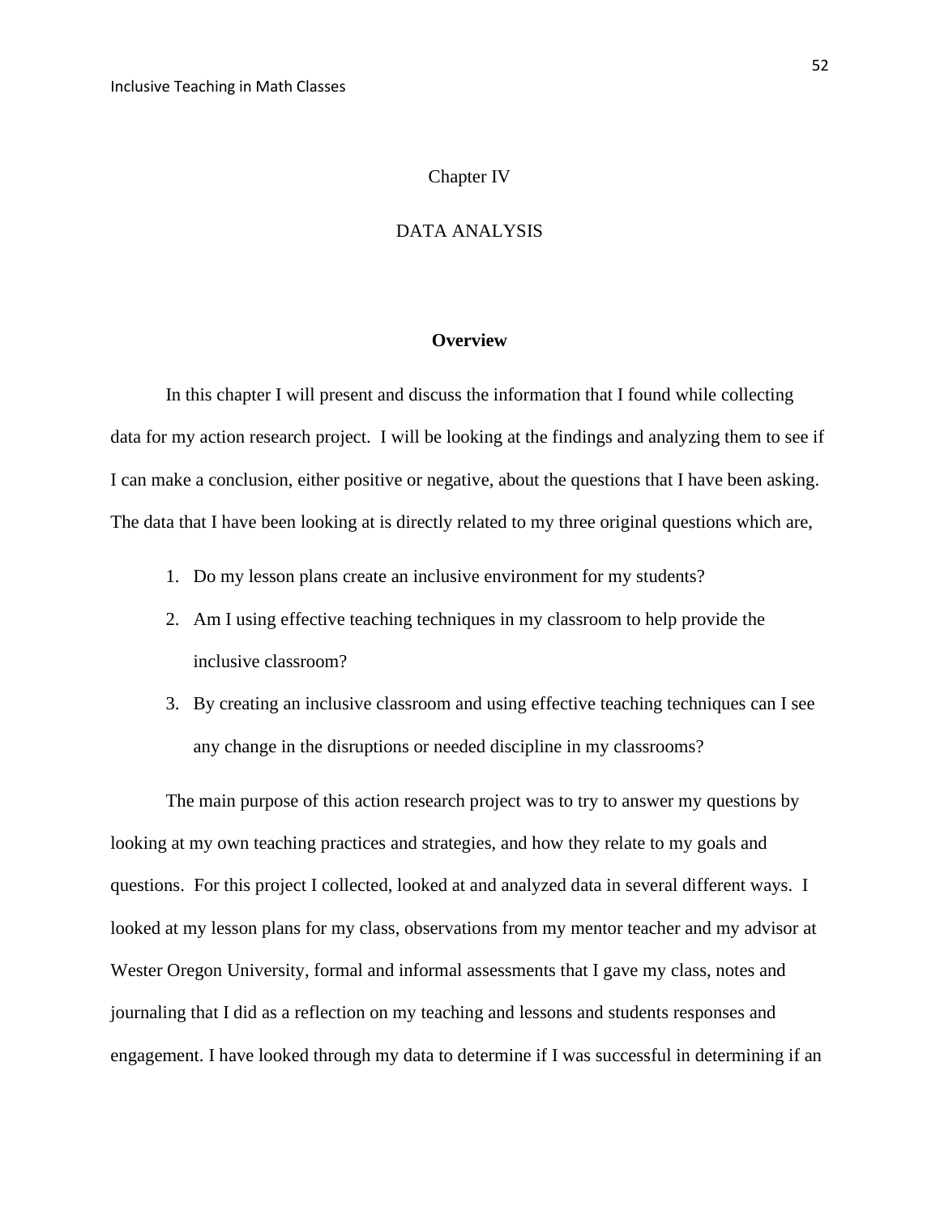# Chapter IV

# DATA ANALYSIS

## Overview

In this chapter I will present and discuss the information that I found while collecting data for my action research project. I will be looking at the findings and analyzing them to see if I can make a conclusion, either positive or negative, about the questions that I have been asking. The data that I have been looking at is directly related to my three original questions which are,

1. Do my lesson plans create an inclusive environment for my students?
2. Am I using effective teaching techniques in my classroom to help provide the inclusive classroom?
3. By creating an inclusive classroom and using effective teaching techniques can I see any change in the disruptions or needed discipline in my classrooms?

The main purpose of this action research project was to try to answer my questions by looking at my own teaching practices and strategies, and how they relate to my goals and questions. For this project I collected, looked at and analyzed data in several different ways. I looked at my lesson plans for my class, observations from my mentor teacher and my advisor at Wester Oregon University, formal and informal assessments that I gave my class, notes and journaling that I did as a reflection on my teaching and lessons and students responses and engagement. I have looked through my data to determine if I was successful in determining if an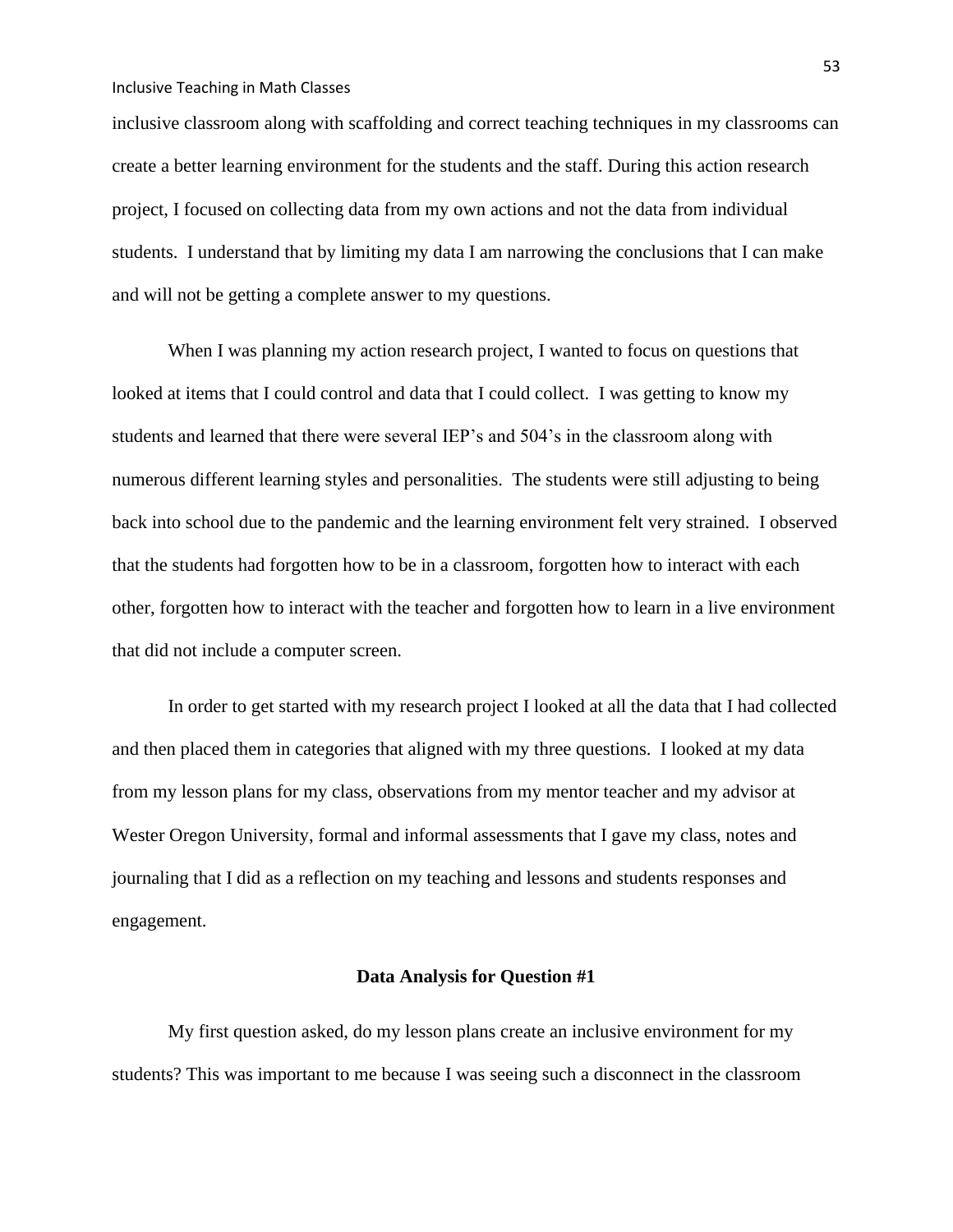inclusive classroom along with scaffolding and correct teaching techniques in my classrooms can create a better learning environment for the students and the staff. During this action research project, I focused on collecting data from my own actions and not the data from individual students. I understand that by limiting my data I am narrowing the conclusions that I can make and will not be getting a complete answer to my questions.

When I was planning my action research project, I wanted to focus on questions that looked at items that I could control and data that I could collect. I was getting to know my students and learned that there were several IEP's and 504's in the classroom along with numerous different learning styles and personalities. The students were still adjusting to being back into school due to the pandemic and the learning environment felt very strained. I observed that the students had forgotten how to be in a classroom, forgotten how to interact with each other, forgotten how to interact with the teacher and forgotten how to learn in a live environment that did not include a computer screen.

In order to get started with my research project I looked at all the data that I had collected and then placed them in categories that aligned with my three questions. I looked at my data from my lesson plans for my class, observations from my mentor teacher and my advisor at Wester Oregon University, formal and informal assessments that I gave my class, notes and journaling that I did as a reflection on my teaching and lessons and students responses and engagement.

## Data Analysis for Question #1

My first question asked, do my lesson plans create an inclusive environment for my students? This was important to me because I was seeing such a disconnect in the classroom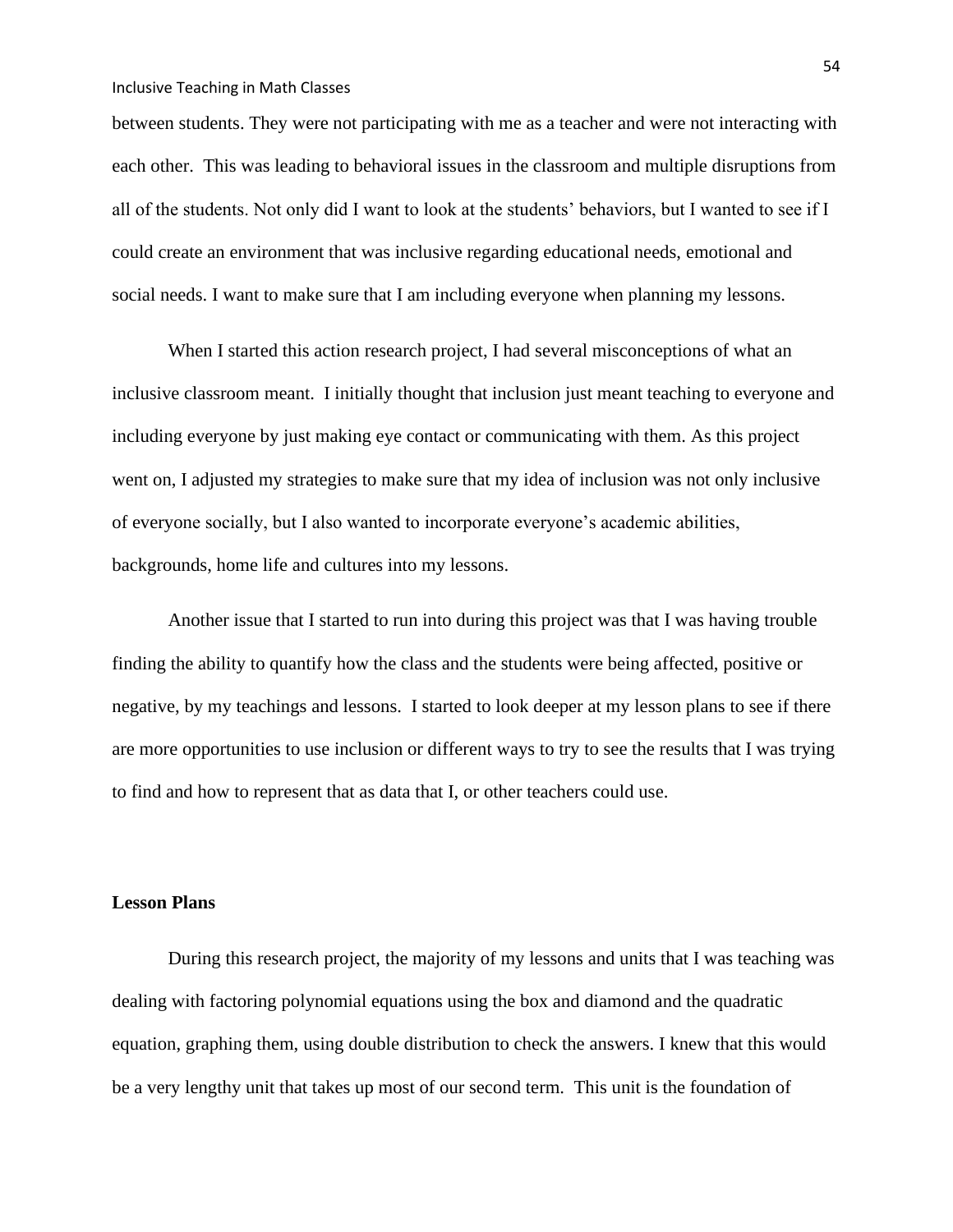between students. They were not participating with me as a teacher and were not interacting with each other. This was leading to behavioral issues in the classroom and multiple disruptions from all of the students. Not only did I want to look at the students' behaviors, but I wanted to see if I could create an environment that was inclusive regarding educational needs, emotional and social needs. I want to make sure that I am including everyone when planning my lessons.

When I started this action research project, I had several misconceptions of what an inclusive classroom meant. I initially thought that inclusion just meant teaching to everyone and including everyone by just making eye contact or communicating with them. As this project went on, I adjusted my strategies to make sure that my idea of inclusion was not only inclusive of everyone socially, but I also wanted to incorporate everyone's academic abilities, backgrounds, home life and cultures into my lessons.

Another issue that I started to run into during this project was that I was having trouble finding the ability to quantify how the class and the students were being affected, positive or negative, by my teachings and lessons. I started to look deeper at my lesson plans to see if there are more opportunities to use inclusion or different ways to try to see the results that I was trying to find and how to represent that as data that I, or other teachers could use.

**Lesson Plans**

During this research project, the majority of my lessons and units that I was teaching was dealing with factoring polynomial equations using the box and diamond and the quadratic equation, graphing them, using double distribution to check the answers. I knew that this would be a very lengthy unit that takes up most of our second term. This unit is the foundation of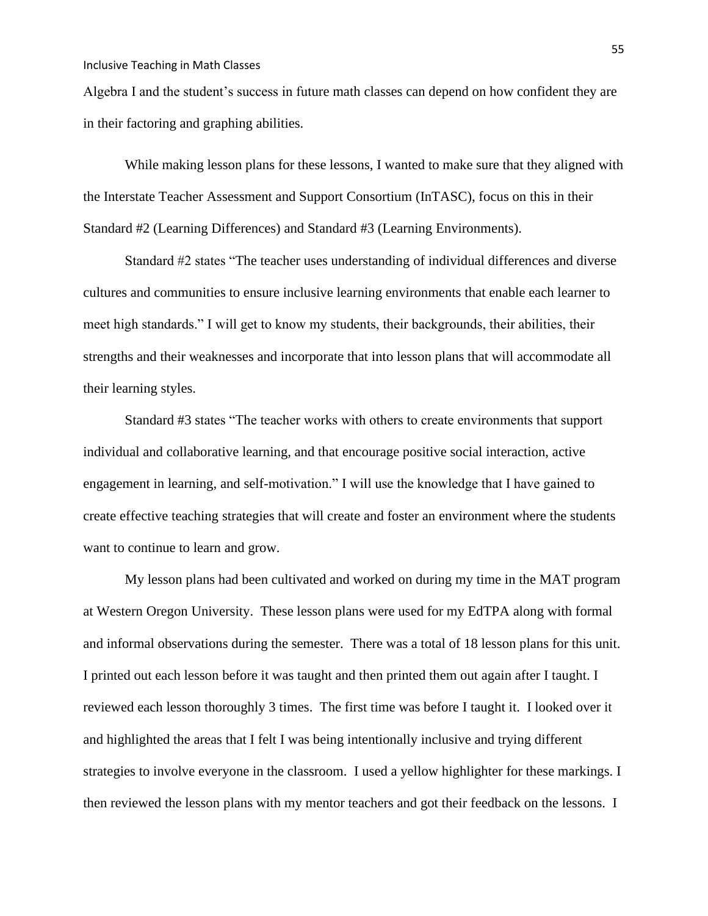Algebra I and the student's success in future math classes can depend on how confident they are in their factoring and graphing abilities.

While making lesson plans for these lessons, I wanted to make sure that they aligned with the Interstate Teacher Assessment and Support Consortium (InTASC), focus on this in their Standard #2 (Learning Differences) and Standard #3 (Learning Environments).

Standard #2 states "The teacher uses understanding of individual differences and diverse cultures and communities to ensure inclusive learning environments that enable each learner to meet high standards." I will get to know my students, their backgrounds, their abilities, their strengths and their weaknesses and incorporate that into lesson plans that will accommodate all their learning styles.

Standard #3 states "The teacher works with others to create environments that support individual and collaborative learning, and that encourage positive social interaction, active engagement in learning, and self-motivation." I will use the knowledge that I have gained to create effective teaching strategies that will create and foster an environment where the students want to continue to learn and grow.

My lesson plans had been cultivated and worked on during my time in the MAT program at Western Oregon University. These lesson plans were used for my EdTPA along with formal and informal observations during the semester. There was a total of 18 lesson plans for this unit. I printed out each lesson before it was taught and then printed them out again after I taught. I reviewed each lesson thoroughly 3 times. The first time was before I taught it. I looked over it and highlighted the areas that I felt I was being intentionally inclusive and trying different strategies to involve everyone in the classroom. I used a yellow highlighter for these markings. I then reviewed the lesson plans with my mentor teachers and got their feedback on the lessons. I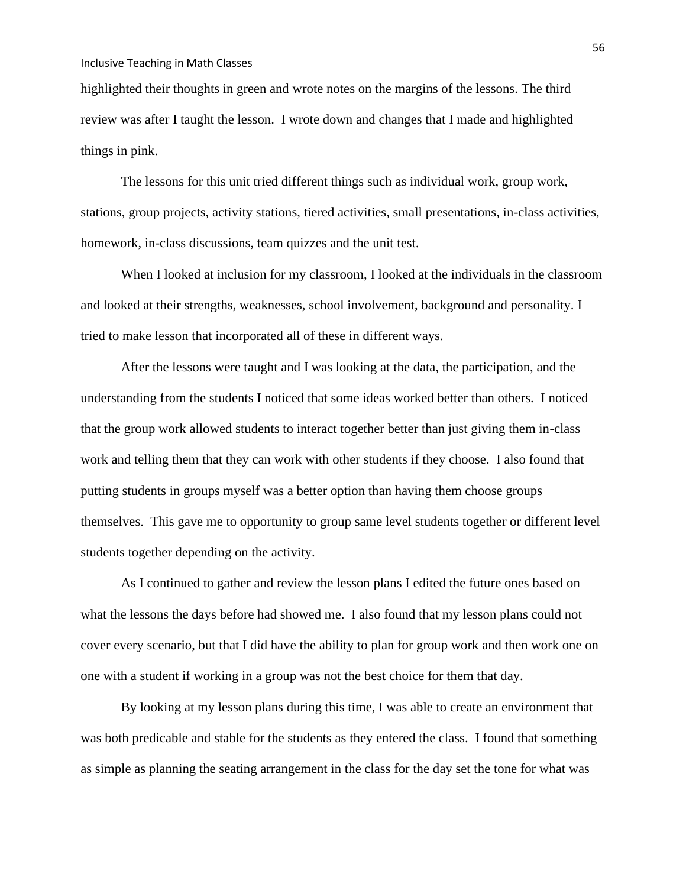highlighted their thoughts in green and wrote notes on the margins of the lessons. The third review was after I taught the lesson.  I wrote down and changes that I made and highlighted things in pink.

The lessons for this unit tried different things such as individual work, group work, stations, group projects, activity stations, tiered activities, small presentations, in-class activities, homework, in-class discussions, team quizzes and the unit test.

When I looked at inclusion for my classroom, I looked at the individuals in the classroom and looked at their strengths, weaknesses, school involvement, background and personality. I tried to make lesson that incorporated all of these in different ways.

After the lessons were taught and I was looking at the data, the participation, and the understanding from the students I noticed that some ideas worked better than others.  I noticed that the group work allowed students to interact together better than just giving them in-class work and telling them that they can work with other students if they choose.  I also found that putting students in groups myself was a better option than having them choose groups themselves.  This gave me to opportunity to group same level students together or different level students together depending on the activity.

As I continued to gather and review the lesson plans I edited the future ones based on what the lessons the days before had showed me.  I also found that my lesson plans could not cover every scenario, but that I did have the ability to plan for group work and then work one on one with a student if working in a group was not the best choice for them that day.

By looking at my lesson plans during this time, I was able to create an environment that was both predicable and stable for the students as they entered the class.  I found that something as simple as planning the seating arrangement in the class for the day set the tone for what was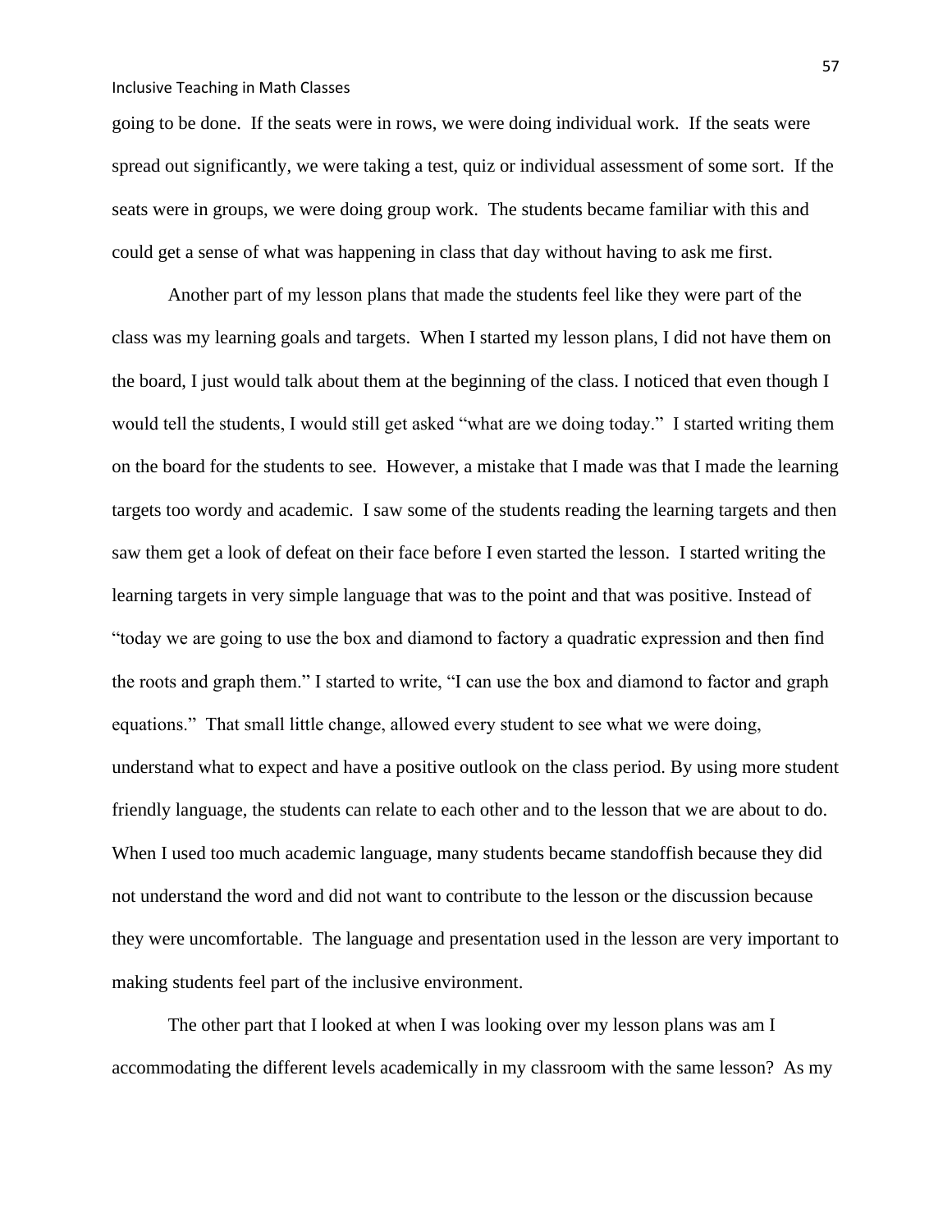going to be done. If the seats were in rows, we were doing individual work. If the seats were spread out significantly, we were taking a test, quiz or individual assessment of some sort. If the seats were in groups, we were doing group work. The students became familiar with this and could get a sense of what was happening in class that day without having to ask me first.

Another part of my lesson plans that made the students feel like they were part of the class was my learning goals and targets. When I started my lesson plans, I did not have them on the board, I just would talk about them at the beginning of the class. I noticed that even though I would tell the students, I would still get asked "what are we doing today." I started writing them on the board for the students to see. However, a mistake that I made was that I made the learning targets too wordy and academic. I saw some of the students reading the learning targets and then saw them get a look of defeat on their face before I even started the lesson. I started writing the learning targets in very simple language that was to the point and that was positive. Instead of "today we are going to use the box and diamond to factory a quadratic expression and then find the roots and graph them." I started to write, "I can use the box and diamond to factor and graph equations." That small little change, allowed every student to see what we were doing, understand what to expect and have a positive outlook on the class period. By using more student friendly language, the students can relate to each other and to the lesson that we are about to do. When I used too much academic language, many students became standoffish because they did not understand the word and did not want to contribute to the lesson or the discussion because they were uncomfortable. The language and presentation used in the lesson are very important to making students feel part of the inclusive environment.

The other part that I looked at when I was looking over my lesson plans was am I accommodating the different levels academically in my classroom with the same lesson? As my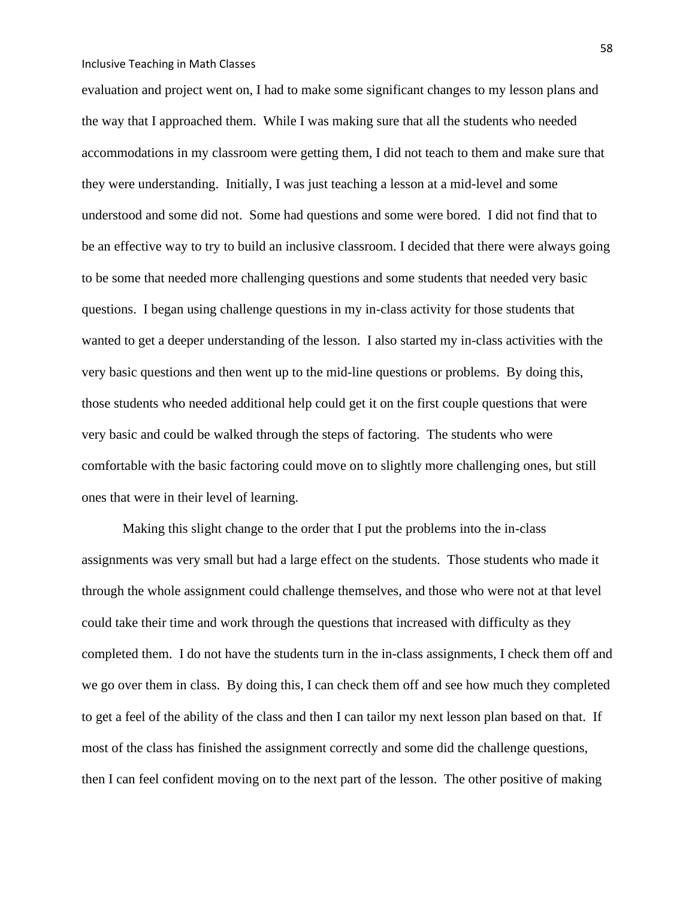evaluation and project went on, I had to make some significant changes to my lesson plans and the way that I approached them. While I was making sure that all the students who needed accommodations in my classroom were getting them, I did not teach to them and make sure that they were understanding. Initially, I was just teaching a lesson at a mid-level and some understood and some did not. Some had questions and some were bored. I did not find that to be an effective way to try to build an inclusive classroom. I decided that there were always going to be some that needed more challenging questions and some students that needed very basic questions. I began using challenge questions in my in-class activity for those students that wanted to get a deeper understanding of the lesson. I also started my in-class activities with the very basic questions and then went up to the mid-line questions or problems. By doing this, those students who needed additional help could get it on the first couple questions that were very basic and could be walked through the steps of factoring. The students who were comfortable with the basic factoring could move on to slightly more challenging ones, but still ones that were in their level of learning.

Making this slight change to the order that I put the problems into the in-class assignments was very small but had a large effect on the students. Those students who made it through the whole assignment could challenge themselves, and those who were not at that level could take their time and work through the questions that increased with difficulty as they completed them. I do not have the students turn in the in-class assignments, I check them off and we go over them in class. By doing this, I can check them off and see how much they completed to get a feel of the ability of the class and then I can tailor my next lesson plan based on that. If most of the class has finished the assignment correctly and some did the challenge questions, then I can feel confident moving on to the next part of the lesson. The other positive of making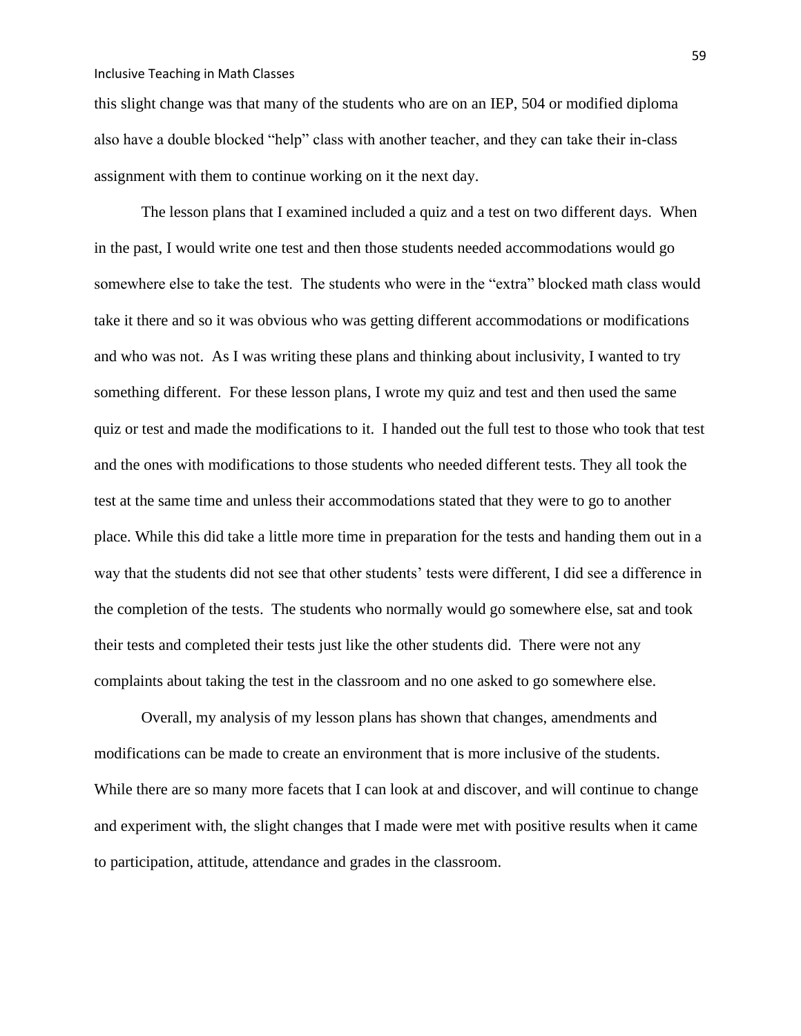this slight change was that many of the students who are on an IEP, 504 or modified diploma also have a double blocked "help" class with another teacher, and they can take their in-class assignment with them to continue working on it the next day.

The lesson plans that I examined included a quiz and a test on two different days. When in the past, I would write one test and then those students needed accommodations would go somewhere else to take the test. The students who were in the "extra" blocked math class would take it there and so it was obvious who was getting different accommodations or modifications and who was not. As I was writing these plans and thinking about inclusivity, I wanted to try something different. For these lesson plans, I wrote my quiz and test and then used the same quiz or test and made the modifications to it. I handed out the full test to those who took that test and the ones with modifications to those students who needed different tests. They all took the test at the same time and unless their accommodations stated that they were to go to another place. While this did take a little more time in preparation for the tests and handing them out in a way that the students did not see that other students' tests were different, I did see a difference in the completion of the tests. The students who normally would go somewhere else, sat and took their tests and completed their tests just like the other students did. There were not any complaints about taking the test in the classroom and no one asked to go somewhere else.

Overall, my analysis of my lesson plans has shown that changes, amendments and modifications can be made to create an environment that is more inclusive of the students. While there are so many more facets that I can look at and discover, and will continue to change and experiment with, the slight changes that I made were met with positive results when it came to participation, attitude, attendance and grades in the classroom.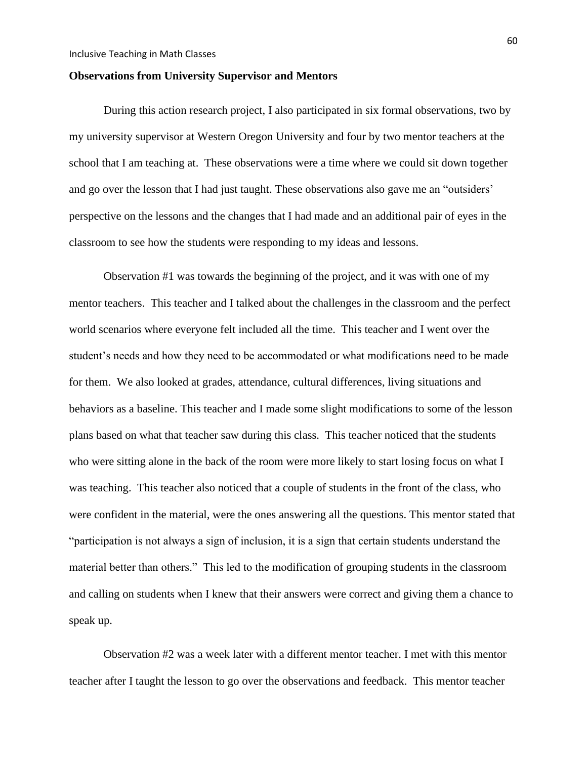**Observations from University Supervisor and Mentors**

During this action research project, I also participated in six formal observations, two by my university supervisor at Western Oregon University and four by two mentor teachers at the school that I am teaching at. These observations were a time where we could sit down together and go over the lesson that I had just taught. These observations also gave me an "outsiders' perspective on the lessons and the changes that I had made and an additional pair of eyes in the classroom to see how the students were responding to my ideas and lessons.

Observation #1 was towards the beginning of the project, and it was with one of my mentor teachers. This teacher and I talked about the challenges in the classroom and the perfect world scenarios where everyone felt included all the time. This teacher and I went over the student's needs and how they need to be accommodated or what modifications need to be made for them. We also looked at grades, attendance, cultural differences, living situations and behaviors as a baseline. This teacher and I made some slight modifications to some of the lesson plans based on what that teacher saw during this class. This teacher noticed that the students who were sitting alone in the back of the room were more likely to start losing focus on what I was teaching. This teacher also noticed that a couple of students in the front of the class, who were confident in the material, were the ones answering all the questions. This mentor stated that "participation is not always a sign of inclusion, it is a sign that certain students understand the material better than others." This led to the modification of grouping students in the classroom and calling on students when I knew that their answers were correct and giving them a chance to speak up.

Observation #2 was a week later with a different mentor teacher. I met with this mentor teacher after I taught the lesson to go over the observations and feedback. This mentor teacher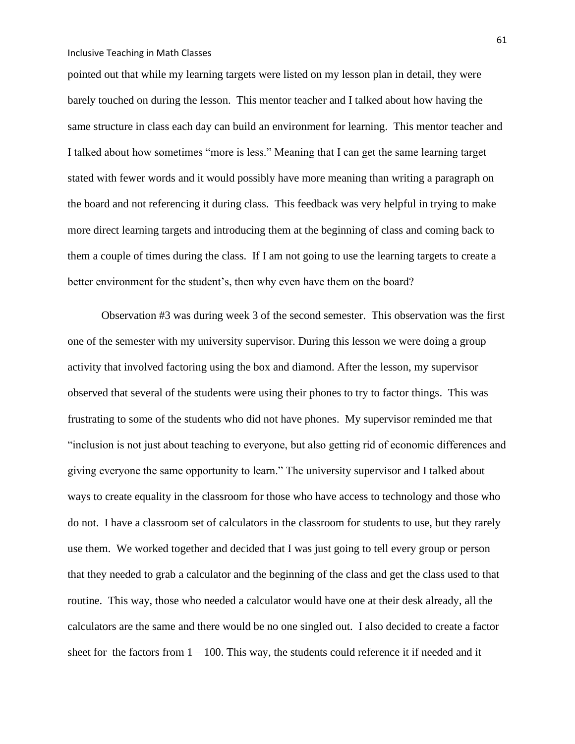pointed out that while my learning targets were listed on my lesson plan in detail, they were barely touched on during the lesson. This mentor teacher and I talked about how having the same structure in class each day can build an environment for learning. This mentor teacher and I talked about how sometimes "more is less." Meaning that I can get the same learning target stated with fewer words and it would possibly have more meaning than writing a paragraph on the board and not referencing it during class. This feedback was very helpful in trying to make more direct learning targets and introducing them at the beginning of class and coming back to them a couple of times during the class. If I am not going to use the learning targets to create a better environment for the student's, then why even have them on the board?

Observation #3 was during week 3 of the second semester. This observation was the first one of the semester with my university supervisor. During this lesson we were doing a group activity that involved factoring using the box and diamond. After the lesson, my supervisor observed that several of the students were using their phones to try to factor things. This was frustrating to some of the students who did not have phones. My supervisor reminded me that "inclusion is not just about teaching to everyone, but also getting rid of economic differences and giving everyone the same opportunity to learn." The university supervisor and I talked about ways to create equality in the classroom for those who have access to technology and those who do not. I have a classroom set of calculators in the classroom for students to use, but they rarely use them. We worked together and decided that I was just going to tell every group or person that they needed to grab a calculator and the beginning of the class and get the class used to that routine. This way, those who needed a calculator would have one at their desk already, all the calculators are the same and there would be no one singled out. I also decided to create a factor sheet for the factors from 1 – 100. This way, the students could reference it if needed and it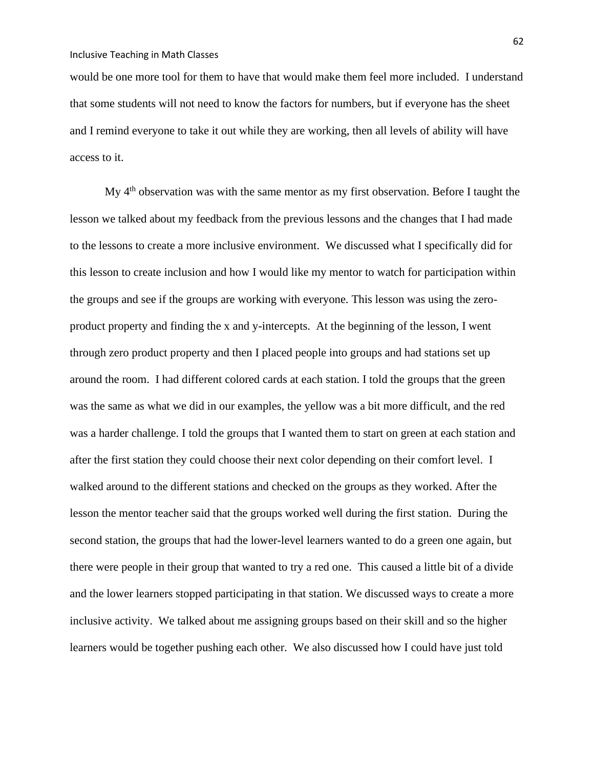would be one more tool for them to have that would make them feel more included. I understand that some students will not need to know the factors for numbers, but if everyone has the sheet and I remind everyone to take it out while they are working, then all levels of ability will have access to it.

My 4th observation was with the same mentor as my first observation. Before I taught the lesson we talked about my feedback from the previous lessons and the changes that I had made to the lessons to create a more inclusive environment. We discussed what I specifically did for this lesson to create inclusion and how I would like my mentor to watch for participation within the groups and see if the groups are working with everyone. This lesson was using the zero-product property and finding the x and y-intercepts. At the beginning of the lesson, I went through zero product property and then I placed people into groups and had stations set up around the room. I had different colored cards at each station. I told the groups that the green was the same as what we did in our examples, the yellow was a bit more difficult, and the red was a harder challenge. I told the groups that I wanted them to start on green at each station and after the first station they could choose their next color depending on their comfort level. I walked around to the different stations and checked on the groups as they worked. After the lesson the mentor teacher said that the groups worked well during the first station. During the second station, the groups that had the lower-level learners wanted to do a green one again, but there were people in their group that wanted to try a red one. This caused a little bit of a divide and the lower learners stopped participating in that station. We discussed ways to create a more inclusive activity. We talked about me assigning groups based on their skill and so the higher learners would be together pushing each other. We also discussed how I could have just told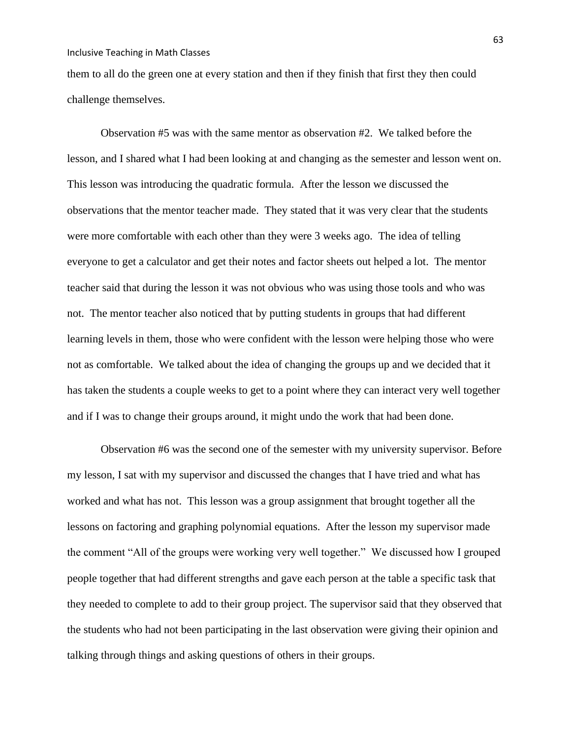them to all do the green one at every station and then if they finish that first they then could challenge themselves.

Observation #5 was with the same mentor as observation #2. We talked before the lesson, and I shared what I had been looking at and changing as the semester and lesson went on. This lesson was introducing the quadratic formula. After the lesson we discussed the observations that the mentor teacher made. They stated that it was very clear that the students were more comfortable with each other than they were 3 weeks ago. The idea of telling everyone to get a calculator and get their notes and factor sheets out helped a lot. The mentor teacher said that during the lesson it was not obvious who was using those tools and who was not. The mentor teacher also noticed that by putting students in groups that had different learning levels in them, those who were confident with the lesson were helping those who were not as comfortable. We talked about the idea of changing the groups up and we decided that it has taken the students a couple weeks to get to a point where they can interact very well together and if I was to change their groups around, it might undo the work that had been done.

Observation #6 was the second one of the semester with my university supervisor. Before my lesson, I sat with my supervisor and discussed the changes that I have tried and what has worked and what has not. This lesson was a group assignment that brought together all the lessons on factoring and graphing polynomial equations. After the lesson my supervisor made the comment "All of the groups were working very well together." We discussed how I grouped people together that had different strengths and gave each person at the table a specific task that they needed to complete to add to their group project. The supervisor said that they observed that the students who had not been participating in the last observation were giving their opinion and talking through things and asking questions of others in their groups.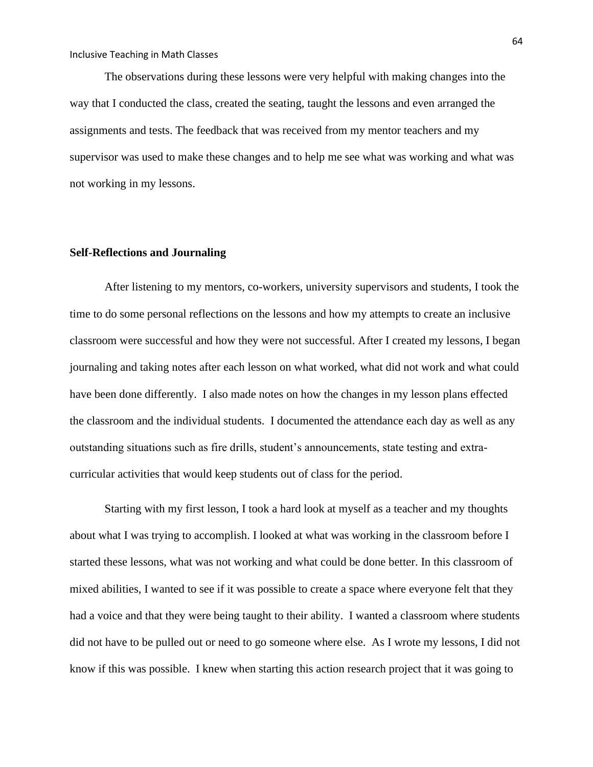The observations during these lessons were very helpful with making changes into the way that I conducted the class, created the seating, taught the lessons and even arranged the assignments and tests. The feedback that was received from my mentor teachers and my supervisor was used to make these changes and to help me see what was working and what was not working in my lessons.

**Self-Reflections and Journaling**

After listening to my mentors, co-workers, university supervisors and students, I took the time to do some personal reflections on the lessons and how my attempts to create an inclusive classroom were successful and how they were not successful. After I created my lessons, I began journaling and taking notes after each lesson on what worked, what did not work and what could have been done differently. I also made notes on how the changes in my lesson plans effected the classroom and the individual students. I documented the attendance each day as well as any outstanding situations such as fire drills, student's announcements, state testing and extra-curricular activities that would keep students out of class for the period.

Starting with my first lesson, I took a hard look at myself as a teacher and my thoughts about what I was trying to accomplish. I looked at what was working in the classroom before I started these lessons, what was not working and what could be done better. In this classroom of mixed abilities, I wanted to see if it was possible to create a space where everyone felt that they had a voice and that they were being taught to their ability. I wanted a classroom where students did not have to be pulled out or need to go someone where else. As I wrote my lessons, I did not know if this was possible. I knew when starting this action research project that it was going to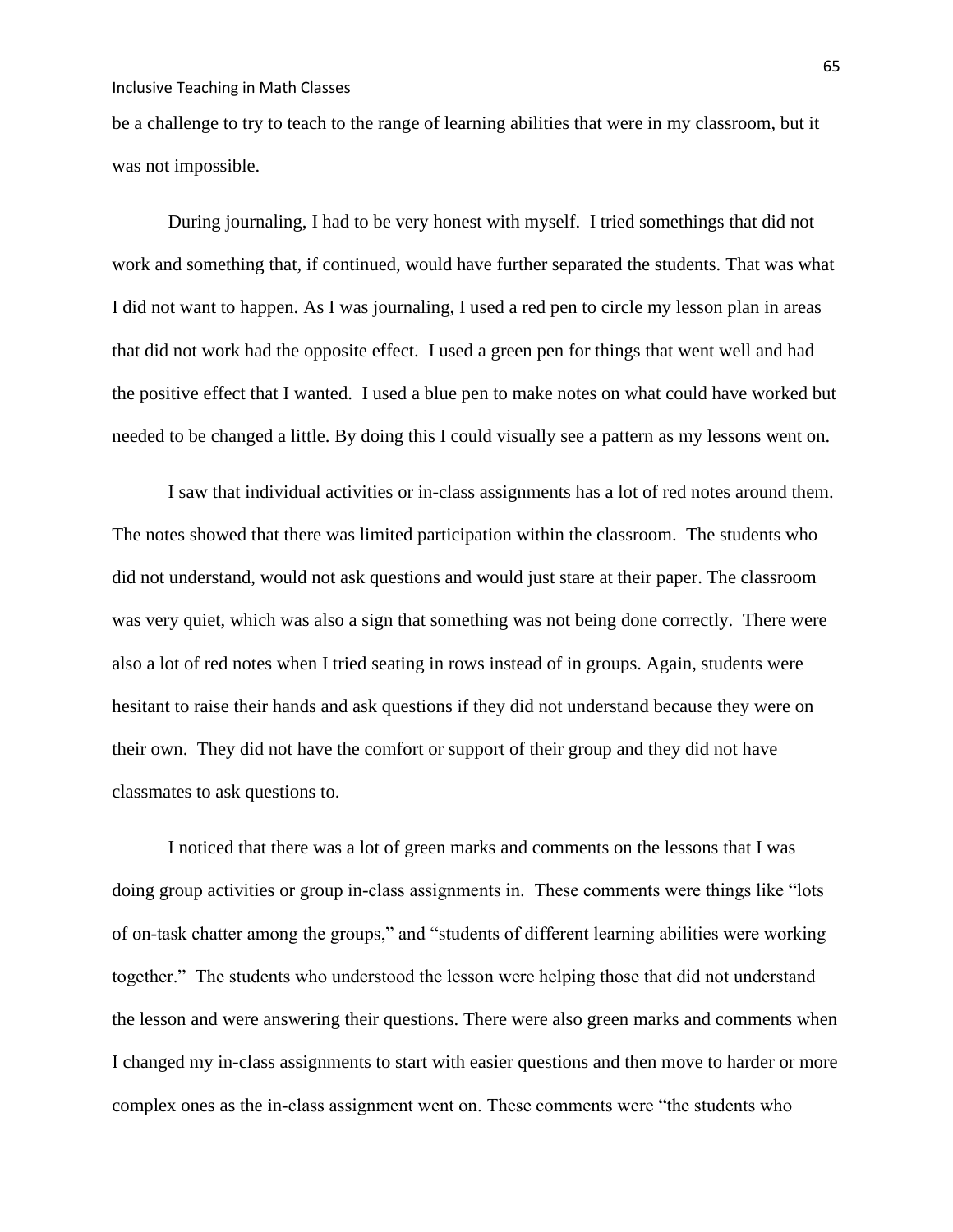be a challenge to try to teach to the range of learning abilities that were in my classroom, but it was not impossible.

During journaling, I had to be very honest with myself. I tried somethings that did not work and something that, if continued, would have further separated the students. That was what I did not want to happen. As I was journaling, I used a red pen to circle my lesson plan in areas that did not work had the opposite effect. I used a green pen for things that went well and had the positive effect that I wanted. I used a blue pen to make notes on what could have worked but needed to be changed a little. By doing this I could visually see a pattern as my lessons went on.

I saw that individual activities or in-class assignments has a lot of red notes around them. The notes showed that there was limited participation within the classroom. The students who did not understand, would not ask questions and would just stare at their paper. The classroom was very quiet, which was also a sign that something was not being done correctly. There were also a lot of red notes when I tried seating in rows instead of in groups. Again, students were hesitant to raise their hands and ask questions if they did not understand because they were on their own. They did not have the comfort or support of their group and they did not have classmates to ask questions to.

I noticed that there was a lot of green marks and comments on the lessons that I was doing group activities or group in-class assignments in. These comments were things like "lots of on-task chatter among the groups," and "students of different learning abilities were working together." The students who understood the lesson were helping those that did not understand the lesson and were answering their questions. There were also green marks and comments when I changed my in-class assignments to start with easier questions and then move to harder or more complex ones as the in-class assignment went on. These comments were "the students who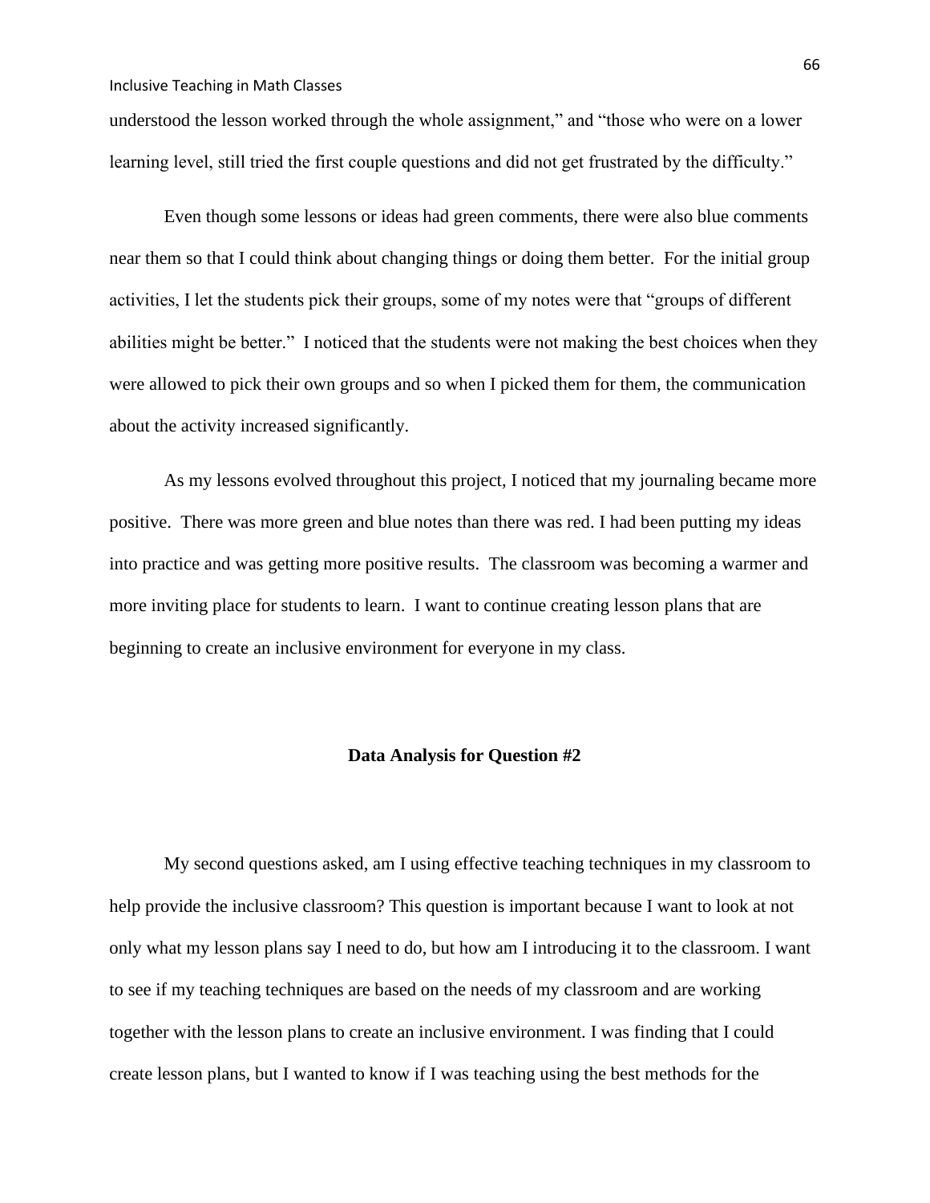understood the lesson worked through the whole assignment," and "those who were on a lower learning level, still tried the first couple questions and did not get frustrated by the difficulty."

Even though some lessons or ideas had green comments, there were also blue comments near them so that I could think about changing things or doing them better. For the initial group activities, I let the students pick their groups, some of my notes were that "groups of different abilities might be better." I noticed that the students were not making the best choices when they were allowed to pick their own groups and so when I picked them for them, the communication about the activity increased significantly.

As my lessons evolved throughout this project, I noticed that my journaling became more positive. There was more green and blue notes than there was red. I had been putting my ideas into practice and was getting more positive results. The classroom was becoming a warmer and more inviting place for students to learn. I want to continue creating lesson plans that are beginning to create an inclusive environment for everyone in my class.

## Data Analysis for Question #2

My second questions asked, am I using effective teaching techniques in my classroom to help provide the inclusive classroom? This question is important because I want to look at not only what my lesson plans say I need to do, but how am I introducing it to the classroom. I want to see if my teaching techniques are based on the needs of my classroom and are working together with the lesson plans to create an inclusive environment. I was finding that I could create lesson plans, but I wanted to know if I was teaching using the best methods for the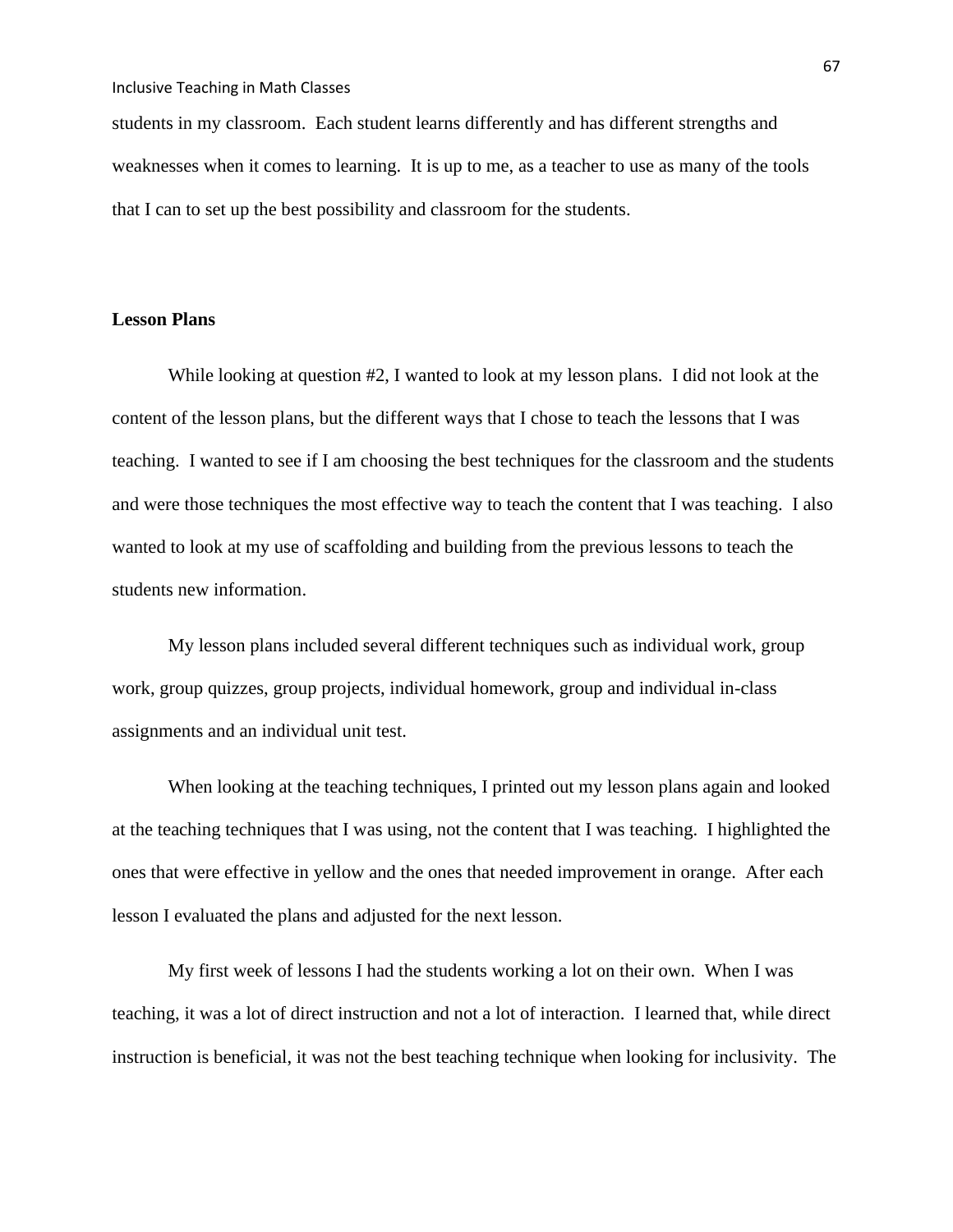students in my classroom. Each student learns differently and has different strengths and weaknesses when it comes to learning. It is up to me, as a teacher to use as many of the tools that I can to set up the best possibility and classroom for the students.

**Lesson Plans**

While looking at question #2, I wanted to look at my lesson plans. I did not look at the content of the lesson plans, but the different ways that I chose to teach the lessons that I was teaching. I wanted to see if I am choosing the best techniques for the classroom and the students and were those techniques the most effective way to teach the content that I was teaching. I also wanted to look at my use of scaffolding and building from the previous lessons to teach the students new information.

My lesson plans included several different techniques such as individual work, group work, group quizzes, group projects, individual homework, group and individual in-class assignments and an individual unit test.

When looking at the teaching techniques, I printed out my lesson plans again and looked at the teaching techniques that I was using, not the content that I was teaching. I highlighted the ones that were effective in yellow and the ones that needed improvement in orange. After each lesson I evaluated the plans and adjusted for the next lesson.

My first week of lessons I had the students working a lot on their own. When I was teaching, it was a lot of direct instruction and not a lot of interaction. I learned that, while direct instruction is beneficial, it was not the best teaching technique when looking for inclusivity. The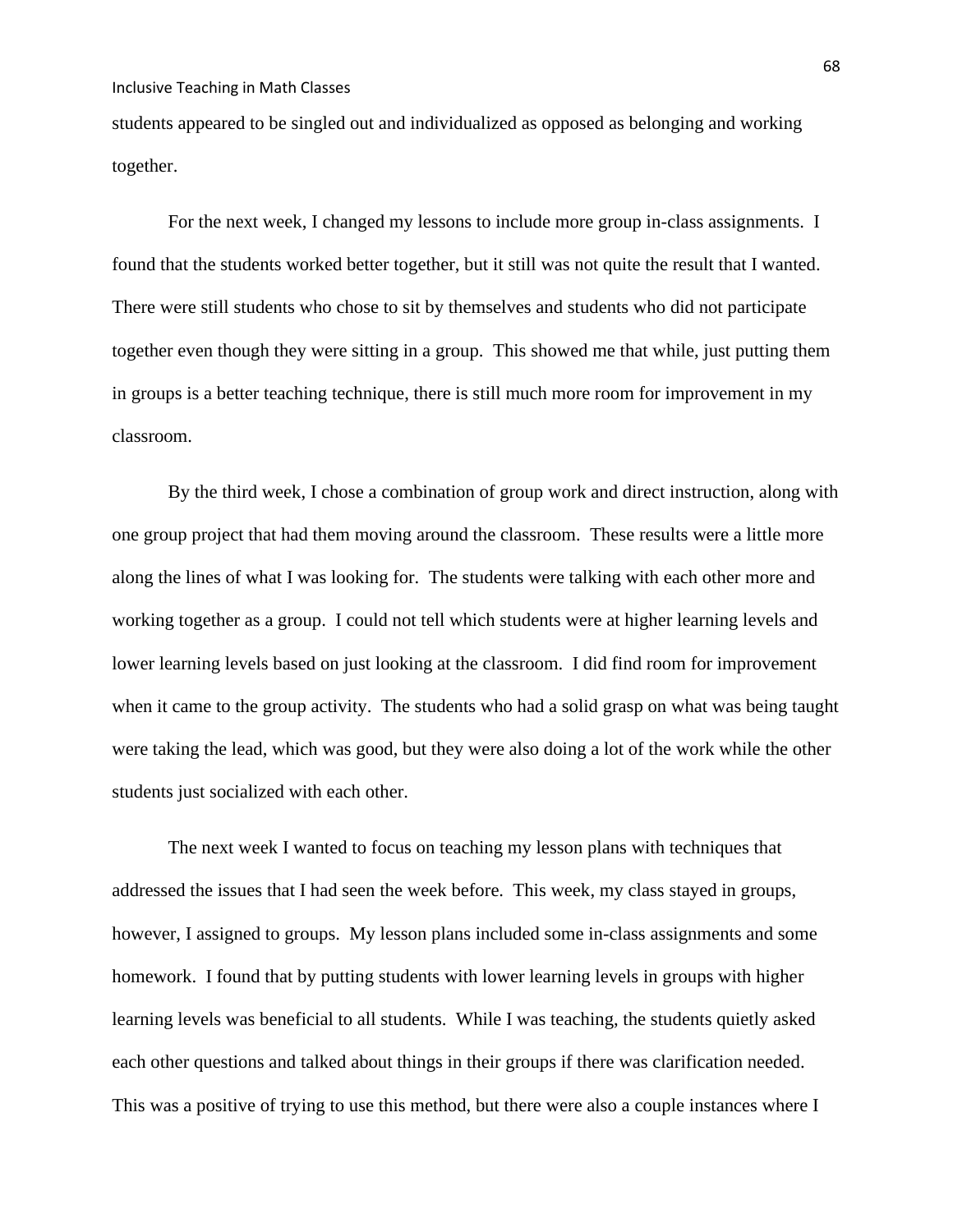students appeared to be singled out and individualized as opposed as belonging and working together.

For the next week, I changed my lessons to include more group in-class assignments. I found that the students worked better together, but it still was not quite the result that I wanted. There were still students who chose to sit by themselves and students who did not participate together even though they were sitting in a group. This showed me that while, just putting them in groups is a better teaching technique, there is still much more room for improvement in my classroom.

By the third week, I chose a combination of group work and direct instruction, along with one group project that had them moving around the classroom. These results were a little more along the lines of what I was looking for. The students were talking with each other more and working together as a group. I could not tell which students were at higher learning levels and lower learning levels based on just looking at the classroom. I did find room for improvement when it came to the group activity. The students who had a solid grasp on what was being taught were taking the lead, which was good, but they were also doing a lot of the work while the other students just socialized with each other.

The next week I wanted to focus on teaching my lesson plans with techniques that addressed the issues that I had seen the week before. This week, my class stayed in groups, however, I assigned to groups. My lesson plans included some in-class assignments and some homework. I found that by putting students with lower learning levels in groups with higher learning levels was beneficial to all students. While I was teaching, the students quietly asked each other questions and talked about things in their groups if there was clarification needed. This was a positive of trying to use this method, but there were also a couple instances where I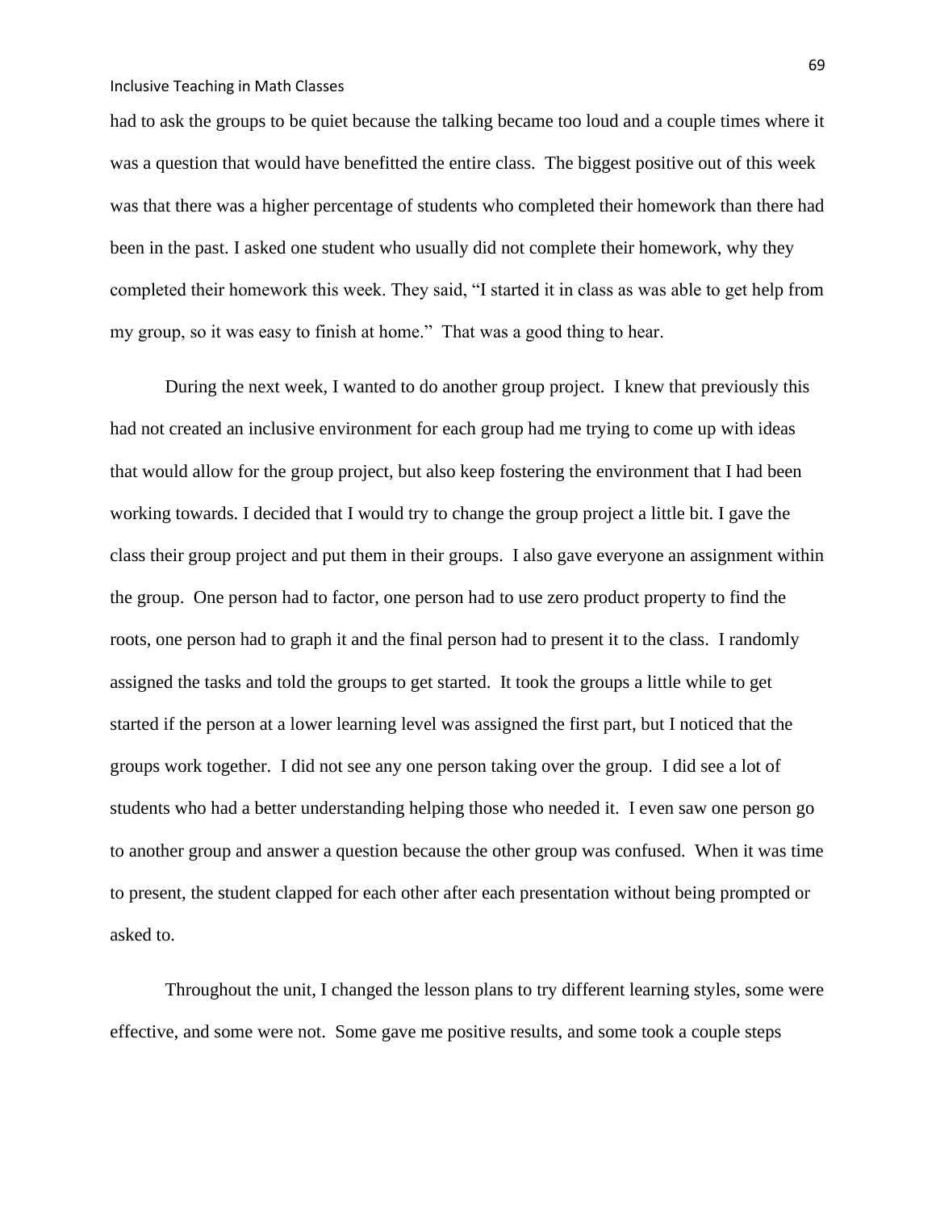had to ask the groups to be quiet because the talking became too loud and a couple times where it was a question that would have benefitted the entire class. The biggest positive out of this week was that there was a higher percentage of students who completed their homework than there had been in the past. I asked one student who usually did not complete their homework, why they completed their homework this week. They said, "I started it in class as was able to get help from my group, so it was easy to finish at home." That was a good thing to hear.

During the next week, I wanted to do another group project. I knew that previously this had not created an inclusive environment for each group had me trying to come up with ideas that would allow for the group project, but also keep fostering the environment that I had been working towards. I decided that I would try to change the group project a little bit. I gave the class their group project and put them in their groups. I also gave everyone an assignment within the group. One person had to factor, one person had to use zero product property to find the roots, one person had to graph it and the final person had to present it to the class. I randomly assigned the tasks and told the groups to get started. It took the groups a little while to get started if the person at a lower learning level was assigned the first part, but I noticed that the groups work together. I did not see any one person taking over the group. I did see a lot of students who had a better understanding helping those who needed it. I even saw one person go to another group and answer a question because the other group was confused. When it was time to present, the student clapped for each other after each presentation without being prompted or asked to.

Throughout the unit, I changed the lesson plans to try different learning styles, some were effective, and some were not. Some gave me positive results, and some took a couple steps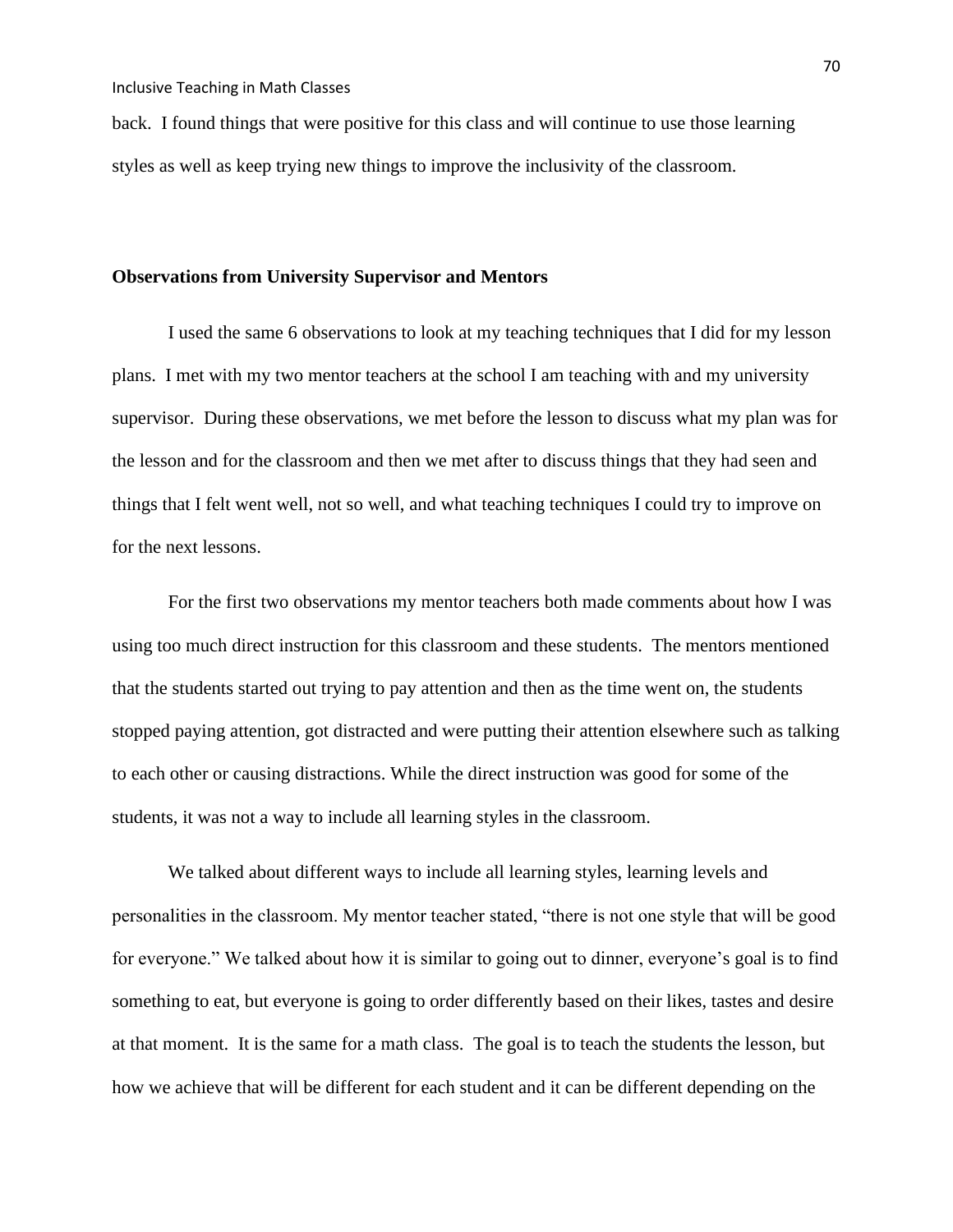back. I found things that were positive for this class and will continue to use those learning styles as well as keep trying new things to improve the inclusivity of the classroom.

**Observations from University Supervisor and Mentors**

I used the same 6 observations to look at my teaching techniques that I did for my lesson plans. I met with my two mentor teachers at the school I am teaching with and my university supervisor. During these observations, we met before the lesson to discuss what my plan was for the lesson and for the classroom and then we met after to discuss things that they had seen and things that I felt went well, not so well, and what teaching techniques I could try to improve on for the next lessons.

For the first two observations my mentor teachers both made comments about how I was using too much direct instruction for this classroom and these students. The mentors mentioned that the students started out trying to pay attention and then as the time went on, the students stopped paying attention, got distracted and were putting their attention elsewhere such as talking to each other or causing distractions. While the direct instruction was good for some of the students, it was not a way to include all learning styles in the classroom.

We talked about different ways to include all learning styles, learning levels and personalities in the classroom. My mentor teacher stated, "there is not one style that will be good for everyone." We talked about how it is similar to going out to dinner, everyone's goal is to find something to eat, but everyone is going to order differently based on their likes, tastes and desire at that moment. It is the same for a math class. The goal is to teach the students the lesson, but how we achieve that will be different for each student and it can be different depending on the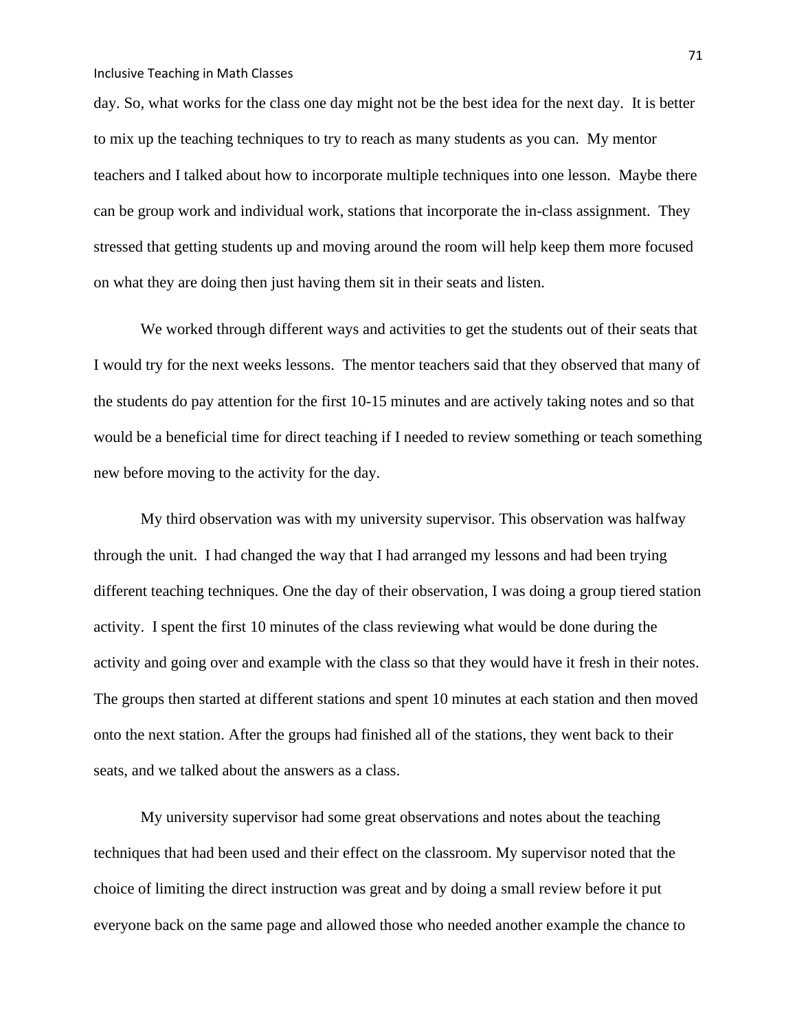day. So, what works for the class one day might not be the best idea for the next day. It is better to mix up the teaching techniques to try to reach as many students as you can. My mentor teachers and I talked about how to incorporate multiple techniques into one lesson. Maybe there can be group work and individual work, stations that incorporate the in-class assignment. They stressed that getting students up and moving around the room will help keep them more focused on what they are doing then just having them sit in their seats and listen.

We worked through different ways and activities to get the students out of their seats that I would try for the next weeks lessons. The mentor teachers said that they observed that many of the students do pay attention for the first 10-15 minutes and are actively taking notes and so that would be a beneficial time for direct teaching if I needed to review something or teach something new before moving to the activity for the day.

My third observation was with my university supervisor. This observation was halfway through the unit. I had changed the way that I had arranged my lessons and had been trying different teaching techniques. One the day of their observation, I was doing a group tiered station activity. I spent the first 10 minutes of the class reviewing what would be done during the activity and going over and example with the class so that they would have it fresh in their notes. The groups then started at different stations and spent 10 minutes at each station and then moved onto the next station. After the groups had finished all of the stations, they went back to their seats, and we talked about the answers as a class.

My university supervisor had some great observations and notes about the teaching techniques that had been used and their effect on the classroom. My supervisor noted that the choice of limiting the direct instruction was great and by doing a small review before it put everyone back on the same page and allowed those who needed another example the chance to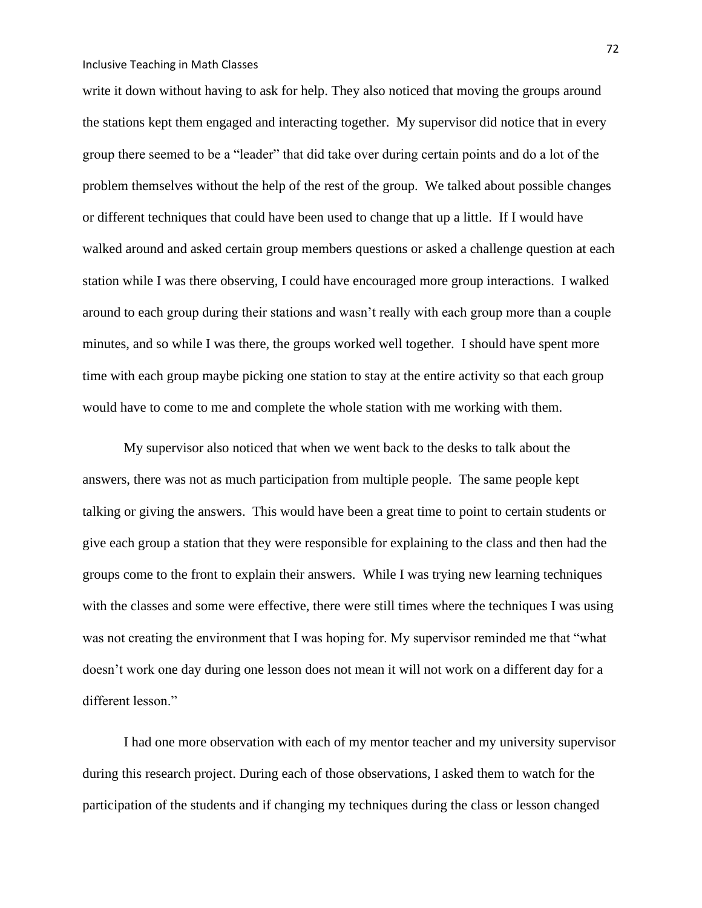write it down without having to ask for help. They also noticed that moving the groups around the stations kept them engaged and interacting together. My supervisor did notice that in every group there seemed to be a "leader" that did take over during certain points and do a lot of the problem themselves without the help of the rest of the group. We talked about possible changes or different techniques that could have been used to change that up a little. If I would have walked around and asked certain group members questions or asked a challenge question at each station while I was there observing, I could have encouraged more group interactions. I walked around to each group during their stations and wasn't really with each group more than a couple minutes, and so while I was there, the groups worked well together. I should have spent more time with each group maybe picking one station to stay at the entire activity so that each group would have to come to me and complete the whole station with me working with them.

My supervisor also noticed that when we went back to the desks to talk about the answers, there was not as much participation from multiple people. The same people kept talking or giving the answers. This would have been a great time to point to certain students or give each group a station that they were responsible for explaining to the class and then had the groups come to the front to explain their answers. While I was trying new learning techniques with the classes and some were effective, there were still times where the techniques I was using was not creating the environment that I was hoping for. My supervisor reminded me that "what doesn't work one day during one lesson does not mean it will not work on a different day for a different lesson."

I had one more observation with each of my mentor teacher and my university supervisor during this research project. During each of those observations, I asked them to watch for the participation of the students and if changing my techniques during the class or lesson changed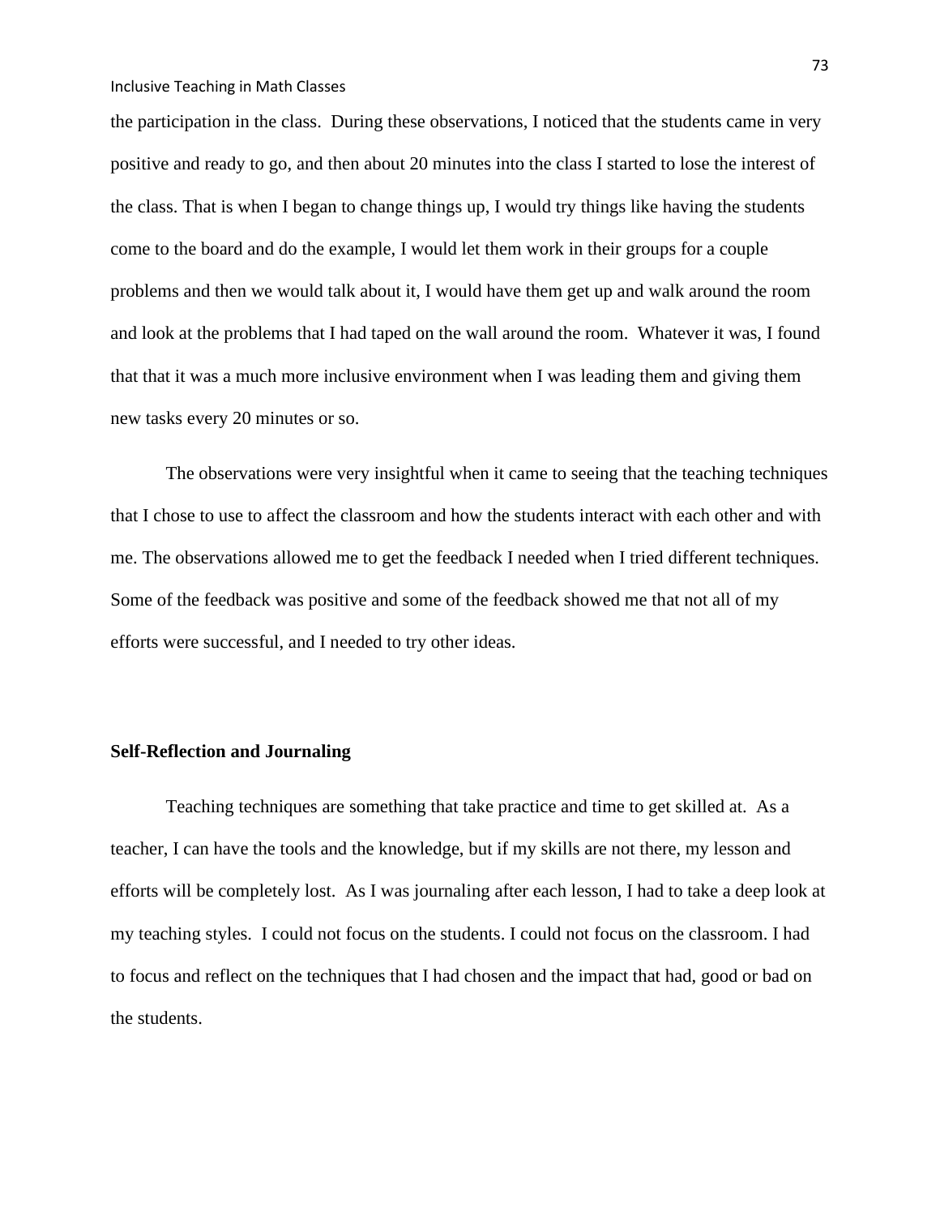the participation in the class. During these observations, I noticed that the students came in very positive and ready to go, and then about 20 minutes into the class I started to lose the interest of the class. That is when I began to change things up, I would try things like having the students come to the board and do the example, I would let them work in their groups for a couple problems and then we would talk about it, I would have them get up and walk around the room and look at the problems that I had taped on the wall around the room. Whatever it was, I found that that it was a much more inclusive environment when I was leading them and giving them new tasks every 20 minutes or so.

The observations were very insightful when it came to seeing that the teaching techniques that I chose to use to affect the classroom and how the students interact with each other and with me. The observations allowed me to get the feedback I needed when I tried different techniques. Some of the feedback was positive and some of the feedback showed me that not all of my efforts were successful, and I needed to try other ideas.

**Self-Reflection and Journaling**

Teaching techniques are something that take practice and time to get skilled at. As a teacher, I can have the tools and the knowledge, but if my skills are not there, my lesson and efforts will be completely lost. As I was journaling after each lesson, I had to take a deep look at my teaching styles. I could not focus on the students. I could not focus on the classroom. I had to focus and reflect on the techniques that I had chosen and the impact that had, good or bad on the students.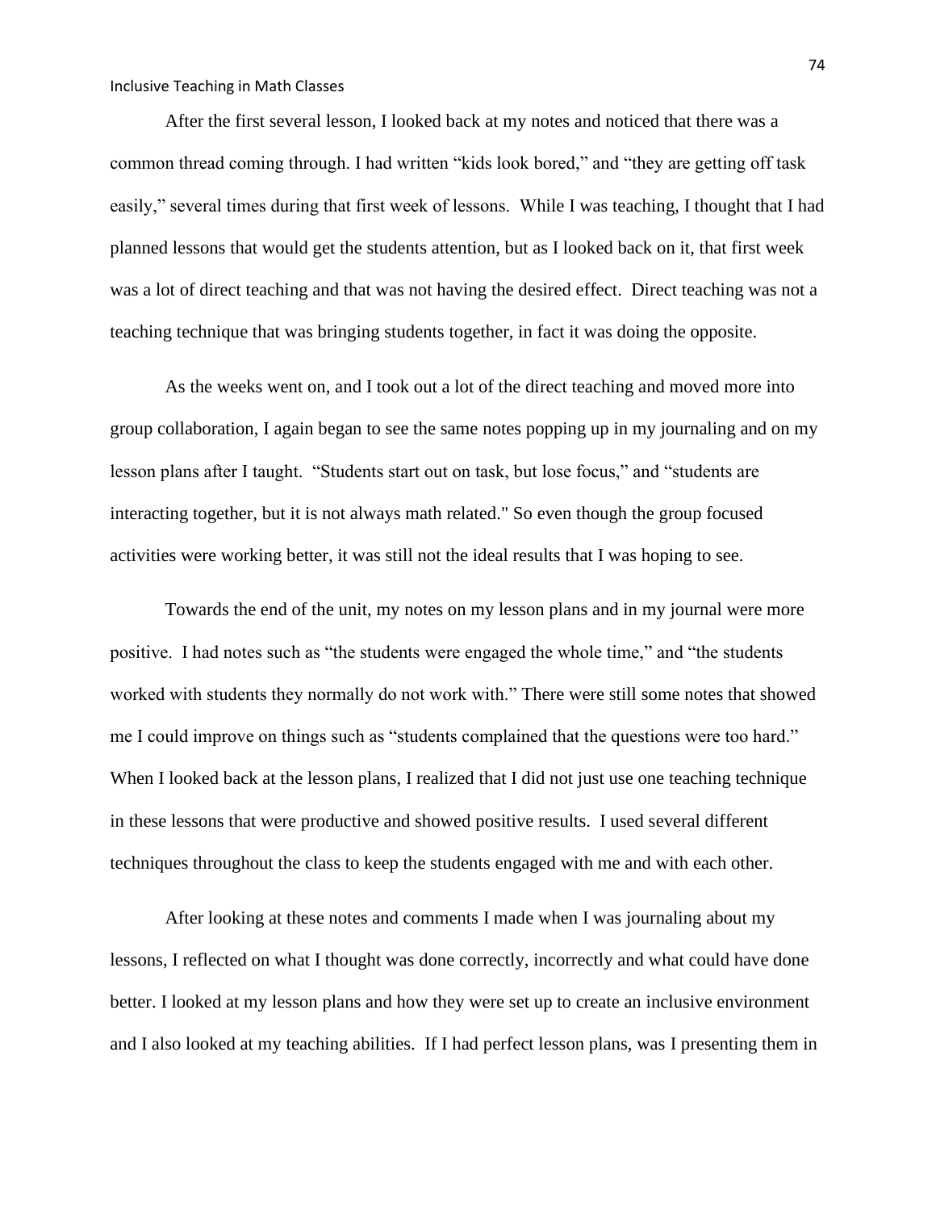After the first several lesson, I looked back at my notes and noticed that there was a common thread coming through. I had written "kids look bored," and "they are getting off task easily," several times during that first week of lessons. While I was teaching, I thought that I had planned lessons that would get the students attention, but as I looked back on it, that first week was a lot of direct teaching and that was not having the desired effect. Direct teaching was not a teaching technique that was bringing students together, in fact it was doing the opposite.

As the weeks went on, and I took out a lot of the direct teaching and moved more into group collaboration, I again began to see the same notes popping up in my journaling and on my lesson plans after I taught. "Students start out on task, but lose focus," and "students are interacting together, but it is not always math related." So even though the group focused activities were working better, it was still not the ideal results that I was hoping to see.

Towards the end of the unit, my notes on my lesson plans and in my journal were more positive. I had notes such as "the students were engaged the whole time," and "the students worked with students they normally do not work with." There were still some notes that showed me I could improve on things such as "students complained that the questions were too hard." When I looked back at the lesson plans, I realized that I did not just use one teaching technique in these lessons that were productive and showed positive results. I used several different techniques throughout the class to keep the students engaged with me and with each other.

After looking at these notes and comments I made when I was journaling about my lessons, I reflected on what I thought was done correctly, incorrectly and what could have done better. I looked at my lesson plans and how they were set up to create an inclusive environment and I also looked at my teaching abilities. If I had perfect lesson plans, was I presenting them in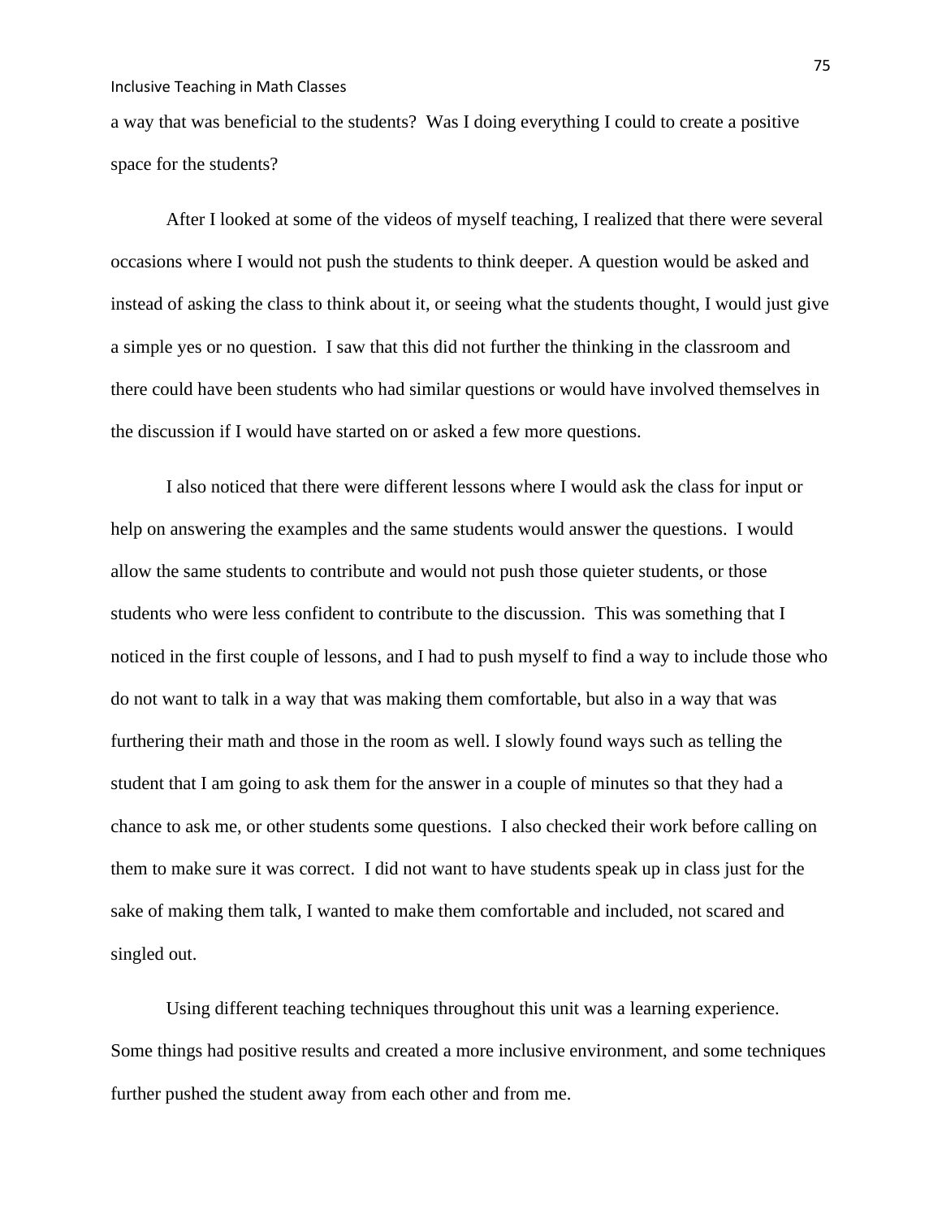a way that was beneficial to the students? Was I doing everything I could to create a positive space for the students?

After I looked at some of the videos of myself teaching, I realized that there were several occasions where I would not push the students to think deeper. A question would be asked and instead of asking the class to think about it, or seeing what the students thought, I would just give a simple yes or no question. I saw that this did not further the thinking in the classroom and there could have been students who had similar questions or would have involved themselves in the discussion if I would have started on or asked a few more questions.

I also noticed that there were different lessons where I would ask the class for input or help on answering the examples and the same students would answer the questions. I would allow the same students to contribute and would not push those quieter students, or those students who were less confident to contribute to the discussion. This was something that I noticed in the first couple of lessons, and I had to push myself to find a way to include those who do not want to talk in a way that was making them comfortable, but also in a way that was furthering their math and those in the room as well. I slowly found ways such as telling the student that I am going to ask them for the answer in a couple of minutes so that they had a chance to ask me, or other students some questions. I also checked their work before calling on them to make sure it was correct. I did not want to have students speak up in class just for the sake of making them talk, I wanted to make them comfortable and included, not scared and singled out.

Using different teaching techniques throughout this unit was a learning experience. Some things had positive results and created a more inclusive environment, and some techniques further pushed the student away from each other and from me.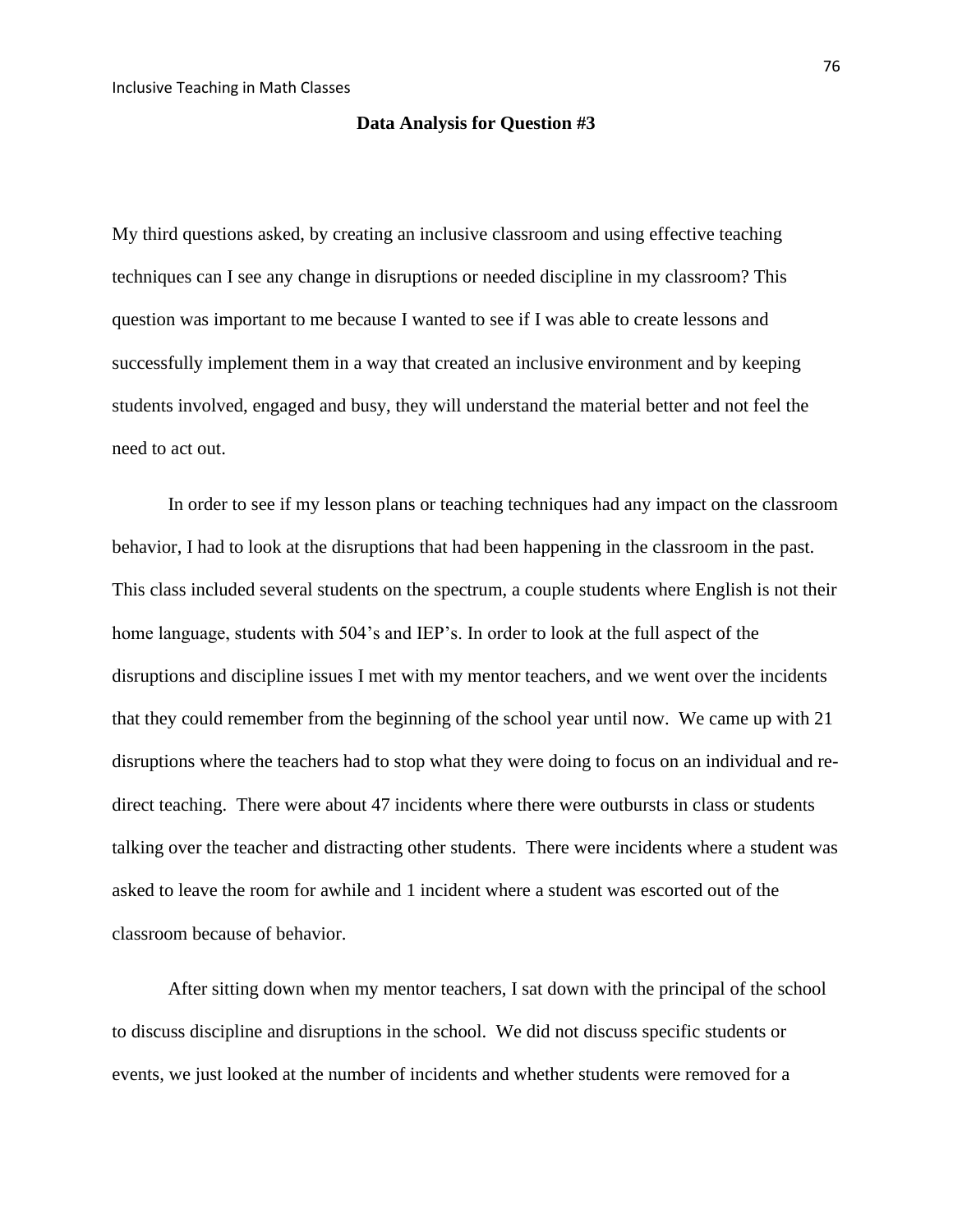## Data Analysis for Question #3

My third questions asked, by creating an inclusive classroom and using effective teaching techniques can I see any change in disruptions or needed discipline in my classroom? This question was important to me because I wanted to see if I was able to create lessons and successfully implement them in a way that created an inclusive environment and by keeping students involved, engaged and busy, they will understand the material better and not feel the need to act out.

In order to see if my lesson plans or teaching techniques had any impact on the classroom behavior, I had to look at the disruptions that had been happening in the classroom in the past. This class included several students on the spectrum, a couple students where English is not their home language, students with 504's and IEP's. In order to look at the full aspect of the disruptions and discipline issues I met with my mentor teachers, and we went over the incidents that they could remember from the beginning of the school year until now. We came up with 21 disruptions where the teachers had to stop what they were doing to focus on an individual and re-direct teaching. There were about 47 incidents where there were outbursts in class or students talking over the teacher and distracting other students. There were incidents where a student was asked to leave the room for awhile and 1 incident where a student was escorted out of the classroom because of behavior.

After sitting down when my mentor teachers, I sat down with the principal of the school to discuss discipline and disruptions in the school. We did not discuss specific students or events, we just looked at the number of incidents and whether students were removed for a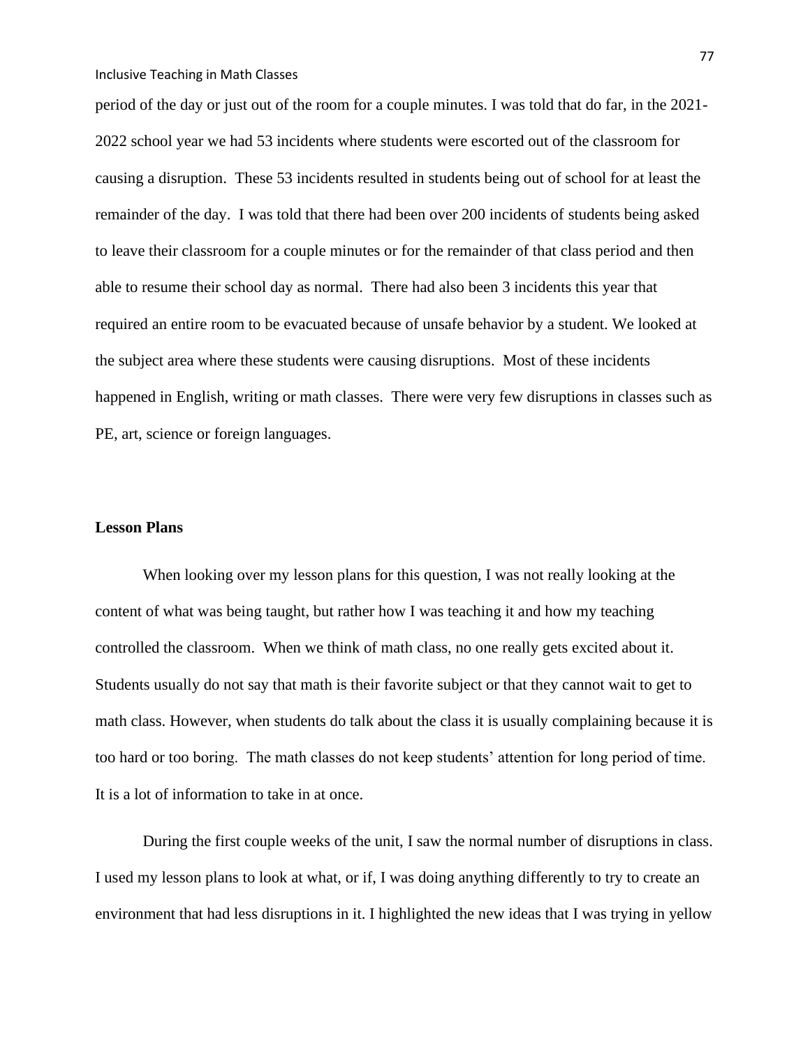period of the day or just out of the room for a couple minutes. I was told that do far, in the 2021-2022 school year we had 53 incidents where students were escorted out of the classroom for causing a disruption. These 53 incidents resulted in students being out of school for at least the remainder of the day. I was told that there had been over 200 incidents of students being asked to leave their classroom for a couple minutes or for the remainder of that class period and then able to resume their school day as normal. There had also been 3 incidents this year that required an entire room to be evacuated because of unsafe behavior by a student. We looked at the subject area where these students were causing disruptions. Most of these incidents happened in English, writing or math classes. There were very few disruptions in classes such as PE, art, science or foreign languages.

**Lesson Plans**

When looking over my lesson plans for this question, I was not really looking at the content of what was being taught, but rather how I was teaching it and how my teaching controlled the classroom. When we think of math class, no one really gets excited about it. Students usually do not say that math is their favorite subject or that they cannot wait to get to math class. However, when students do talk about the class it is usually complaining because it is too hard or too boring. The math classes do not keep students' attention for long period of time. It is a lot of information to take in at once.

During the first couple weeks of the unit, I saw the normal number of disruptions in class. I used my lesson plans to look at what, or if, I was doing anything differently to try to create an environment that had less disruptions in it. I highlighted the new ideas that I was trying in yellow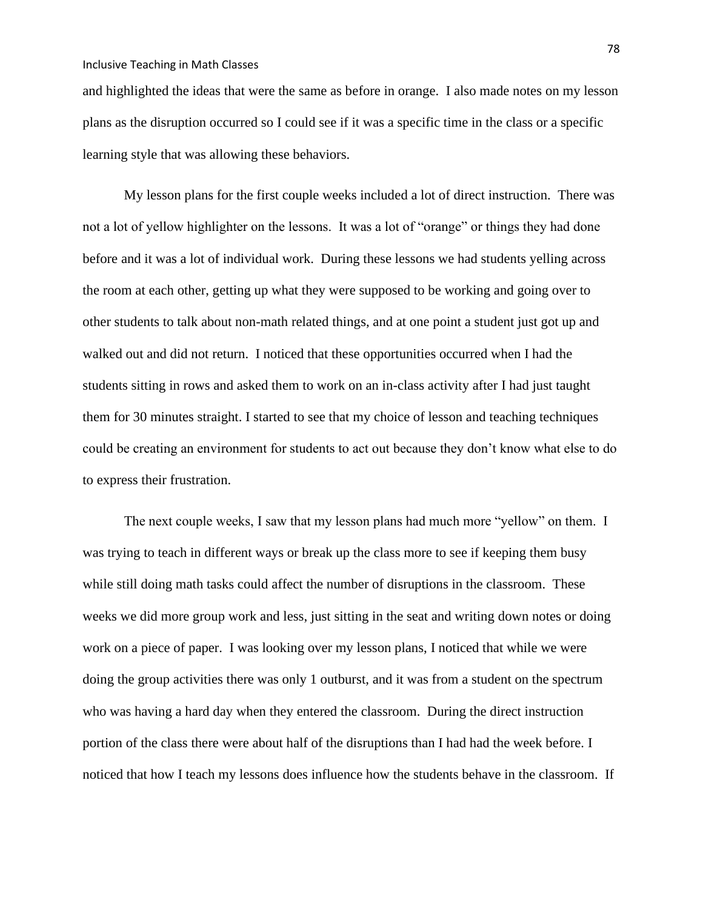and highlighted the ideas that were the same as before in orange. I also made notes on my lesson plans as the disruption occurred so I could see if it was a specific time in the class or a specific learning style that was allowing these behaviors.

My lesson plans for the first couple weeks included a lot of direct instruction. There was not a lot of yellow highlighter on the lessons. It was a lot of "orange" or things they had done before and it was a lot of individual work. During these lessons we had students yelling across the room at each other, getting up what they were supposed to be working and going over to other students to talk about non-math related things, and at one point a student just got up and walked out and did not return. I noticed that these opportunities occurred when I had the students sitting in rows and asked them to work on an in-class activity after I had just taught them for 30 minutes straight. I started to see that my choice of lesson and teaching techniques could be creating an environment for students to act out because they don't know what else to do to express their frustration.

The next couple weeks, I saw that my lesson plans had much more "yellow" on them. I was trying to teach in different ways or break up the class more to see if keeping them busy while still doing math tasks could affect the number of disruptions in the classroom. These weeks we did more group work and less, just sitting in the seat and writing down notes or doing work on a piece of paper. I was looking over my lesson plans, I noticed that while we were doing the group activities there was only 1 outburst, and it was from a student on the spectrum who was having a hard day when they entered the classroom. During the direct instruction portion of the class there were about half of the disruptions than I had had the week before. I noticed that how I teach my lessons does influence how the students behave in the classroom. If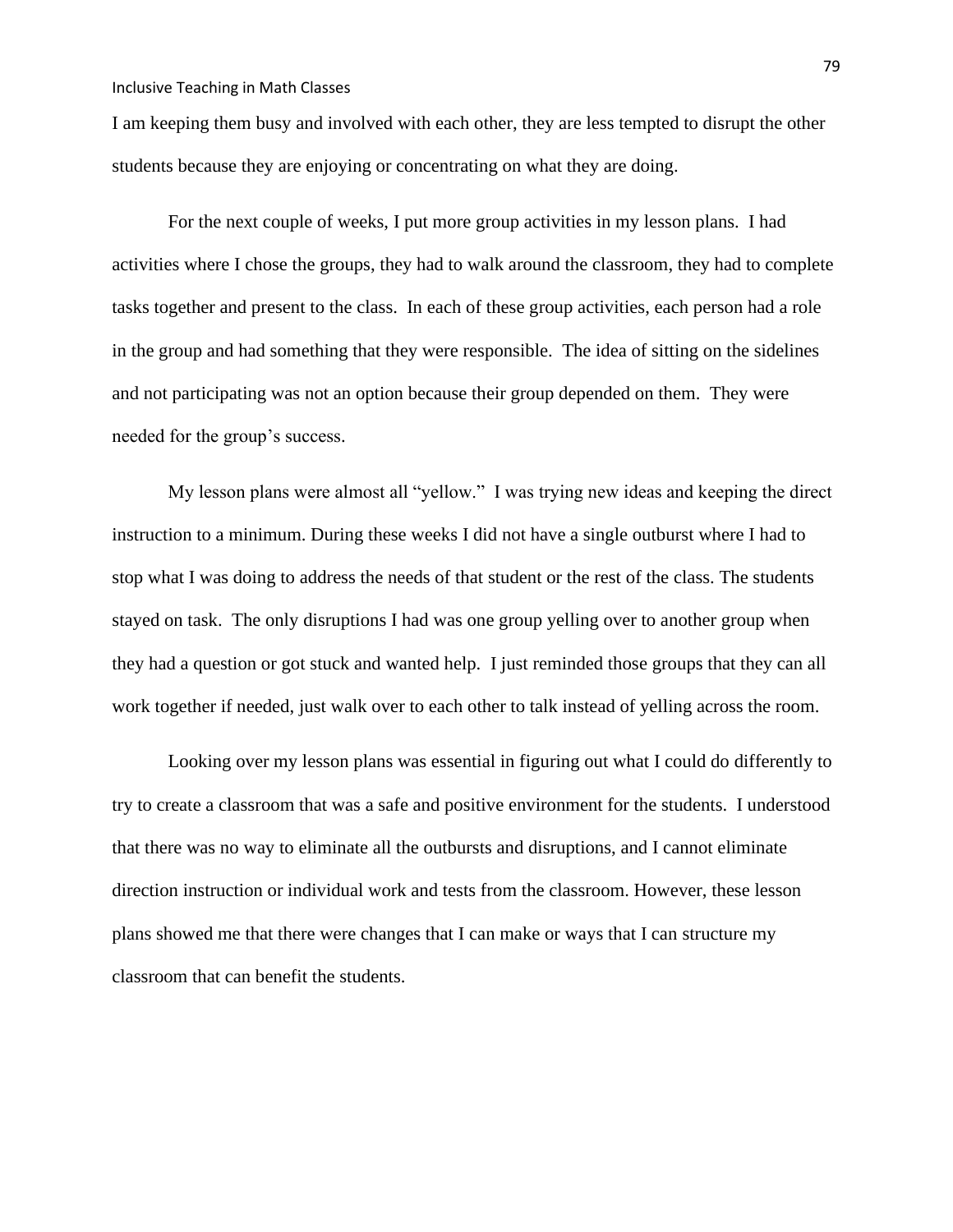I am keeping them busy and involved with each other, they are less tempted to disrupt the other students because they are enjoying or concentrating on what they are doing.

For the next couple of weeks, I put more group activities in my lesson plans. I had activities where I chose the groups, they had to walk around the classroom, they had to complete tasks together and present to the class. In each of these group activities, each person had a role in the group and had something that they were responsible. The idea of sitting on the sidelines and not participating was not an option because their group depended on them. They were needed for the group's success.

My lesson plans were almost all "yellow." I was trying new ideas and keeping the direct instruction to a minimum. During these weeks I did not have a single outburst where I had to stop what I was doing to address the needs of that student or the rest of the class. The students stayed on task. The only disruptions I had was one group yelling over to another group when they had a question or got stuck and wanted help. I just reminded those groups that they can all work together if needed, just walk over to each other to talk instead of yelling across the room.

Looking over my lesson plans was essential in figuring out what I could do differently to try to create a classroom that was a safe and positive environment for the students. I understood that there was no way to eliminate all the outbursts and disruptions, and I cannot eliminate direction instruction or individual work and tests from the classroom. However, these lesson plans showed me that there were changes that I can make or ways that I can structure my classroom that can benefit the students.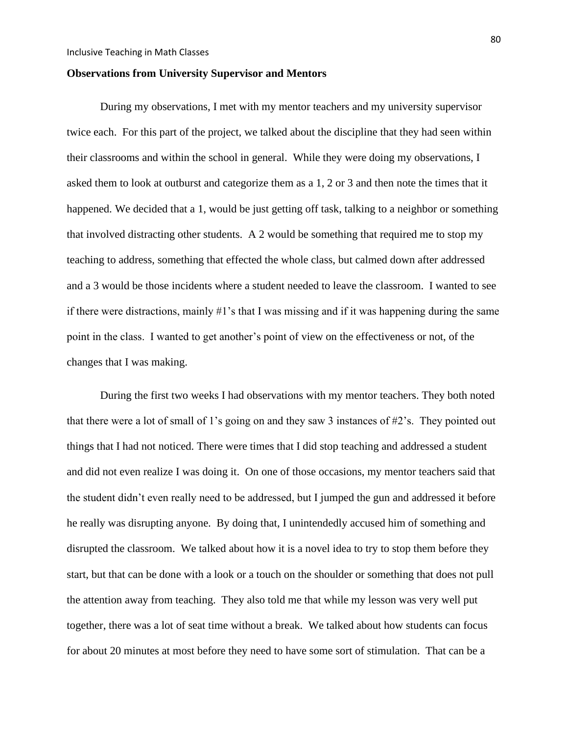**Observations from University Supervisor and Mentors**

During my observations, I met with my mentor teachers and my university supervisor twice each. For this part of the project, we talked about the discipline that they had seen within their classrooms and within the school in general. While they were doing my observations, I asked them to look at outburst and categorize them as a 1, 2 or 3 and then note the times that it happened. We decided that a 1, would be just getting off task, talking to a neighbor or something that involved distracting other students. A 2 would be something that required me to stop my teaching to address, something that effected the whole class, but calmed down after addressed and a 3 would be those incidents where a student needed to leave the classroom. I wanted to see if there were distractions, mainly #1's that I was missing and if it was happening during the same point in the class. I wanted to get another's point of view on the effectiveness or not, of the changes that I was making.

During the first two weeks I had observations with my mentor teachers. They both noted that there were a lot of small of 1's going on and they saw 3 instances of #2's. They pointed out things that I had not noticed. There were times that I did stop teaching and addressed a student and did not even realize I was doing it. On one of those occasions, my mentor teachers said that the student didn't even really need to be addressed, but I jumped the gun and addressed it before he really was disrupting anyone. By doing that, I unintendedly accused him of something and disrupted the classroom. We talked about how it is a novel idea to try to stop them before they start, but that can be done with a look or a touch on the shoulder or something that does not pull the attention away from teaching. They also told me that while my lesson was very well put together, there was a lot of seat time without a break. We talked about how students can focus for about 20 minutes at most before they need to have some sort of stimulation. That can be a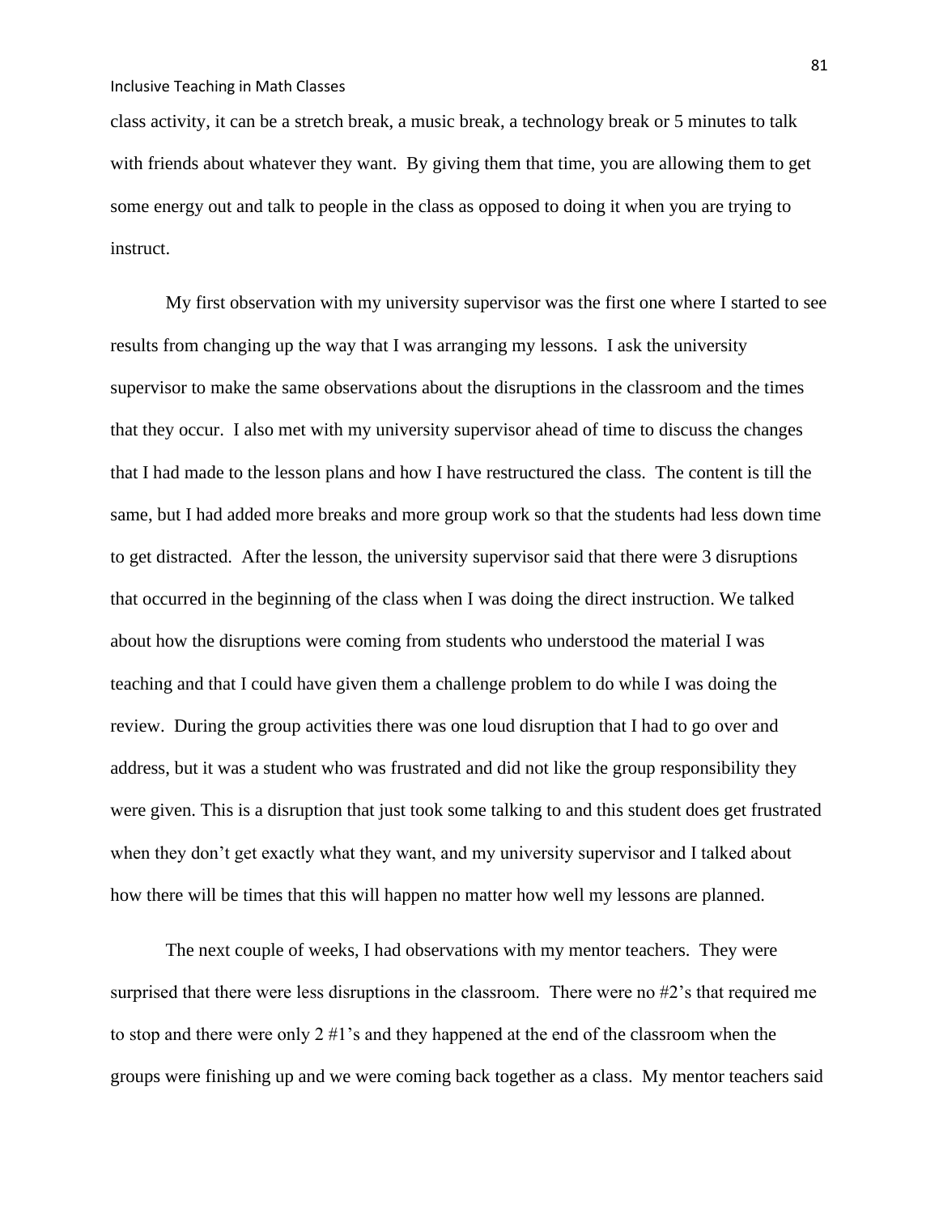class activity, it can be a stretch break, a music break, a technology break or 5 minutes to talk with friends about whatever they want. By giving them that time, you are allowing them to get some energy out and talk to people in the class as opposed to doing it when you are trying to instruct.

My first observation with my university supervisor was the first one where I started to see results from changing up the way that I was arranging my lessons. I ask the university supervisor to make the same observations about the disruptions in the classroom and the times that they occur. I also met with my university supervisor ahead of time to discuss the changes that I had made to the lesson plans and how I have restructured the class. The content is till the same, but I had added more breaks and more group work so that the students had less down time to get distracted. After the lesson, the university supervisor said that there were 3 disruptions that occurred in the beginning of the class when I was doing the direct instruction. We talked about how the disruptions were coming from students who understood the material I was teaching and that I could have given them a challenge problem to do while I was doing the review. During the group activities there was one loud disruption that I had to go over and address, but it was a student who was frustrated and did not like the group responsibility they were given. This is a disruption that just took some talking to and this student does get frustrated when they don't get exactly what they want, and my university supervisor and I talked about how there will be times that this will happen no matter how well my lessons are planned.

The next couple of weeks, I had observations with my mentor teachers. They were surprised that there were less disruptions in the classroom. There were no #2's that required me to stop and there were only 2 #1's and they happened at the end of the classroom when the groups were finishing up and we were coming back together as a class. My mentor teachers said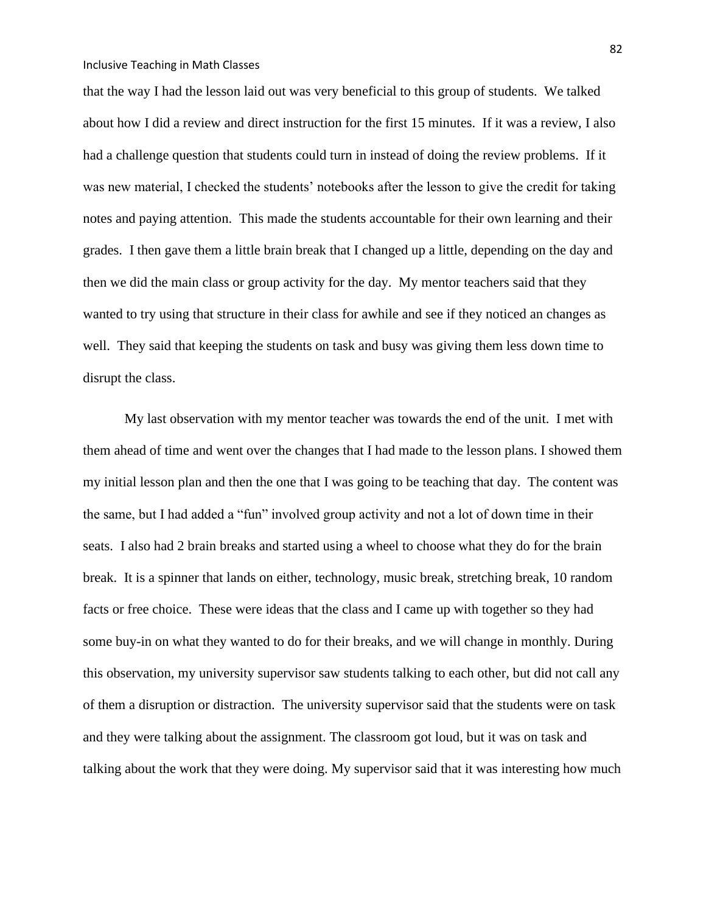that the way I had the lesson laid out was very beneficial to this group of students. We talked about how I did a review and direct instruction for the first 15 minutes. If it was a review, I also had a challenge question that students could turn in instead of doing the review problems. If it was new material, I checked the students' notebooks after the lesson to give the credit for taking notes and paying attention. This made the students accountable for their own learning and their grades. I then gave them a little brain break that I changed up a little, depending on the day and then we did the main class or group activity for the day. My mentor teachers said that they wanted to try using that structure in their class for awhile and see if they noticed an changes as well. They said that keeping the students on task and busy was giving them less down time to disrupt the class.

My last observation with my mentor teacher was towards the end of the unit. I met with them ahead of time and went over the changes that I had made to the lesson plans. I showed them my initial lesson plan and then the one that I was going to be teaching that day. The content was the same, but I had added a "fun" involved group activity and not a lot of down time in their seats. I also had 2 brain breaks and started using a wheel to choose what they do for the brain break. It is a spinner that lands on either, technology, music break, stretching break, 10 random facts or free choice. These were ideas that the class and I came up with together so they had some buy-in on what they wanted to do for their breaks, and we will change in monthly. During this observation, my university supervisor saw students talking to each other, but did not call any of them a disruption or distraction. The university supervisor said that the students were on task and they were talking about the assignment. The classroom got loud, but it was on task and talking about the work that they were doing. My supervisor said that it was interesting how much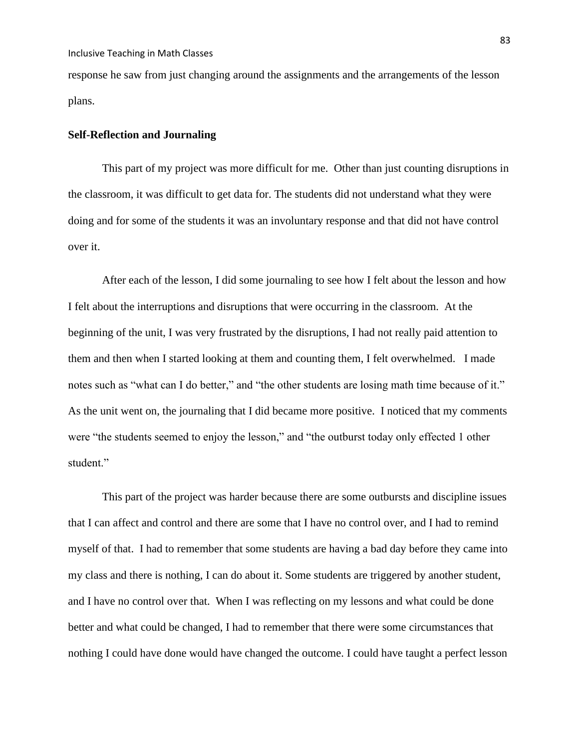response he saw from just changing around the assignments and the arrangements of the lesson plans.

**Self-Reflection and Journaling**

This part of my project was more difficult for me. Other than just counting disruptions in the classroom, it was difficult to get data for. The students did not understand what they were doing and for some of the students it was an involuntary response and that did not have control over it.

After each of the lesson, I did some journaling to see how I felt about the lesson and how I felt about the interruptions and disruptions that were occurring in the classroom. At the beginning of the unit, I was very frustrated by the disruptions, I had not really paid attention to them and then when I started looking at them and counting them, I felt overwhelmed. I made notes such as "what can I do better," and "the other students are losing math time because of it." As the unit went on, the journaling that I did became more positive. I noticed that my comments were "the students seemed to enjoy the lesson," and "the outburst today only effected 1 other student."

This part of the project was harder because there are some outbursts and discipline issues that I can affect and control and there are some that I have no control over, and I had to remind myself of that. I had to remember that some students are having a bad day before they came into my class and there is nothing, I can do about it. Some students are triggered by another student, and I have no control over that. When I was reflecting on my lessons and what could be done better and what could be changed, I had to remember that there were some circumstances that nothing I could have done would have changed the outcome. I could have taught a perfect lesson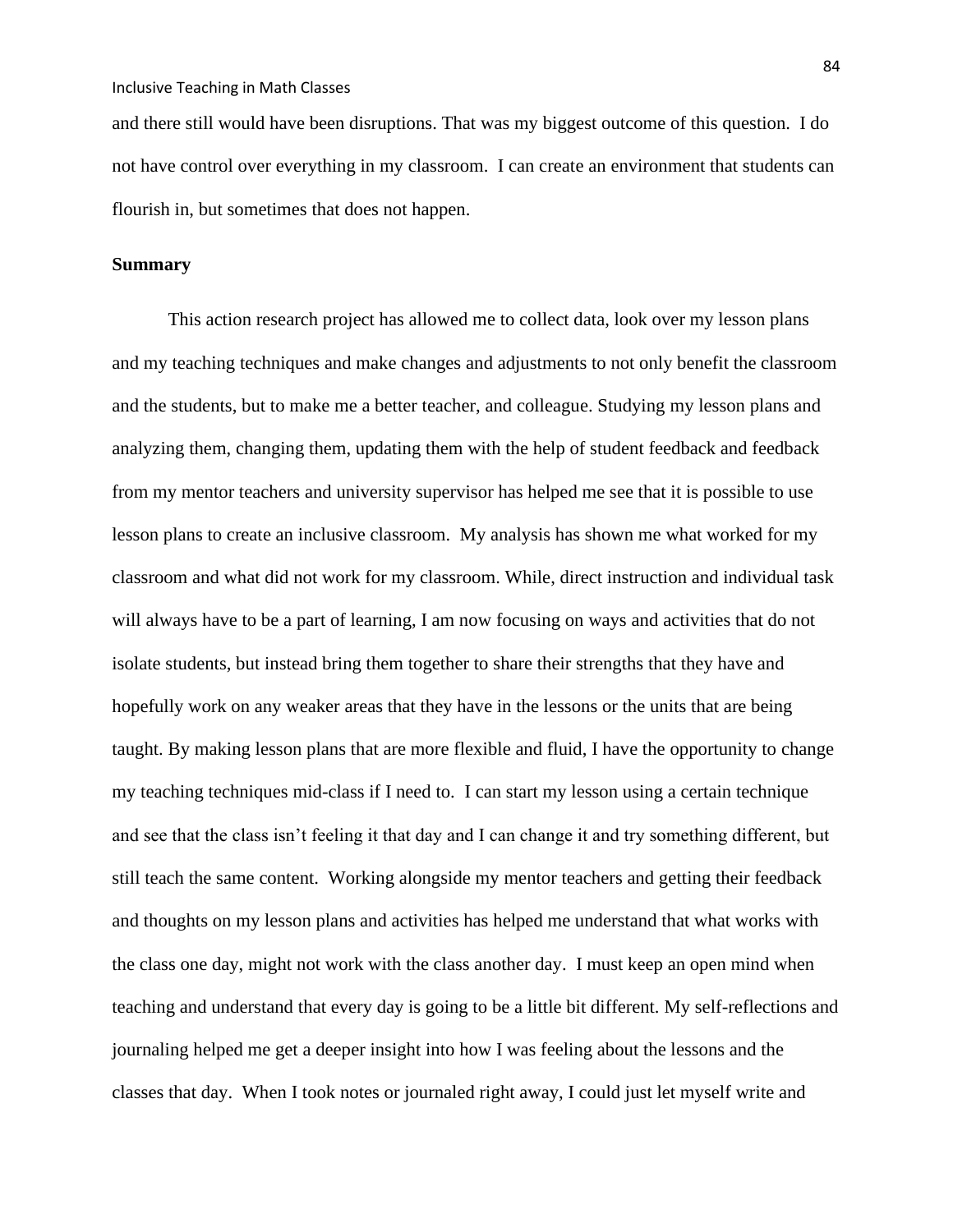and there still would have been disruptions. That was my biggest outcome of this question. I do not have control over everything in my classroom. I can create an environment that students can flourish in, but sometimes that does not happen.

**Summary**

This action research project has allowed me to collect data, look over my lesson plans and my teaching techniques and make changes and adjustments to not only benefit the classroom and the students, but to make me a better teacher, and colleague. Studying my lesson plans and analyzing them, changing them, updating them with the help of student feedback and feedback from my mentor teachers and university supervisor has helped me see that it is possible to use lesson plans to create an inclusive classroom. My analysis has shown me what worked for my classroom and what did not work for my classroom. While, direct instruction and individual task will always have to be a part of learning, I am now focusing on ways and activities that do not isolate students, but instead bring them together to share their strengths that they have and hopefully work on any weaker areas that they have in the lessons or the units that are being taught. By making lesson plans that are more flexible and fluid, I have the opportunity to change my teaching techniques mid-class if I need to. I can start my lesson using a certain technique and see that the class isn't feeling it that day and I can change it and try something different, but still teach the same content. Working alongside my mentor teachers and getting their feedback and thoughts on my lesson plans and activities has helped me understand that what works with the class one day, might not work with the class another day. I must keep an open mind when teaching and understand that every day is going to be a little bit different. My self-reflections and journaling helped me get a deeper insight into how I was feeling about the lessons and the classes that day. When I took notes or journaled right away, I could just let myself write and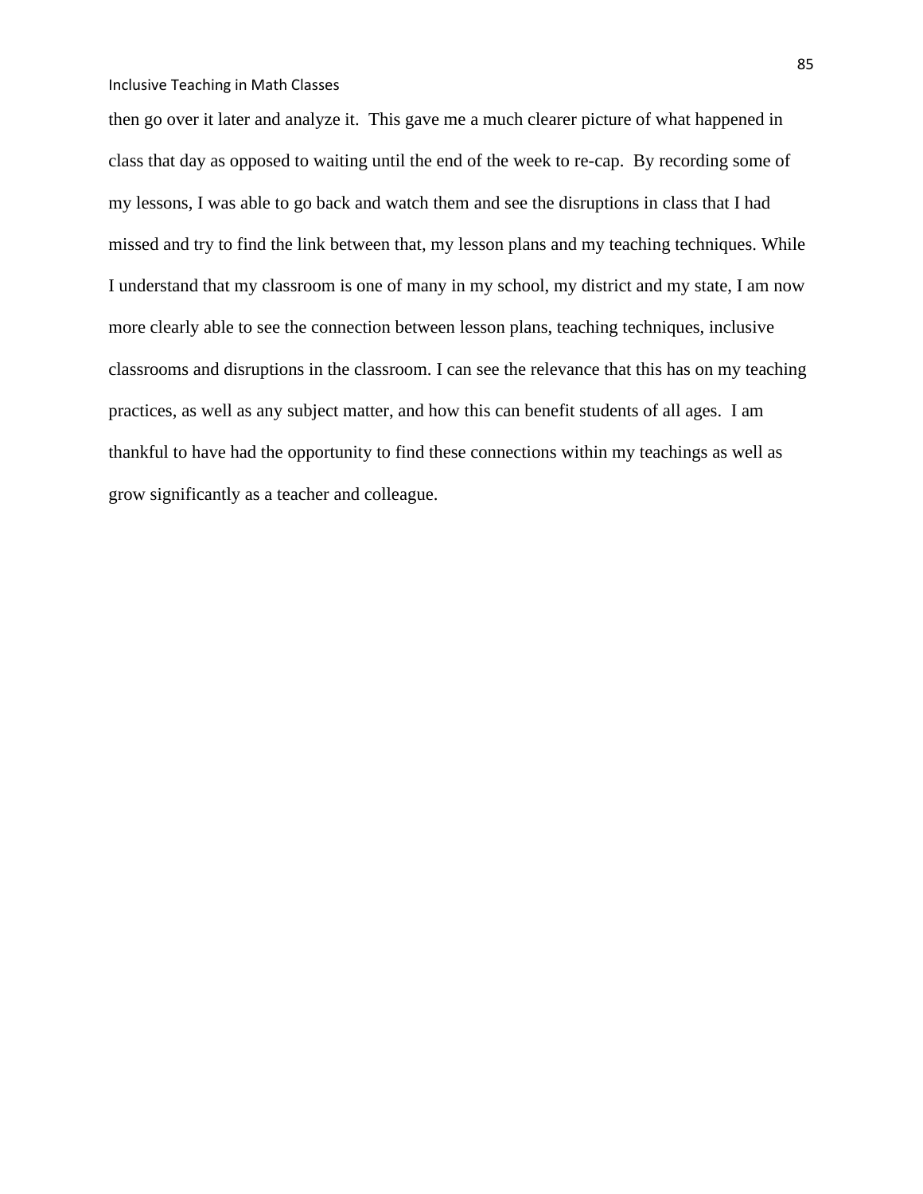then go over it later and analyze it. This gave me a much clearer picture of what happened in class that day as opposed to waiting until the end of the week to re-cap. By recording some of my lessons, I was able to go back and watch them and see the disruptions in class that I had missed and try to find the link between that, my lesson plans and my teaching techniques. While I understand that my classroom is one of many in my school, my district and my state, I am now more clearly able to see the connection between lesson plans, teaching techniques, inclusive classrooms and disruptions in the classroom. I can see the relevance that this has on my teaching practices, as well as any subject matter, and how this can benefit students of all ages. I am thankful to have had the opportunity to find these connections within my teachings as well as grow significantly as a teacher and colleague.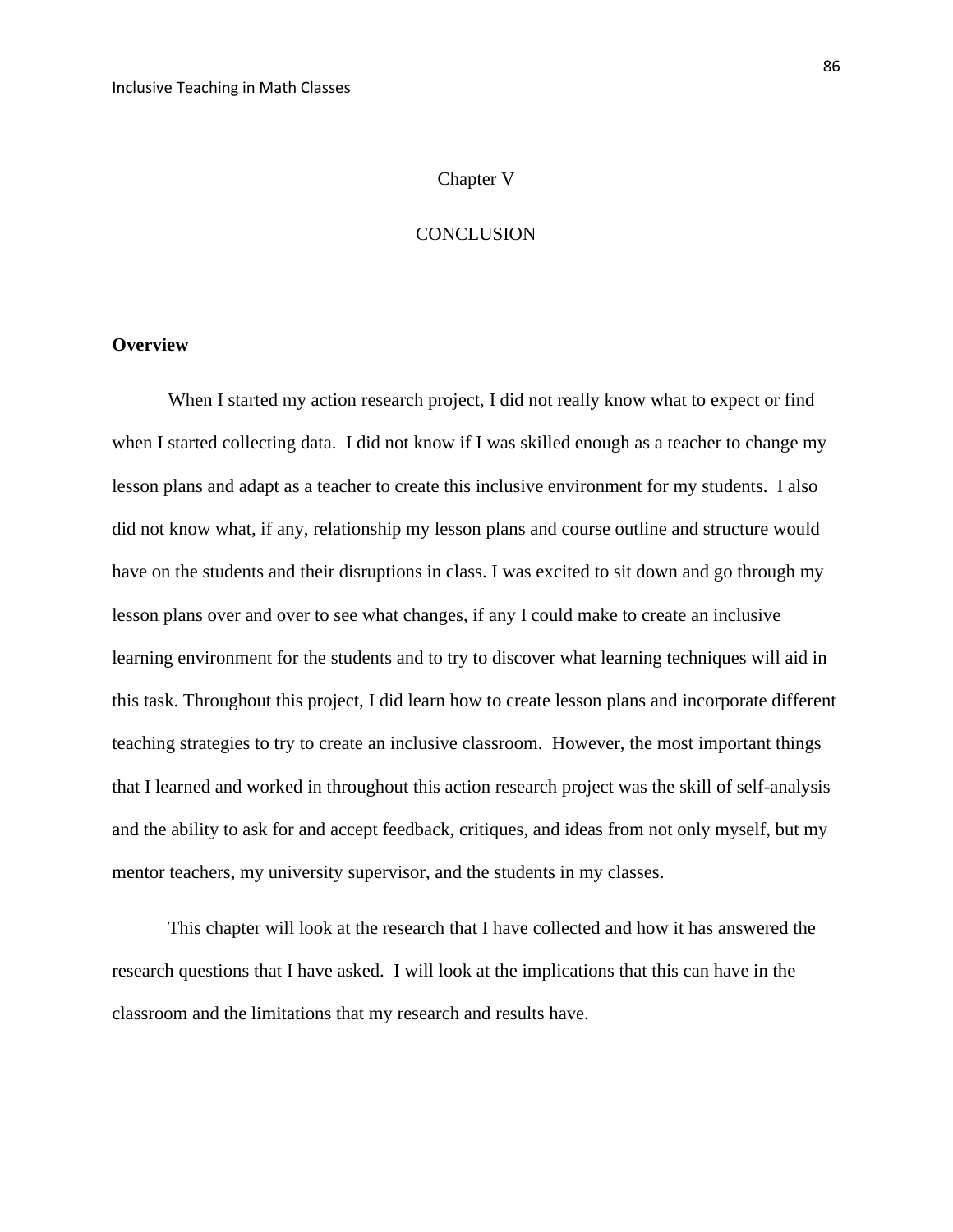# Chapter V

# CONCLUSION

## Overview

When I started my action research project, I did not really know what to expect or find when I started collecting data. I did not know if I was skilled enough as a teacher to change my lesson plans and adapt as a teacher to create this inclusive environment for my students. I also did not know what, if any, relationship my lesson plans and course outline and structure would have on the students and their disruptions in class. I was excited to sit down and go through my lesson plans over and over to see what changes, if any I could make to create an inclusive learning environment for the students and to try to discover what learning techniques will aid in this task. Throughout this project, I did learn how to create lesson plans and incorporate different teaching strategies to try to create an inclusive classroom. However, the most important things that I learned and worked in throughout this action research project was the skill of self-analysis and the ability to ask for and accept feedback, critiques, and ideas from not only myself, but my mentor teachers, my university supervisor, and the students in my classes.

This chapter will look at the research that I have collected and how it has answered the research questions that I have asked. I will look at the implications that this can have in the classroom and the limitations that my research and results have.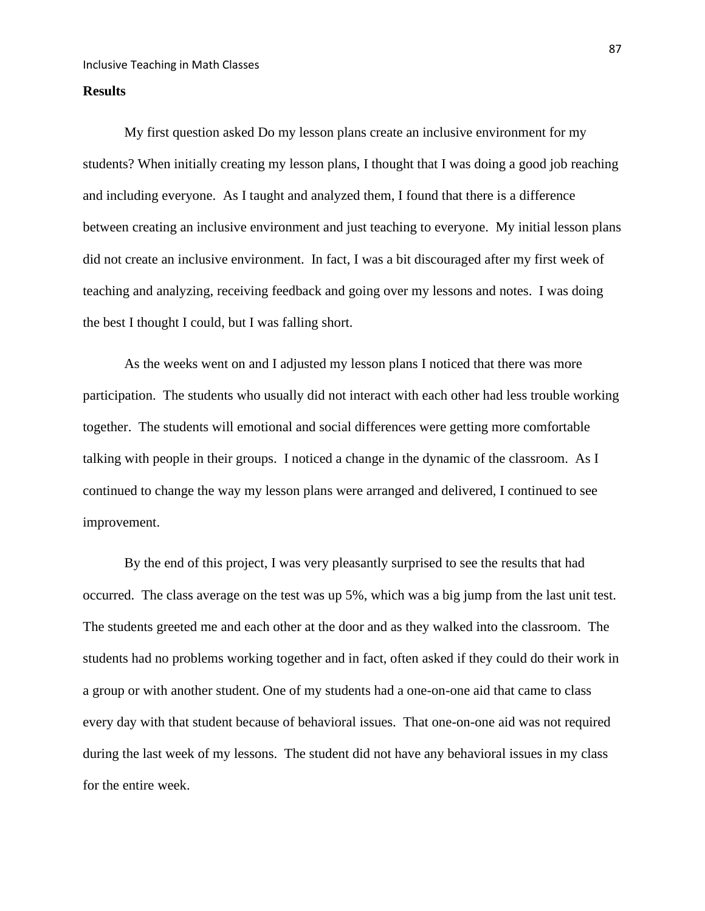**Results**

My first question asked Do my lesson plans create an inclusive environment for my students? When initially creating my lesson plans, I thought that I was doing a good job reaching and including everyone. As I taught and analyzed them, I found that there is a difference between creating an inclusive environment and just teaching to everyone. My initial lesson plans did not create an inclusive environment. In fact, I was a bit discouraged after my first week of teaching and analyzing, receiving feedback and going over my lessons and notes. I was doing the best I thought I could, but I was falling short.

As the weeks went on and I adjusted my lesson plans I noticed that there was more participation. The students who usually did not interact with each other had less trouble working together. The students will emotional and social differences were getting more comfortable talking with people in their groups. I noticed a change in the dynamic of the classroom. As I continued to change the way my lesson plans were arranged and delivered, I continued to see improvement.

By the end of this project, I was very pleasantly surprised to see the results that had occurred. The class average on the test was up 5%, which was a big jump from the last unit test. The students greeted me and each other at the door and as they walked into the classroom. The students had no problems working together and in fact, often asked if they could do their work in a group or with another student. One of my students had a one-on-one aid that came to class every day with that student because of behavioral issues. That one-on-one aid was not required during the last week of my lessons. The student did not have any behavioral issues in my class for the entire week.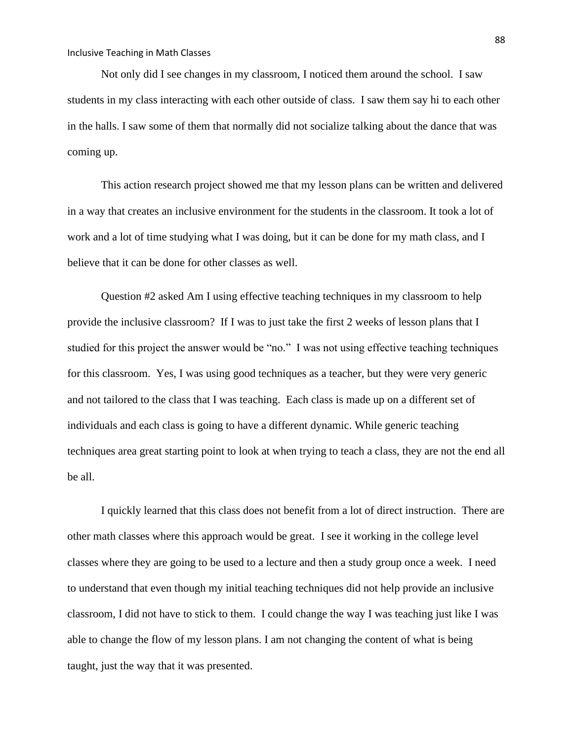Not only did I see changes in my classroom, I noticed them around the school. I saw students in my class interacting with each other outside of class. I saw them say hi to each other in the halls. I saw some of them that normally did not socialize talking about the dance that was coming up.

This action research project showed me that my lesson plans can be written and delivered in a way that creates an inclusive environment for the students in the classroom. It took a lot of work and a lot of time studying what I was doing, but it can be done for my math class, and I believe that it can be done for other classes as well.

Question #2 asked Am I using effective teaching techniques in my classroom to help provide the inclusive classroom? If I was to just take the first 2 weeks of lesson plans that I studied for this project the answer would be "no." I was not using effective teaching techniques for this classroom. Yes, I was using good techniques as a teacher, but they were very generic and not tailored to the class that I was teaching. Each class is made up on a different set of individuals and each class is going to have a different dynamic. While generic teaching techniques area great starting point to look at when trying to teach a class, they are not the end all be all.

I quickly learned that this class does not benefit from a lot of direct instruction. There are other math classes where this approach would be great. I see it working in the college level classes where they are going to be used to a lecture and then a study group once a week. I need to understand that even though my initial teaching techniques did not help provide an inclusive classroom, I did not have to stick to them. I could change the way I was teaching just like I was able to change the flow of my lesson plans. I am not changing the content of what is being taught, just the way that it was presented.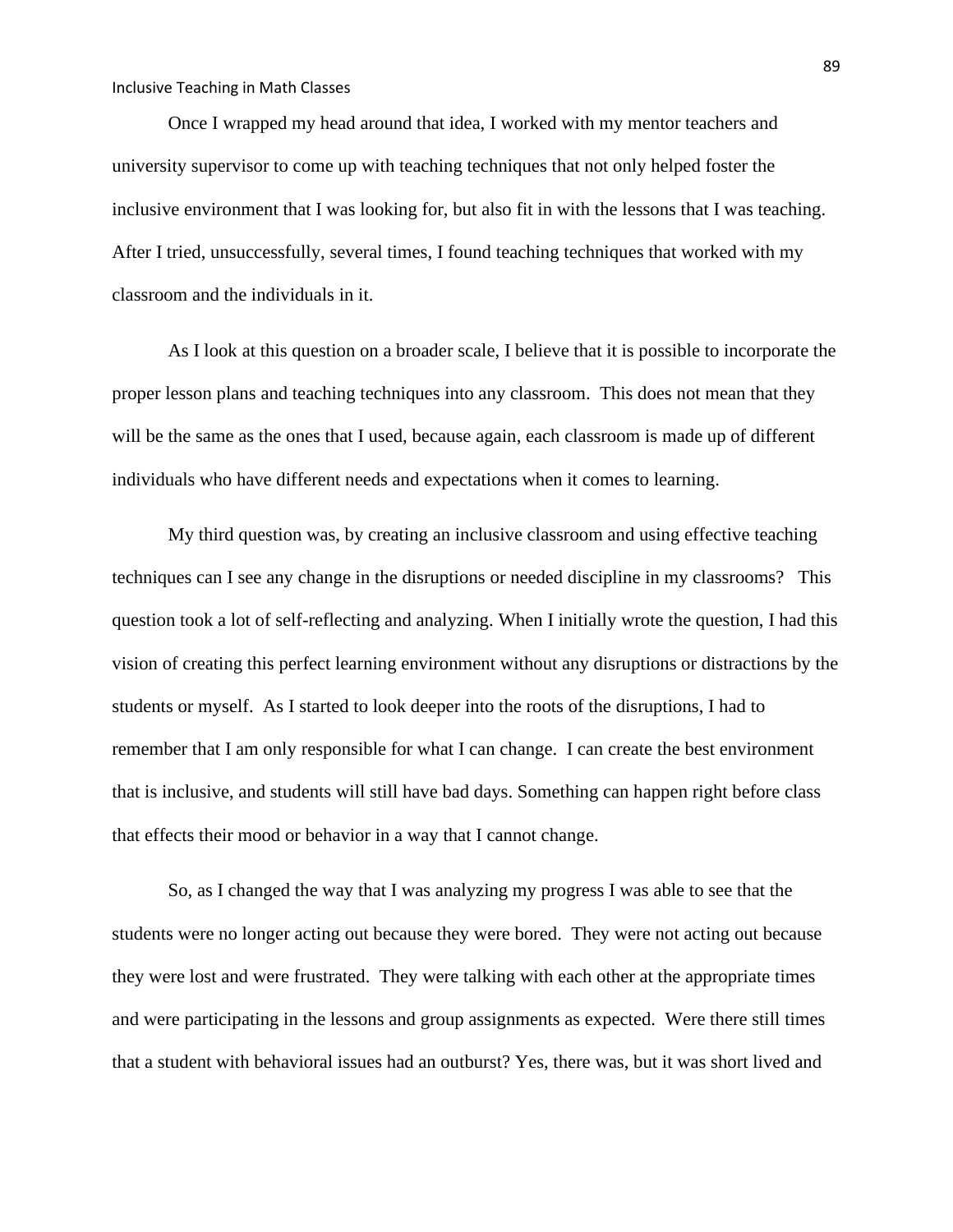Once I wrapped my head around that idea, I worked with my mentor teachers and university supervisor to come up with teaching techniques that not only helped foster the inclusive environment that I was looking for, but also fit in with the lessons that I was teaching. After I tried, unsuccessfully, several times, I found teaching techniques that worked with my classroom and the individuals in it.

As I look at this question on a broader scale, I believe that it is possible to incorporate the proper lesson plans and teaching techniques into any classroom. This does not mean that they will be the same as the ones that I used, because again, each classroom is made up of different individuals who have different needs and expectations when it comes to learning.

My third question was, by creating an inclusive classroom and using effective teaching techniques can I see any change in the disruptions or needed discipline in my classrooms? This question took a lot of self-reflecting and analyzing. When I initially wrote the question, I had this vision of creating this perfect learning environment without any disruptions or distractions by the students or myself. As I started to look deeper into the roots of the disruptions, I had to remember that I am only responsible for what I can change. I can create the best environment that is inclusive, and students will still have bad days. Something can happen right before class that effects their mood or behavior in a way that I cannot change.

So, as I changed the way that I was analyzing my progress I was able to see that the students were no longer acting out because they were bored. They were not acting out because they were lost and were frustrated. They were talking with each other at the appropriate times and were participating in the lessons and group assignments as expected. Were there still times that a student with behavioral issues had an outburst? Yes, there was, but it was short lived and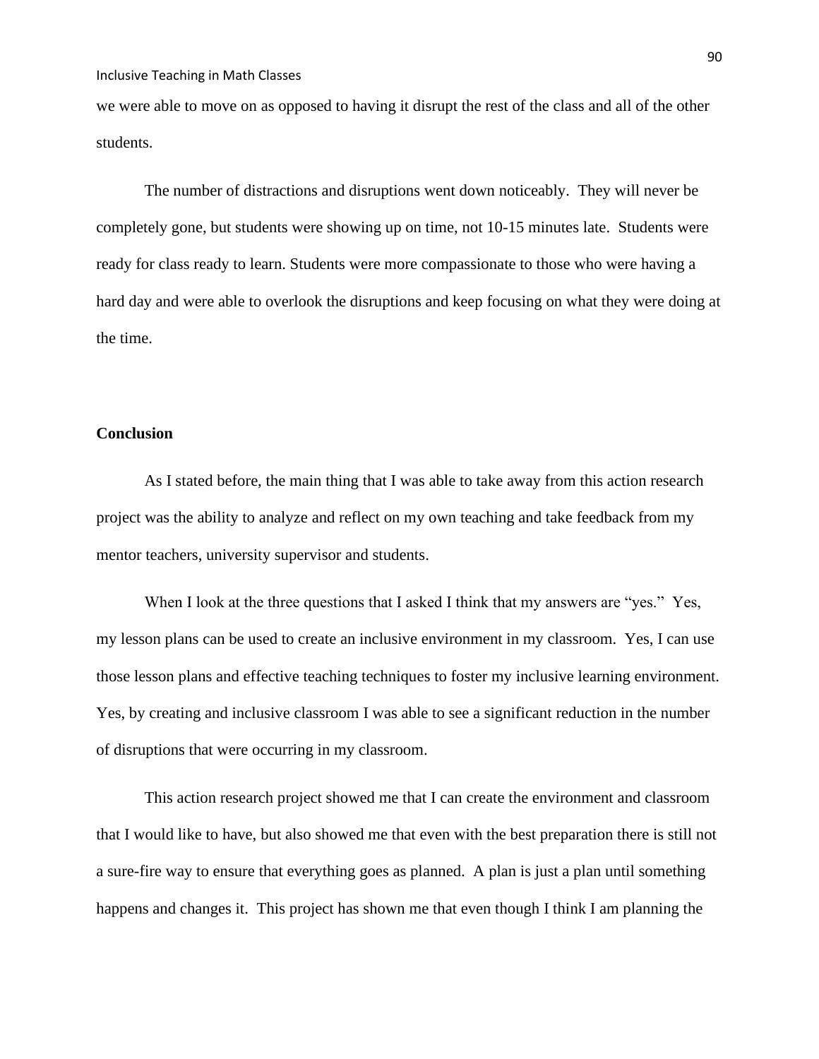we were able to move on as opposed to having it disrupt the rest of the class and all of the other students.

The number of distractions and disruptions went down noticeably. They will never be completely gone, but students were showing up on time, not 10-15 minutes late. Students were ready for class ready to learn. Students were more compassionate to those who were having a hard day and were able to overlook the disruptions and keep focusing on what they were doing at the time.

**Conclusion**

As I stated before, the main thing that I was able to take away from this action research project was the ability to analyze and reflect on my own teaching and take feedback from my mentor teachers, university supervisor and students.

When I look at the three questions that I asked I think that my answers are "yes." Yes, my lesson plans can be used to create an inclusive environment in my classroom. Yes, I can use those lesson plans and effective teaching techniques to foster my inclusive learning environment. Yes, by creating and inclusive classroom I was able to see a significant reduction in the number of disruptions that were occurring in my classroom.

This action research project showed me that I can create the environment and classroom that I would like to have, but also showed me that even with the best preparation there is still not a sure-fire way to ensure that everything goes as planned. A plan is just a plan until something happens and changes it. This project has shown me that even though I think I am planning the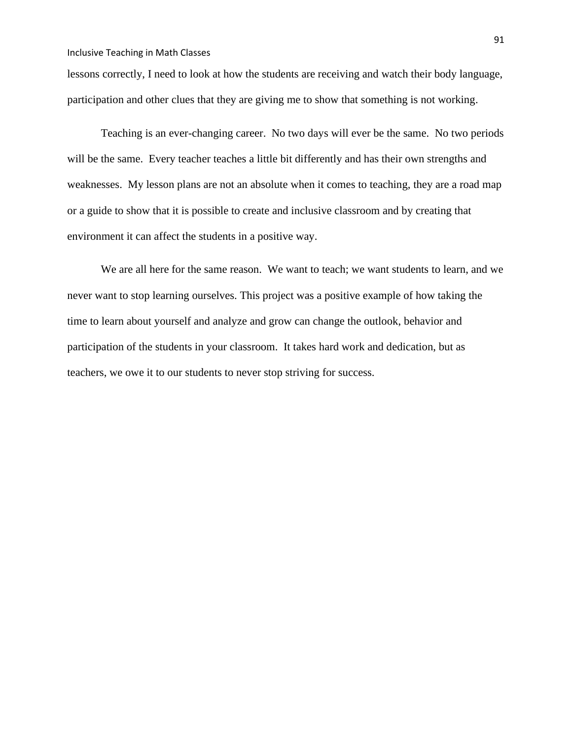lessons correctly, I need to look at how the students are receiving and watch their body language, participation and other clues that they are giving me to show that something is not working.

Teaching is an ever-changing career. No two days will ever be the same. No two periods will be the same. Every teacher teaches a little bit differently and has their own strengths and weaknesses. My lesson plans are not an absolute when it comes to teaching, they are a road map or a guide to show that it is possible to create and inclusive classroom and by creating that environment it can affect the students in a positive way.

We are all here for the same reason. We want to teach; we want students to learn, and we never want to stop learning ourselves. This project was a positive example of how taking the time to learn about yourself and analyze and grow can change the outlook, behavior and participation of the students in your classroom. It takes hard work and dedication, but as teachers, we owe it to our students to never stop striving for success.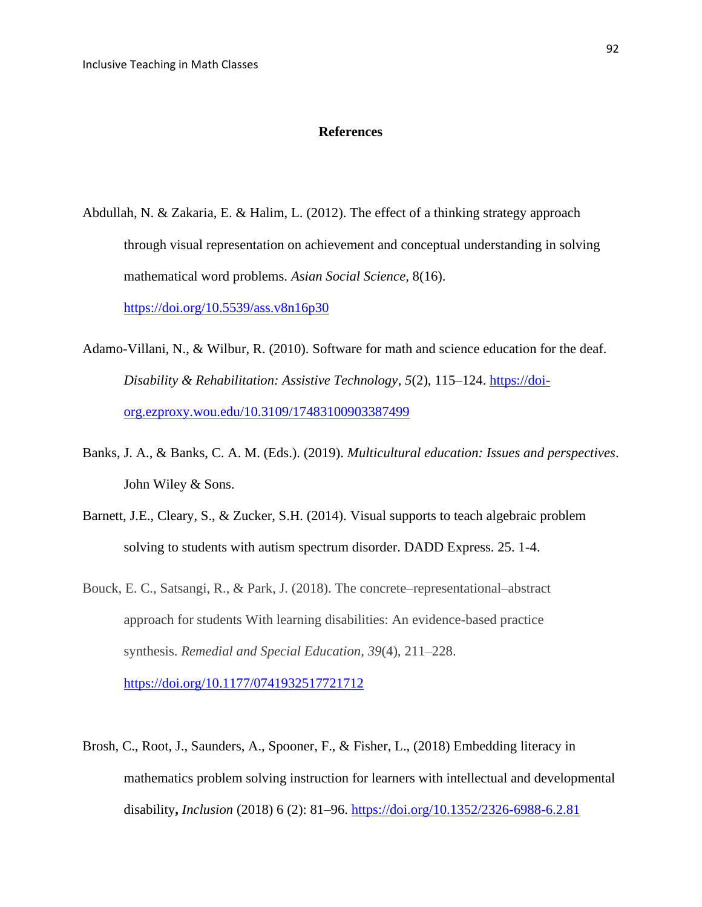# References

Abdullah, N. & Zakaria, E. & Halim, L. (2012). The effect of a thinking strategy approach through visual representation on achievement and conceptual understanding in solving mathematical word problems. *Asian Social Science,* 8(16). https://doi.org/10.5539/ass.v8n16p30

Adamo-Villani, N., & Wilbur, R. (2010). Software for math and science education for the deaf. *Disability & Rehabilitation: Assistive Technology*, *5*(2), 115–124. https://doi-org.ezproxy.wou.edu/10.3109/17483100903387499

Banks, J. A., & Banks, C. A. M. (Eds.). (2019). *Multicultural education: Issues and perspectives*. John Wiley & Sons.

Barnett, J.E., Cleary, S., & Zucker, S.H. (2014). Visual supports to teach algebraic problem solving to students with autism spectrum disorder. DADD Express. 25. 1-4.

Bouck, E. C., Satsangi, R., & Park, J. (2018). The concrete–representational–abstract approach for students With learning disabilities: An evidence-based practice synthesis. *Remedial and Special Education*, *39*(4), 211–228. https://doi.org/10.1177/0741932517721712

Brosh, C., Root, J., Saunders, A., Spooner, F., & Fisher, L., (2018) Embedding literacy in mathematics problem solving instruction for learners with intellectual and developmental disability**,** *Inclusion* (2018) 6 (2): 81–96. https://doi.org/10.1352/2326-6988-6.2.81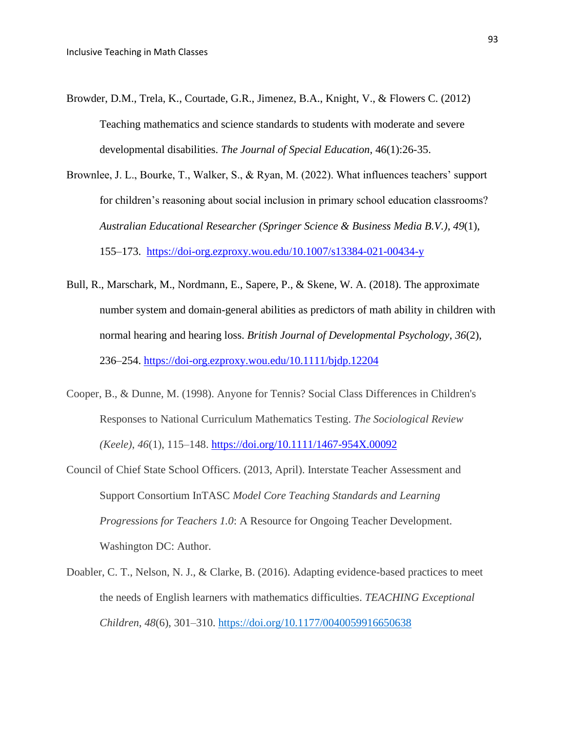Browder, D.M., Trela, K., Courtade, G.R., Jimenez, B.A., Knight, V., & Flowers C. (2012) Teaching mathematics and science standards to students with moderate and severe developmental disabilities. *The Journal of Special Education*, 46(1):26-35.

Brownlee, J. L., Bourke, T., Walker, S., & Ryan, M. (2022). What influences teachers' support for children's reasoning about social inclusion in primary school education classrooms? *Australian Educational Researcher (Springer Science & Business Media B.V.)*, *49*(1), 155–173. https://doi-org.ezproxy.wou.edu/10.1007/s13384-021-00434-y

Bull, R., Marschark, M., Nordmann, E., Sapere, P., & Skene, W. A. (2018). The approximate number system and domain-general abilities as predictors of math ability in children with normal hearing and hearing loss. *British Journal of Developmental Psychology*, *36*(2), 236–254. https://doi-org.ezproxy.wou.edu/10.1111/bjdp.12204

Cooper, B., & Dunne, M. (1998). Anyone for Tennis? Social Class Differences in Children's Responses to National Curriculum Mathematics Testing. *The Sociological Review (Keele)*, *46*(1), 115–148. https://doi.org/10.1111/1467-954X.00092

Council of Chief State School Officers. (2013, April). Interstate Teacher Assessment and Support Consortium InTASC *Model Core Teaching Standards and Learning Progressions for Teachers 1.0*: A Resource for Ongoing Teacher Development. Washington DC: Author.

Doabler, C. T., Nelson, N. J., & Clarke, B. (2016). Adapting evidence-based practices to meet the needs of English learners with mathematics difficulties. *TEACHING Exceptional Children*, *48*(6), 301–310. https://doi.org/10.1177/0040059916650638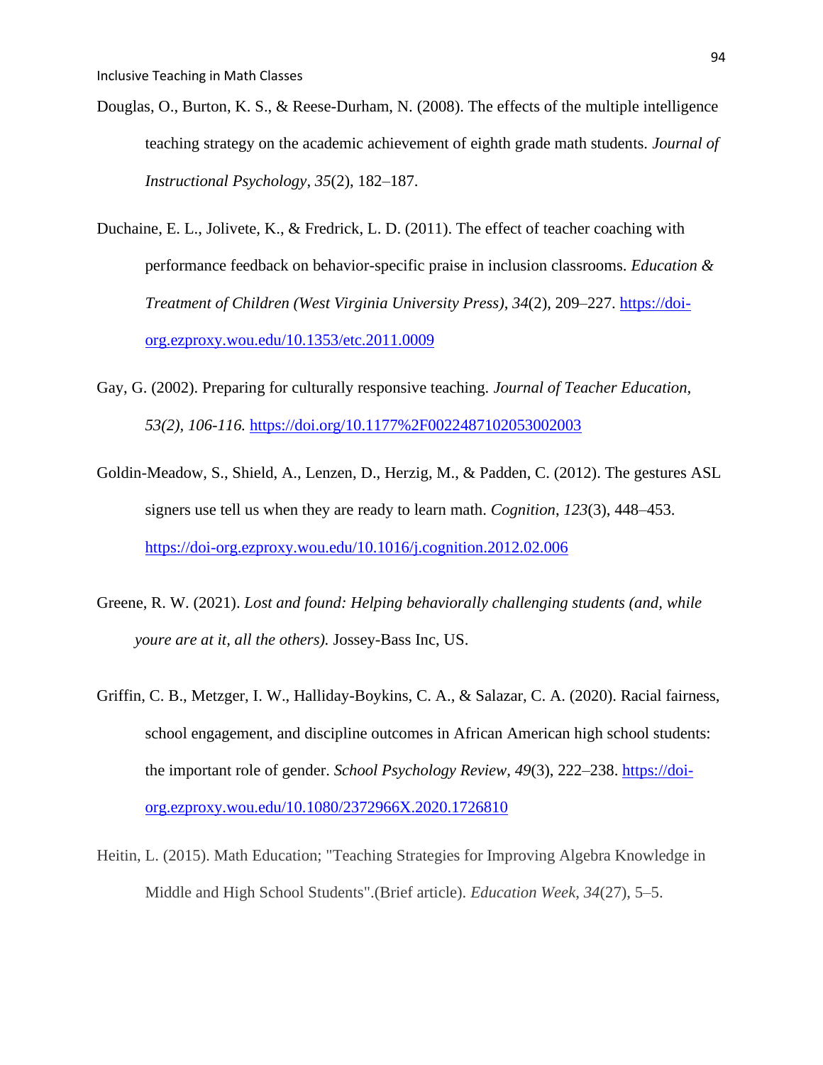Douglas, O., Burton, K. S., & Reese-Durham, N. (2008). The effects of the multiple intelligence teaching strategy on the academic achievement of eighth grade math students. *Journal of Instructional Psychology*, *35*(2), 182–187.

Duchaine, E. L., Jolivete, K., & Fredrick, L. D. (2011). The effect of teacher coaching with performance feedback on behavior-specific praise in inclusion classrooms. *Education & Treatment of Children (West Virginia University Press)*, *34*(2), 209–227. https://doi-org.ezproxy.wou.edu/10.1353/etc.2011.0009

Gay, G. (2002). Preparing for culturally responsive teaching. *Journal of Teacher Education, 53(2), 106-116.* https://doi.org/10.1177%2F0022487102053002003

Goldin-Meadow, S., Shield, A., Lenzen, D., Herzig, M., & Padden, C. (2012). The gestures ASL signers use tell us when they are ready to learn math. *Cognition*, *123*(3), 448–453. https://doi-org.ezproxy.wou.edu/10.1016/j.cognition.2012.02.006

Greene, R. W. (2021). *Lost and found: Helping behaviorally challenging students (and, while youre are at it, all the others).* Jossey-Bass Inc, US.

Griffin, C. B., Metzger, I. W., Halliday-Boykins, C. A., & Salazar, C. A. (2020). Racial fairness, school engagement, and discipline outcomes in African American high school students: the important role of gender. *School Psychology Review*, *49*(3), 222–238. https://doi-org.ezproxy.wou.edu/10.1080/2372966X.2020.1726810

Heitin, L. (2015). Math Education; "Teaching Strategies for Improving Algebra Knowledge in Middle and High School Students".(Brief article). *Education Week*, *34*(27), 5–5.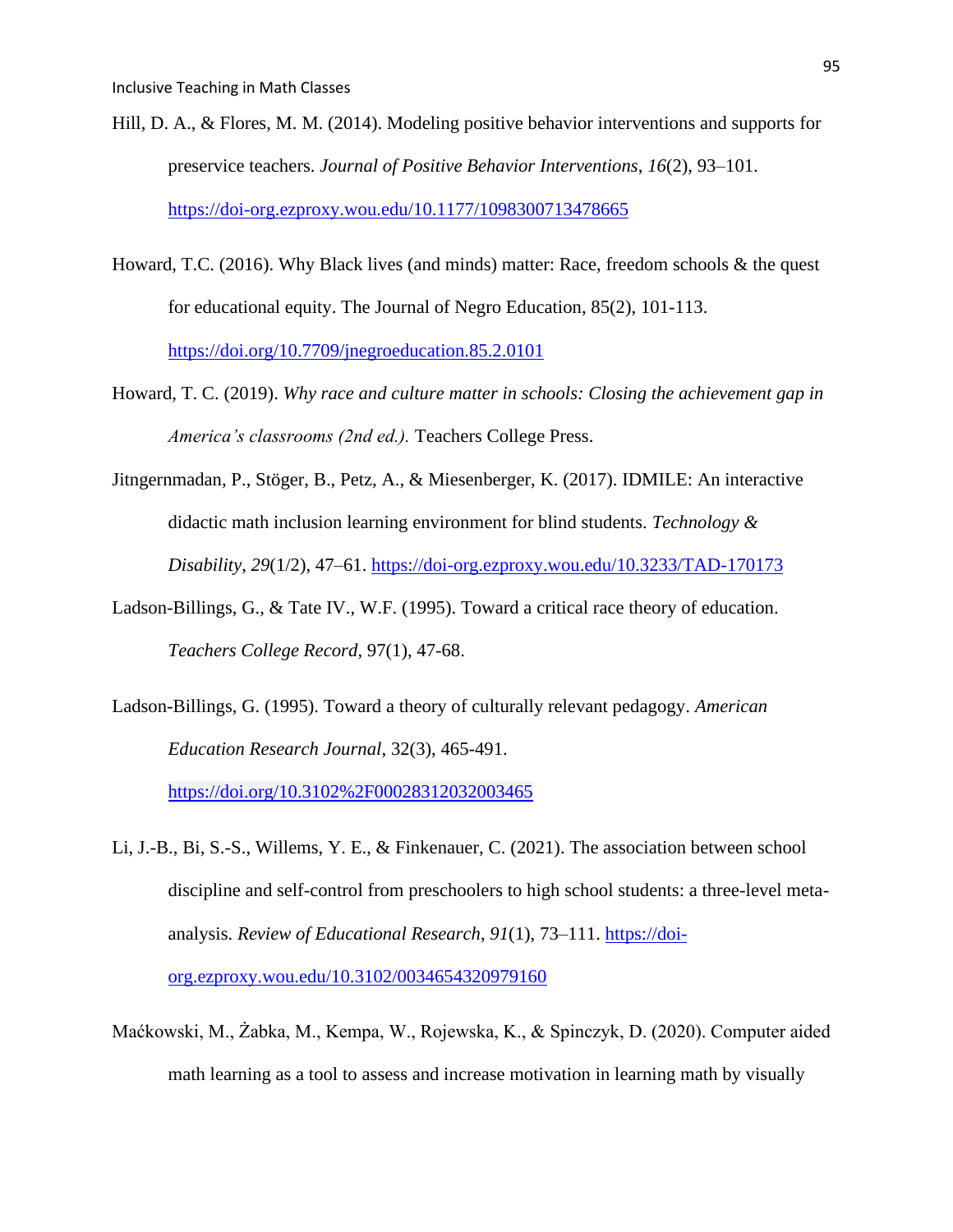Hill, D. A., & Flores, M. M. (2014). Modeling positive behavior interventions and supports for preservice teachers. *Journal of Positive Behavior Interventions*, *16*(2), 93–101. https://doi-org.ezproxy.wou.edu/10.1177/1098300713478665

Howard, T.C. (2016). Why Black lives (and minds) matter: Race, freedom schools & the quest for educational equity. The Journal of Negro Education, 85(2), 101-113. https://doi.org/10.7709/jnegroeducation.85.2.0101

Howard, T. C. (2019). *Why race and culture matter in schools: Closing the achievement gap in America's classrooms (2nd ed.).* Teachers College Press.

Jitngernmadan, P., Stöger, B., Petz, A., & Miesenberger, K. (2017). IDMILE: An interactive didactic math inclusion learning environment for blind students. *Technology & Disability*, *29*(1/2), 47–61. https://doi-org.ezproxy.wou.edu/10.3233/TAD-170173

Ladson-Billings, G., & Tate IV., W.F. (1995). Toward a critical race theory of education. *Teachers College Record*, 97(1), 47-68.

Ladson-Billings, G. (1995). Toward a theory of culturally relevant pedagogy. *American Education Research Journal*, 32(3), 465-491. https://doi.org/10.3102%2F00028312032003465

Li, J.-B., Bi, S.-S., Willems, Y. E., & Finkenauer, C. (2021). The association between school discipline and self-control from preschoolers to high school students: a three-level meta-analysis. *Review of Educational Research*, *91*(1), 73–111. https://doi-org.ezproxy.wou.edu/10.3102/0034654320979160

Maćkowski, M., Żabka, M., Kempa, W., Rojewska, K., & Spinczyk, D. (2020). Computer aided math learning as a tool to assess and increase motivation in learning math by visually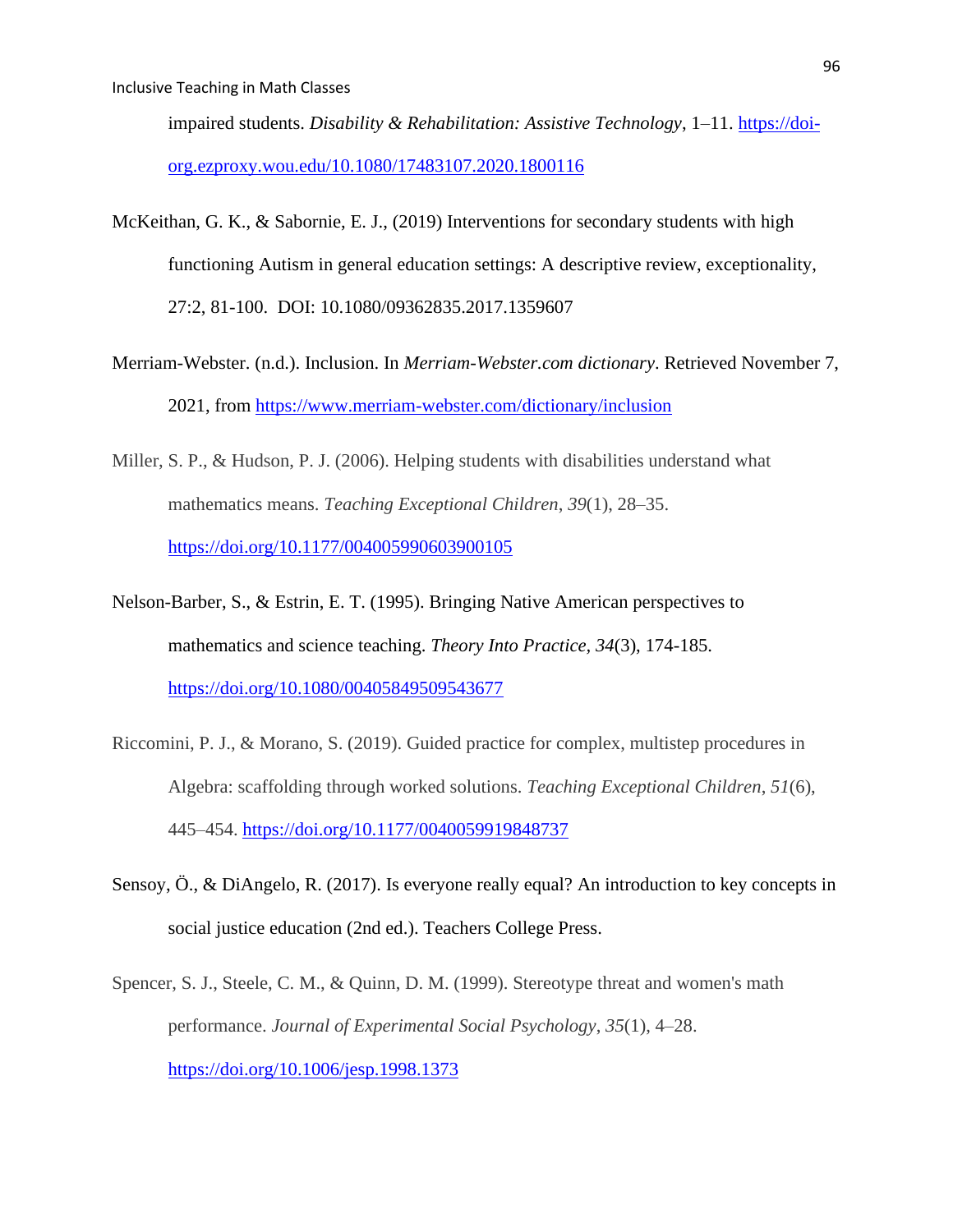impaired students. *Disability & Rehabilitation: Assistive Technology*, 1–11. https://doi-org.ezproxy.wou.edu/10.1080/17483107.2020.1800116

McKeithan, G. K., & Sabornie, E. J., (2019) Interventions for secondary students with high functioning Autism in general education settings: A descriptive review, exceptionality, 27:2, 81-100. DOI: 10.1080/09362835.2017.1359607

Merriam-Webster. (n.d.). Inclusion. In *Merriam-Webster.com dictionary*. Retrieved November 7, 2021, from https://www.merriam-webster.com/dictionary/inclusion

Miller, S. P., & Hudson, P. J. (2006). Helping students with disabilities understand what mathematics means. *Teaching Exceptional Children*, *39*(1), 28–35. https://doi.org/10.1177/004005990603900105

Nelson-Barber, S., & Estrin, E. T. (1995). Bringing Native American perspectives to mathematics and science teaching. *Theory Into Practice*, *34*(3), 174-185. https://doi.org/10.1080/00405849509543677

Riccomini, P. J., & Morano, S. (2019). Guided practice for complex, multistep procedures in Algebra: scaffolding through worked solutions. *Teaching Exceptional Children*, *51*(6), 445–454. https://doi.org/10.1177/0040059919848737

Sensoy, Ö., & DiAngelo, R. (2017). Is everyone really equal? An introduction to key concepts in social justice education (2nd ed.). Teachers College Press.

Spencer, S. J., Steele, C. M., & Quinn, D. M. (1999). Stereotype threat and women's math performance. *Journal of Experimental Social Psychology*, *35*(1), 4–28. https://doi.org/10.1006/jesp.1998.1373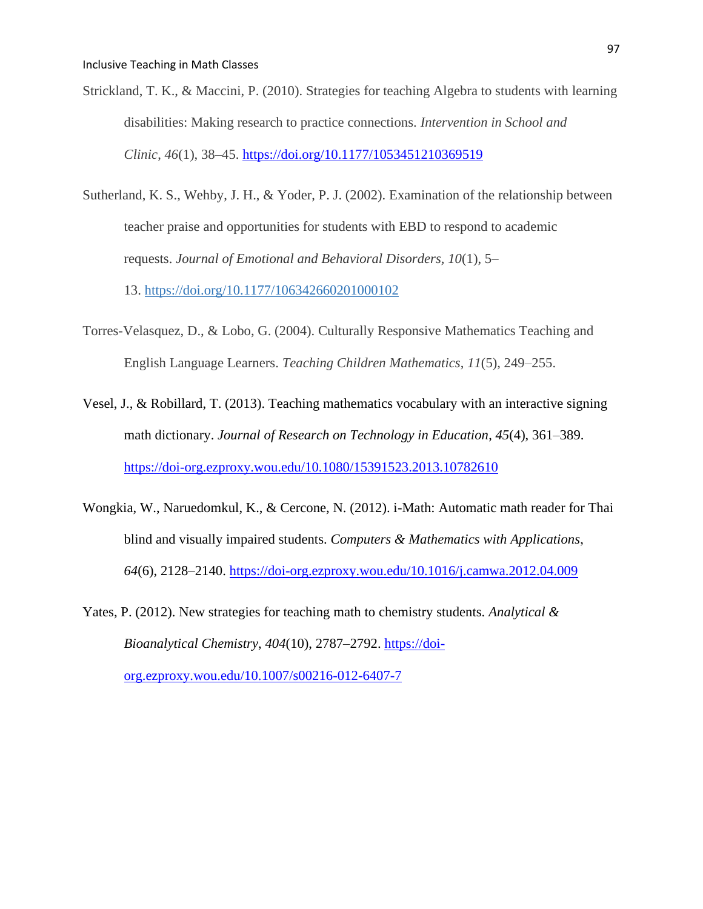Strickland, T. K., & Maccini, P. (2010). Strategies for teaching Algebra to students with learning disabilities: Making research to practice connections. *Intervention in School and Clinic*, *46*(1), 38–45. https://doi.org/10.1177/1053451210369519

Sutherland, K. S., Wehby, J. H., & Yoder, P. J. (2002). Examination of the relationship between teacher praise and opportunities for students with EBD to respond to academic requests. *Journal of Emotional and Behavioral Disorders*, *10*(1), 5–13. https://doi.org/10.1177/106342660201000102

Torres-Velasquez, D., & Lobo, G. (2004). Culturally Responsive Mathematics Teaching and English Language Learners. *Teaching Children Mathematics*, *11*(5), 249–255.

Vesel, J., & Robillard, T. (2013). Teaching mathematics vocabulary with an interactive signing math dictionary. *Journal of Research on Technology in Education*, *45*(4), 361–389. https://doi-org.ezproxy.wou.edu/10.1080/15391523.2013.10782610

Wongkia, W., Naruedomkul, K., & Cercone, N. (2012). i-Math: Automatic math reader for Thai blind and visually impaired students. *Computers & Mathematics with Applications*, *64*(6), 2128–2140. https://doi-org.ezproxy.wou.edu/10.1016/j.camwa.2012.04.009

Yates, P. (2012). New strategies for teaching math to chemistry students. *Analytical & Bioanalytical Chemistry*, *404*(10), 2787–2792. https://doi-org.ezproxy.wou.edu/10.1007/s00216-012-6407-7